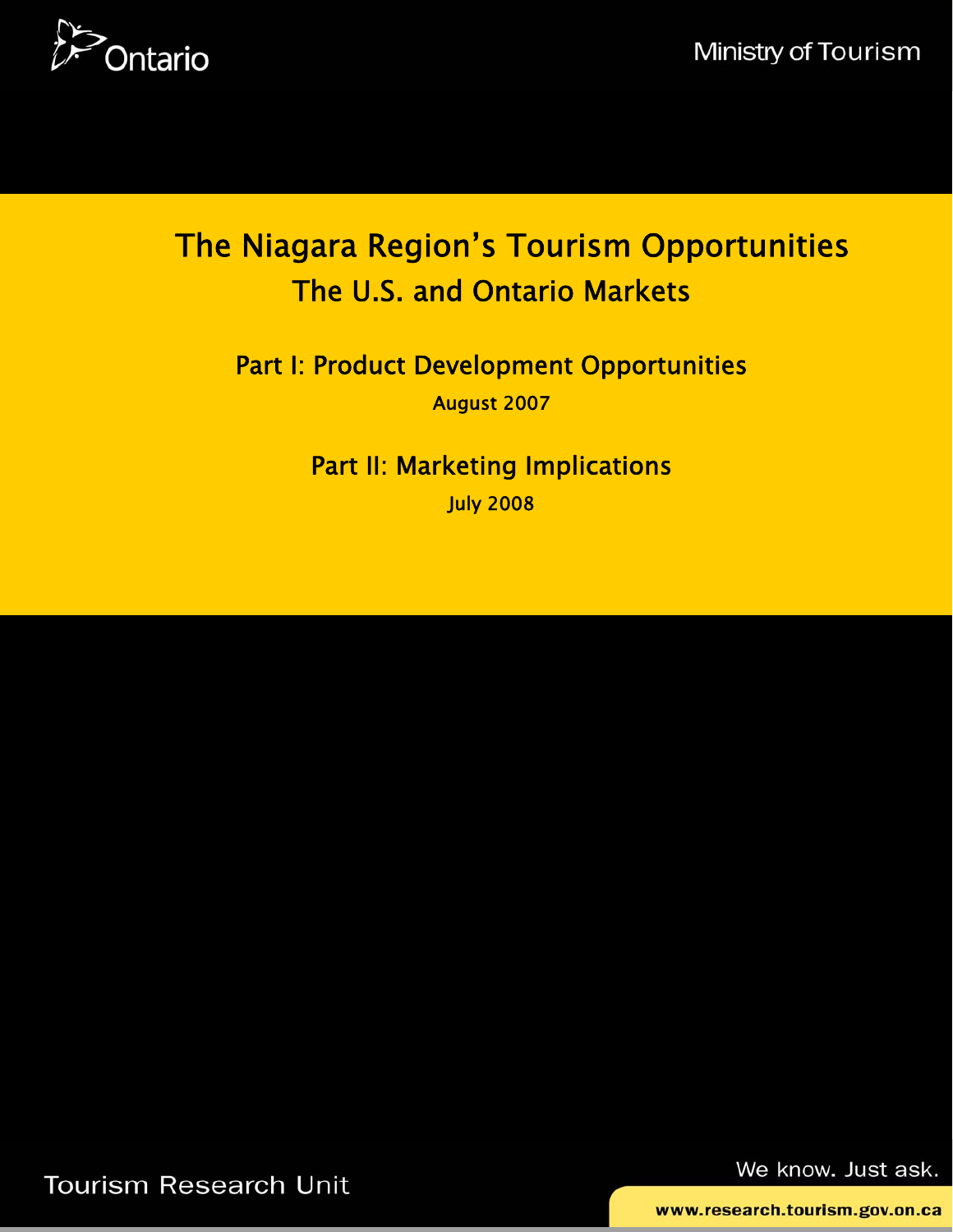Ontario

Ministry of Tourism

# The Niagara Region's Tourism Opportunities

## The U.S. and Ontario Markets

### Part I: Product Development Opportunities

August 2007

### Part II: Marketing Implications

July 2008

Tourism Research Unit

We know. Just ask.

www.research.tourism.gov.on.ca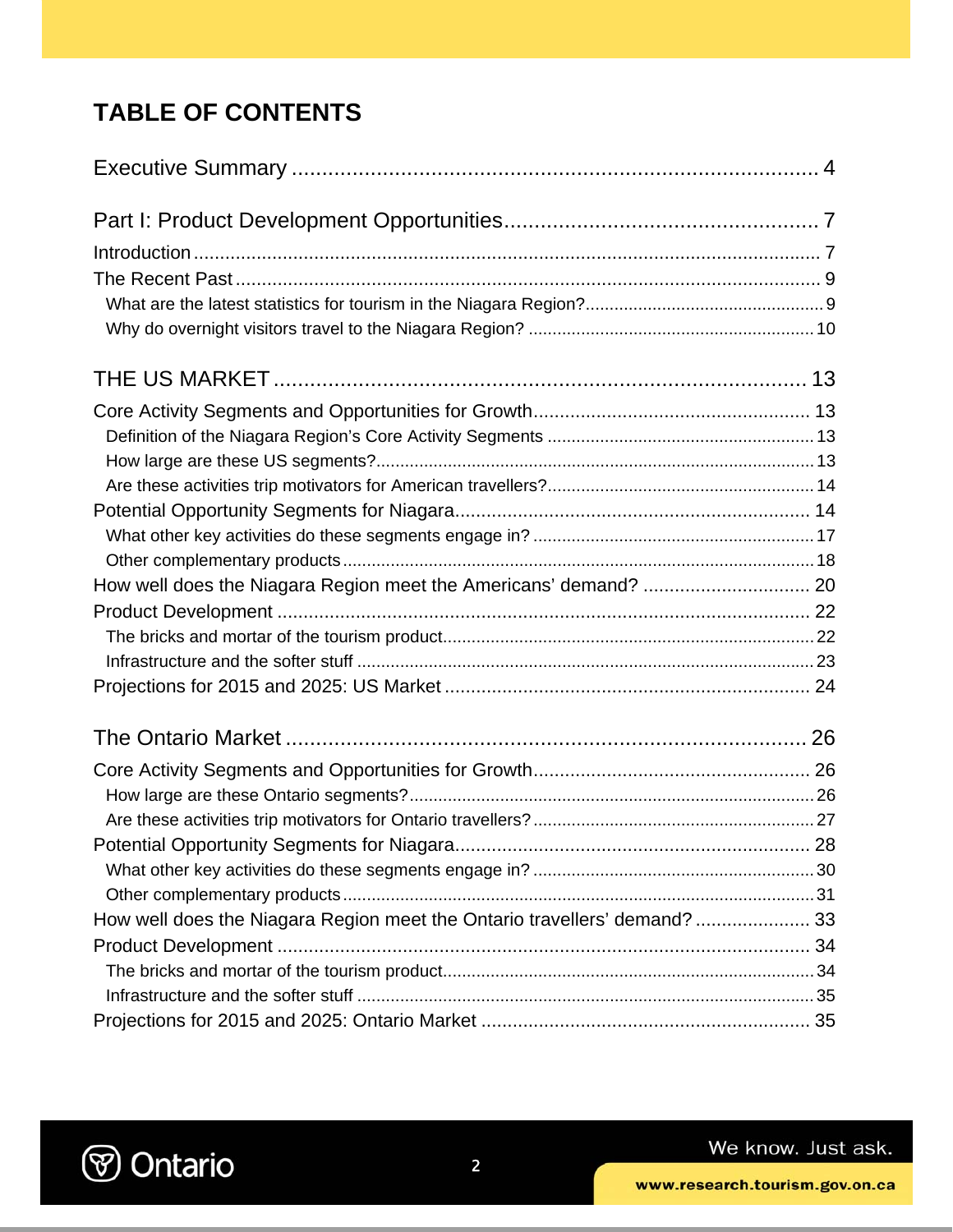# TABLE OF CONTENTS

Executive Summary ........................................................................................ 4

Part I: Product Development Opportunities.................................................... 7

Introduction ........................................................................................................ 7

The Recent Past ................................................................................................ 9

- What are the latest statistics for tourism in the Niagara Region? ................................................. 9
- Why do overnight visitors travel to the Niagara Region? ............................................................ 10

THE US MARKET ......................................................................................... 13

Core Activity Segments and Opportunities for Growth.................................................... 13

- Definition of the Niagara Region's Core Activity Segments ....................................................... 13
- How large are these US segments?........................................................................................... 13
- Are these activities trip motivators for American travellers?........................................................ 14

Potential Opportunity Segments for Niagara.................................................................... 14

- What other key activities do these segments engage in? ........................................................... 17
- Other complementary products .................................................................................................. 18

How well does the Niagara Region meet the Americans' demand? ................................ 20

Product Development ...................................................................................................... 22

- The bricks and mortar of the tourism product............................................................................. 22
- Infrastructure and the softer stuff ................................................................................................ 23

Projections for 2015 and 2025: US Market ..................................................................... 24

The Ontario Market ....................................................................................... 26

Core Activity Segments and Opportunities for Growth.................................................... 26

- How large are these Ontario segments?..................................................................................... 26
- Are these activities trip motivators for Ontario travellers?........................................................... 27

Potential Opportunity Segments for Niagara.................................................................... 28

- What other key activities do these segments engage in? ........................................................... 30
- Other complementary products .................................................................................................. 31

How well does the Niagara Region meet the Ontario travellers' demand? ...................... 33

Product Development ...................................................................................................... 34

- The bricks and mortar of the tourism product.............................................................................. 34
- Infrastructure and the softer stuff ................................................................................................ 35

Projections for 2015 and 2025: Ontario Market ............................................................... 35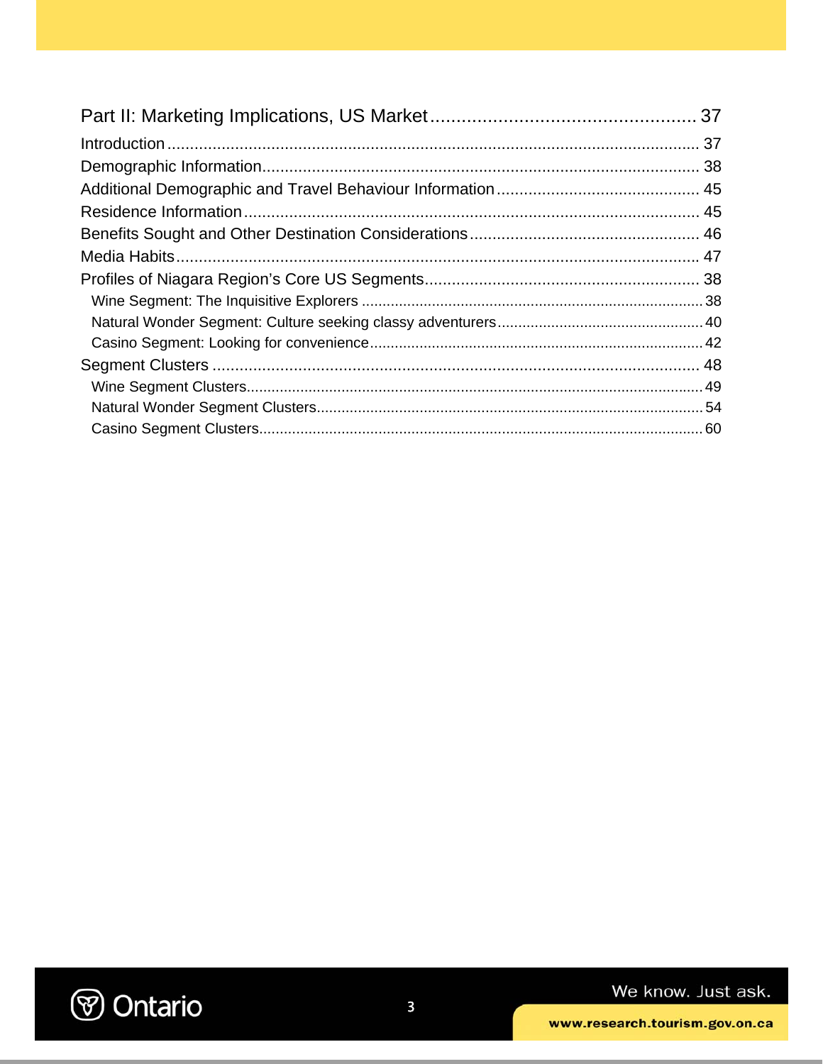Part II: Marketing Implications, US Market .................................................... 37

Introduction ...................................................................................................... 37

Demographic Information................................................................................. 38

Additional Demographic and Travel Behaviour Information ............................................ 45

Residence Information ..................................................................................... 45

Benefits Sought and Other Destination Considerations .................................................. 46

Media Habits .................................................................................................... 47

Profiles of Niagara Region's Core US Segments............................................................ 38

- Wine Segment: The Inquisitive Explorers ................................................................. 38
- Natural Wonder Segment: Culture seeking classy adventurers ................................................. 40
- Casino Segment: Looking for convenience................................................................ 42

Segment Clusters ............................................................................................ 48

- Wine Segment Clusters............................................................................................ 49
- Natural Wonder Segment Clusters............................................................................ 54
- Casino Segment Clusters.......................................................................................... 60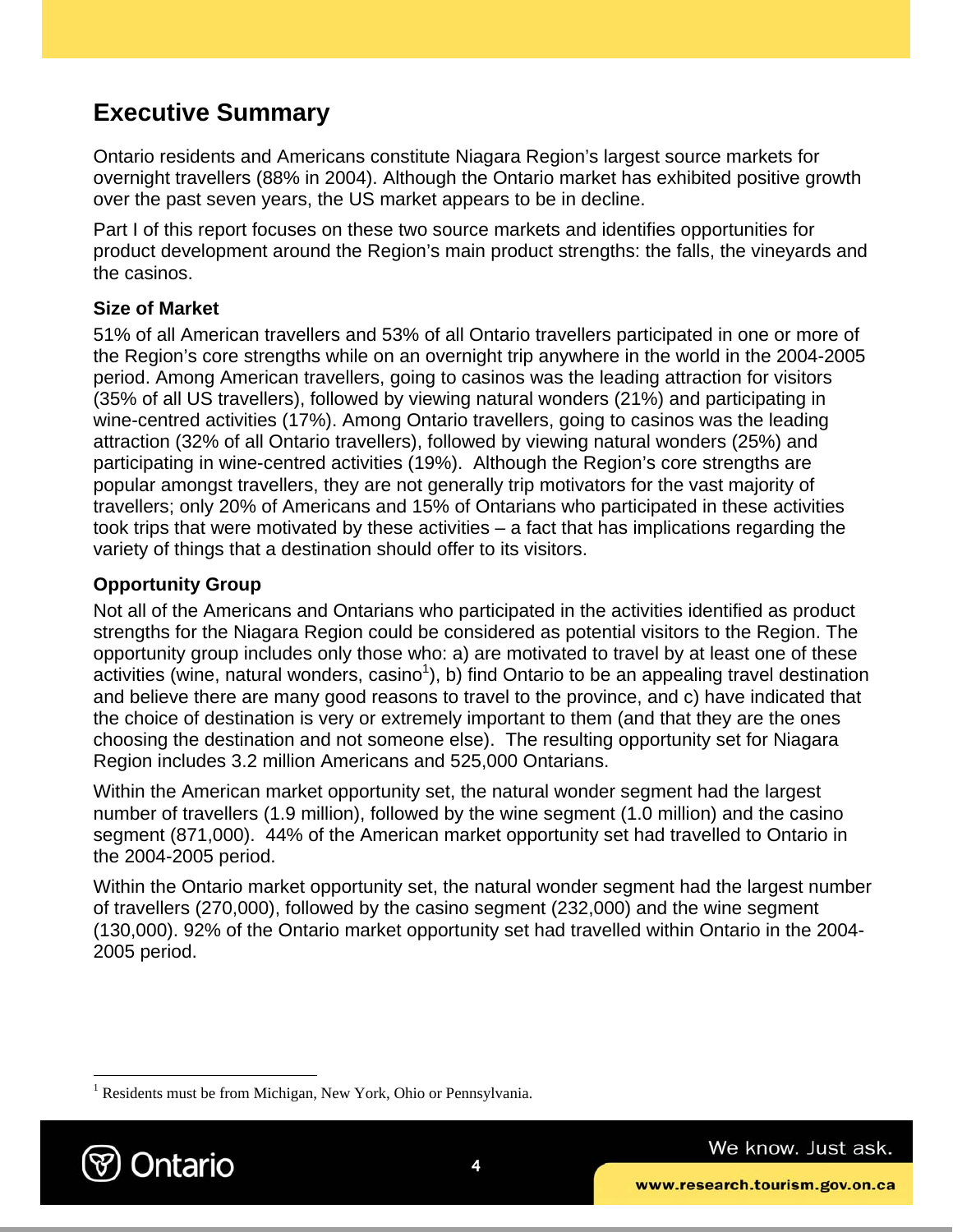## Executive Summary

Ontario residents and Americans constitute Niagara Region's largest source markets for overnight travellers (88% in 2004). Although the Ontario market has exhibited positive growth over the past seven years, the US market appears to be in decline.

Part I of this report focuses on these two source markets and identifies opportunities for product development around the Region's main product strengths: the falls, the vineyards and the casinos.

**Size of Market**

51% of all American travellers and 53% of all Ontario travellers participated in one or more of the Region's core strengths while on an overnight trip anywhere in the world in the 2004-2005 period. Among American travellers, going to casinos was the leading attraction for visitors (35% of all US travellers), followed by viewing natural wonders (21%) and participating in wine-centred activities (17%). Among Ontario travellers, going to casinos was the leading attraction (32% of all Ontario travellers), followed by viewing natural wonders (25%) and participating in wine-centred activities (19%). Although the Region's core strengths are popular amongst travellers, they are not generally trip motivators for the vast majority of travellers; only 20% of Americans and 15% of Ontarians who participated in these activities took trips that were motivated by these activities – a fact that has implications regarding the variety of things that a destination should offer to its visitors.

**Opportunity Group**

Not all of the Americans and Ontarians who participated in the activities identified as product strengths for the Niagara Region could be considered as potential visitors to the Region. The opportunity group includes only those who: a) are motivated to travel by at least one of these activities (wine, natural wonders, casino[1]), b) find Ontario to be an appealing travel destination and believe there are many good reasons to travel to the province, and c) have indicated that the choice of destination is very or extremely important to them (and that they are the ones choosing the destination and not someone else). The resulting opportunity set for Niagara Region includes 3.2 million Americans and 525,000 Ontarians.

Within the American market opportunity set, the natural wonder segment had the largest number of travellers (1.9 million), followed by the wine segment (1.0 million) and the casino segment (871,000). 44% of the American market opportunity set had travelled to Ontario in the 2004-2005 period.

Within the Ontario market opportunity set, the natural wonder segment had the largest number of travellers (270,000), followed by the casino segment (232,000) and the wine segment (130,000). 92% of the Ontario market opportunity set had travelled within Ontario in the 2004-2005 period.

---

[1] Residents must be from Michigan, New York, Ohio or Pennsylvania.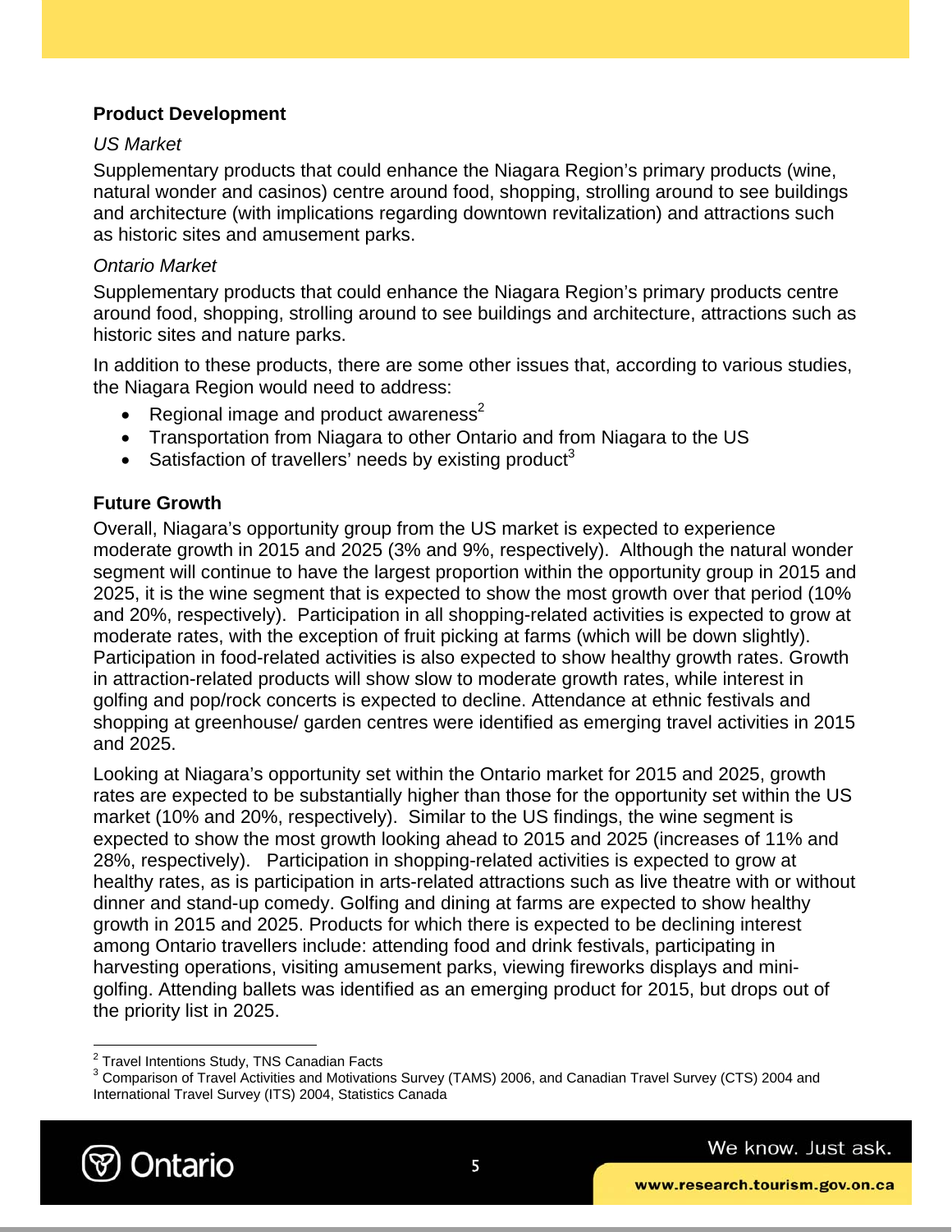## Product Development

*US Market*

Supplementary products that could enhance the Niagara Region's primary products (wine, natural wonder and casinos) centre around food, shopping, strolling around to see buildings and architecture (with implications regarding downtown revitalization) and attractions such as historic sites and amusement parks.

*Ontario Market*

Supplementary products that could enhance the Niagara Region's primary products centre around food, shopping, strolling around to see buildings and architecture, attractions such as historic sites and nature parks.

In addition to these products, there are some other issues that, according to various studies, the Niagara Region would need to address:

- Regional image and product awareness[2]
- Transportation from Niagara to other Ontario and from Niagara to the US
- Satisfaction of travellers' needs by existing product[3]

## Future Growth

Overall, Niagara's opportunity group from the US market is expected to experience moderate growth in 2015 and 2025 (3% and 9%, respectively). Although the natural wonder segment will continue to have the largest proportion within the opportunity group in 2015 and 2025, it is the wine segment that is expected to show the most growth over that period (10% and 20%, respectively). Participation in all shopping-related activities is expected to grow at moderate rates, with the exception of fruit picking at farms (which will be down slightly). Participation in food-related activities is also expected to show healthy growth rates. Growth in attraction-related products will show slow to moderate growth rates, while interest in golfing and pop/rock concerts is expected to decline. Attendance at ethnic festivals and shopping at greenhouse/ garden centres were identified as emerging travel activities in 2015 and 2025.

Looking at Niagara's opportunity set within the Ontario market for 2015 and 2025, growth rates are expected to be substantially higher than those for the opportunity set within the US market (10% and 20%, respectively). Similar to the US findings, the wine segment is expected to show the most growth looking ahead to 2015 and 2025 (increases of 11% and 28%, respectively). Participation in shopping-related activities is expected to grow at healthy rates, as is participation in arts-related attractions such as live theatre with or without dinner and stand-up comedy. Golfing and dining at farms are expected to show healthy growth in 2015 and 2025. Products for which there is expected to be declining interest among Ontario travellers include: attending food and drink festivals, participating in harvesting operations, visiting amusement parks, viewing fireworks displays and mini-golfing. Attending ballets was identified as an emerging product for 2015, but drops out of the priority list in 2025.

---

[2] Travel Intentions Study, TNS Canadian Facts

[3] Comparison of Travel Activities and Motivations Survey (TAMS) 2006, and Canadian Travel Survey (CTS) 2004 and International Travel Survey (ITS) 2004, Statistics Canada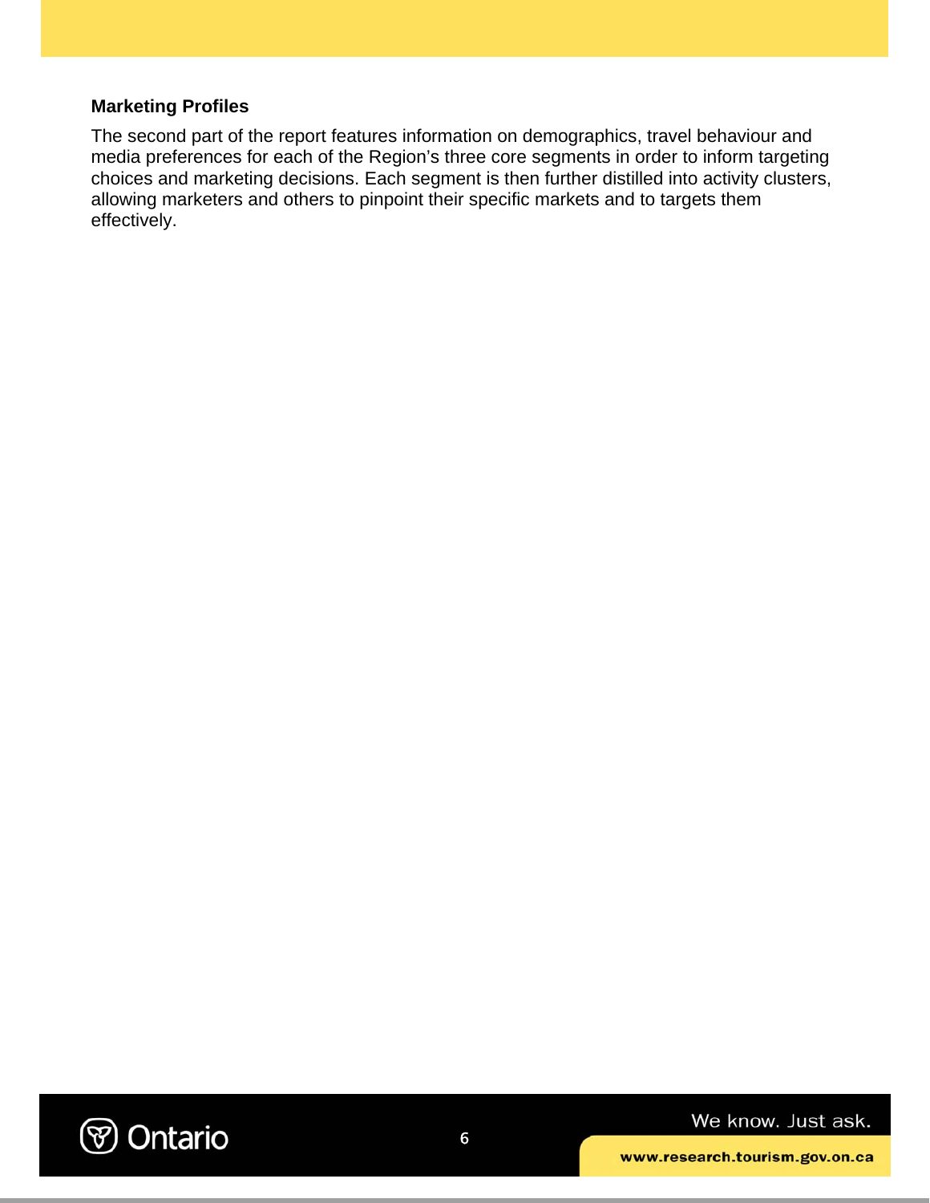**Marketing Profiles**

The second part of the report features information on demographics, travel behaviour and media preferences for each of the Region's three core segments in order to inform targeting choices and marketing decisions. Each segment is then further distilled into activity clusters, allowing marketers and others to pinpoint their specific markets and to targets them effectively.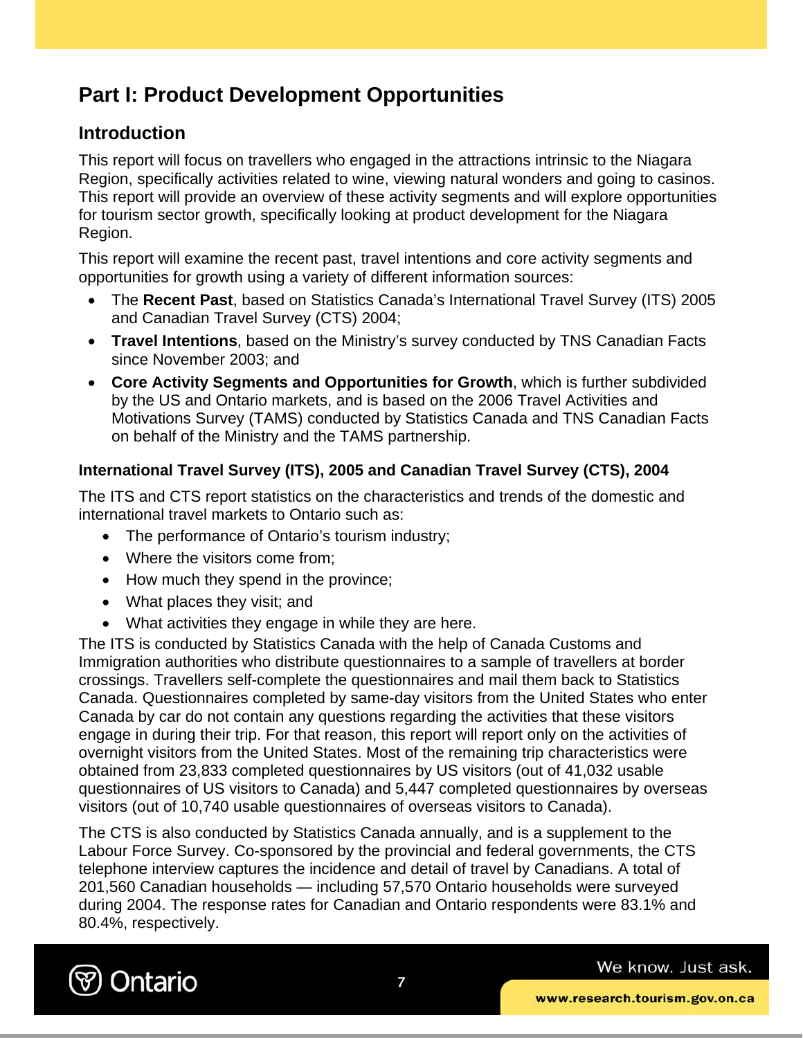# Part I: Product Development Opportunities

## Introduction

This report will focus on travellers who engaged in the attractions intrinsic to the Niagara Region, specifically activities related to wine, viewing natural wonders and going to casinos. This report will provide an overview of these activity segments and will explore opportunities for tourism sector growth, specifically looking at product development for the Niagara Region.

This report will examine the recent past, travel intentions and core activity segments and opportunities for growth using a variety of different information sources:

- The **Recent Past**, based on Statistics Canada's International Travel Survey (ITS) 2005 and Canadian Travel Survey (CTS) 2004;
- **Travel Intentions**, based on the Ministry's survey conducted by TNS Canadian Facts since November 2003; and
- **Core Activity Segments and Opportunities for Growth**, which is further subdivided by the US and Ontario markets, and is based on the 2006 Travel Activities and Motivations Survey (TAMS) conducted by Statistics Canada and TNS Canadian Facts on behalf of the Ministry and the TAMS partnership.

#### International Travel Survey (ITS), 2005 and Canadian Travel Survey (CTS), 2004

The ITS and CTS report statistics on the characteristics and trends of the domestic and international travel markets to Ontario such as:

- The performance of Ontario's tourism industry;
- Where the visitors come from;
- How much they spend in the province;
- What places they visit; and
- What activities they engage in while they are here.

The ITS is conducted by Statistics Canada with the help of Canada Customs and Immigration authorities who distribute questionnaires to a sample of travellers at border crossings. Travellers self-complete the questionnaires and mail them back to Statistics Canada. Questionnaires completed by same-day visitors from the United States who enter Canada by car do not contain any questions regarding the activities that these visitors engage in during their trip. For that reason, this report will report only on the activities of overnight visitors from the United States. Most of the remaining trip characteristics were obtained from 23,833 completed questionnaires by US visitors (out of 41,032 usable questionnaires of US visitors to Canada) and 5,447 completed questionnaires by overseas visitors (out of 10,740 usable questionnaires of overseas visitors to Canada).

The CTS is also conducted by Statistics Canada annually, and is a supplement to the Labour Force Survey. Co-sponsored by the provincial and federal governments, the CTS telephone interview captures the incidence and detail of travel by Canadians. A total of 201,560 Canadian households — including 57,570 Ontario households were surveyed during 2004. The response rates for Canadian and Ontario respondents were 83.1% and 80.4%, respectively.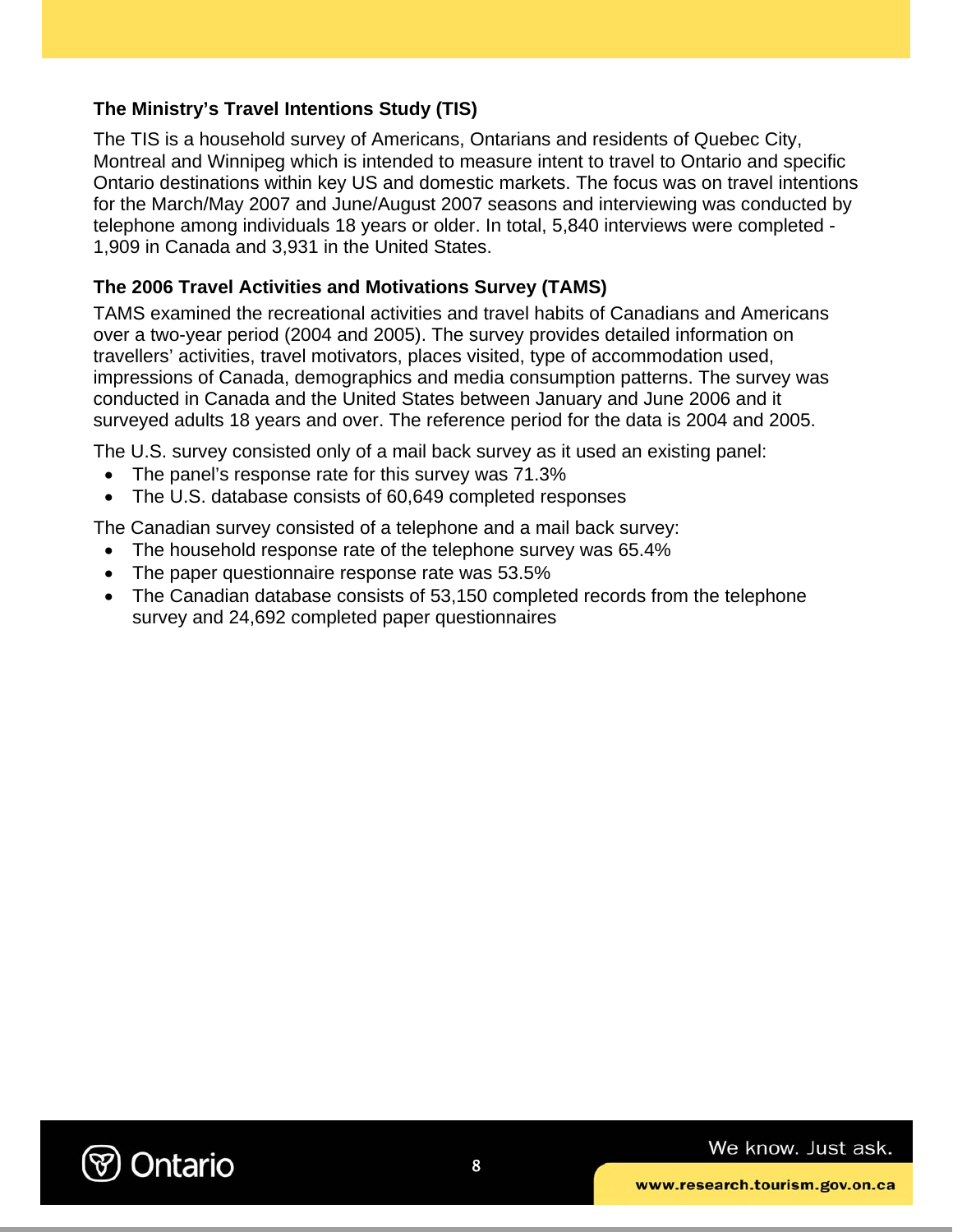### The Ministry's Travel Intentions Study (TIS)

The TIS is a household survey of Americans, Ontarians and residents of Quebec City, Montreal and Winnipeg which is intended to measure intent to travel to Ontario and specific Ontario destinations within key US and domestic markets. The focus was on travel intentions for the March/May 2007 and June/August 2007 seasons and interviewing was conducted by telephone among individuals 18 years or older. In total, 5,840 interviews were completed - 1,909 in Canada and 3,931 in the United States.

### The 2006 Travel Activities and Motivations Survey (TAMS)

TAMS examined the recreational activities and travel habits of Canadians and Americans over a two-year period (2004 and 2005). The survey provides detailed information on travellers' activities, travel motivators, places visited, type of accommodation used, impressions of Canada, demographics and media consumption patterns. The survey was conducted in Canada and the United States between January and June 2006 and it surveyed adults 18 years and over. The reference period for the data is 2004 and 2005.

The U.S. survey consisted only of a mail back survey as it used an existing panel:

- The panel's response rate for this survey was 71.3%
- The U.S. database consists of 60,649 completed responses

The Canadian survey consisted of a telephone and a mail back survey:

- The household response rate of the telephone survey was 65.4%
- The paper questionnaire response rate was 53.5%
- The Canadian database consists of 53,150 completed records from the telephone survey and 24,692 completed paper questionnaires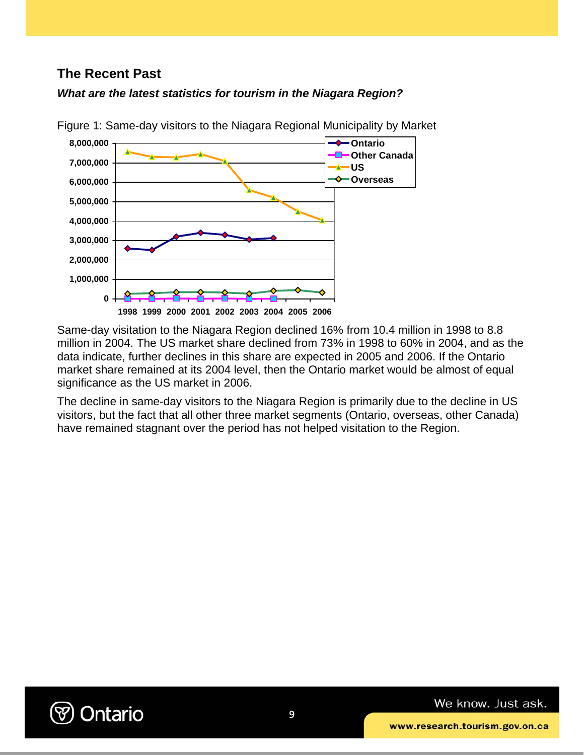## The Recent Past

***What are the latest statistics for tourism in the Niagara Region?***

Figure 1: Same-day visitors to the Niagara Regional Municipality by Market

Same-day visitation to the Niagara Region declined 16% from 10.4 million in 1998 to 8.8 million in 2004. The US market share declined from 73% in 1998 to 60% in 2004, and as the data indicate, further declines in this share are expected in 2005 and 2006. If the Ontario market share remained at its 2004 level, then the Ontario market would be almost of equal significance as the US market in 2006.

The decline in same-day visitors to the Niagara Region is primarily due to the decline in US visitors, but the fact that all other three market segments (Ontario, overseas, other Canada) have remained stagnant over the period has not helped visitation to the Region.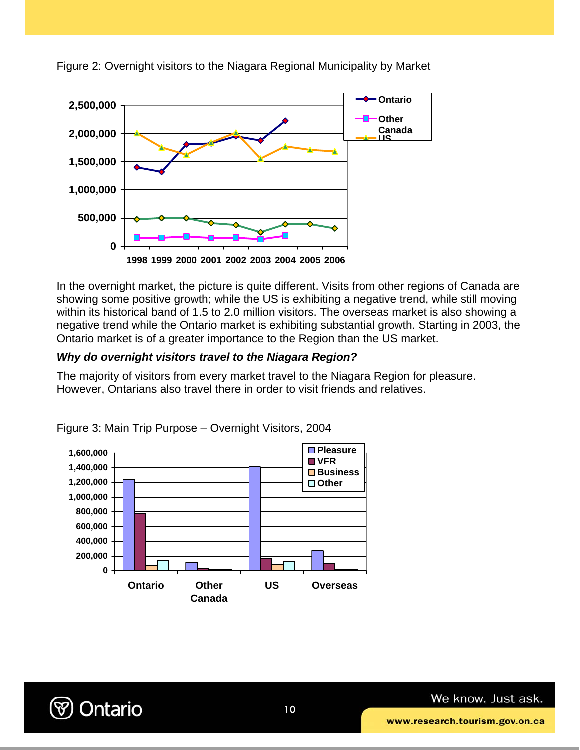Figure 2: Overnight visitors to the Niagara Regional Municipality by Market

In the overnight market, the picture is quite different. Visits from other regions of Canada are showing some positive growth; while the US is exhibiting a negative trend, while still moving within its historical band of 1.5 to 2.0 million visitors. The overseas market is also showing a negative trend while the Ontario market is exhibiting substantial growth. Starting in 2003, the Ontario market is of a greater importance to the Region than the US market.

***Why do overnight visitors travel to the Niagara Region?***

The majority of visitors from every market travel to the Niagara Region for pleasure. However, Ontarians also travel there in order to visit friends and relatives.

Figure 3: Main Trip Purpose – Overnight Visitors, 2004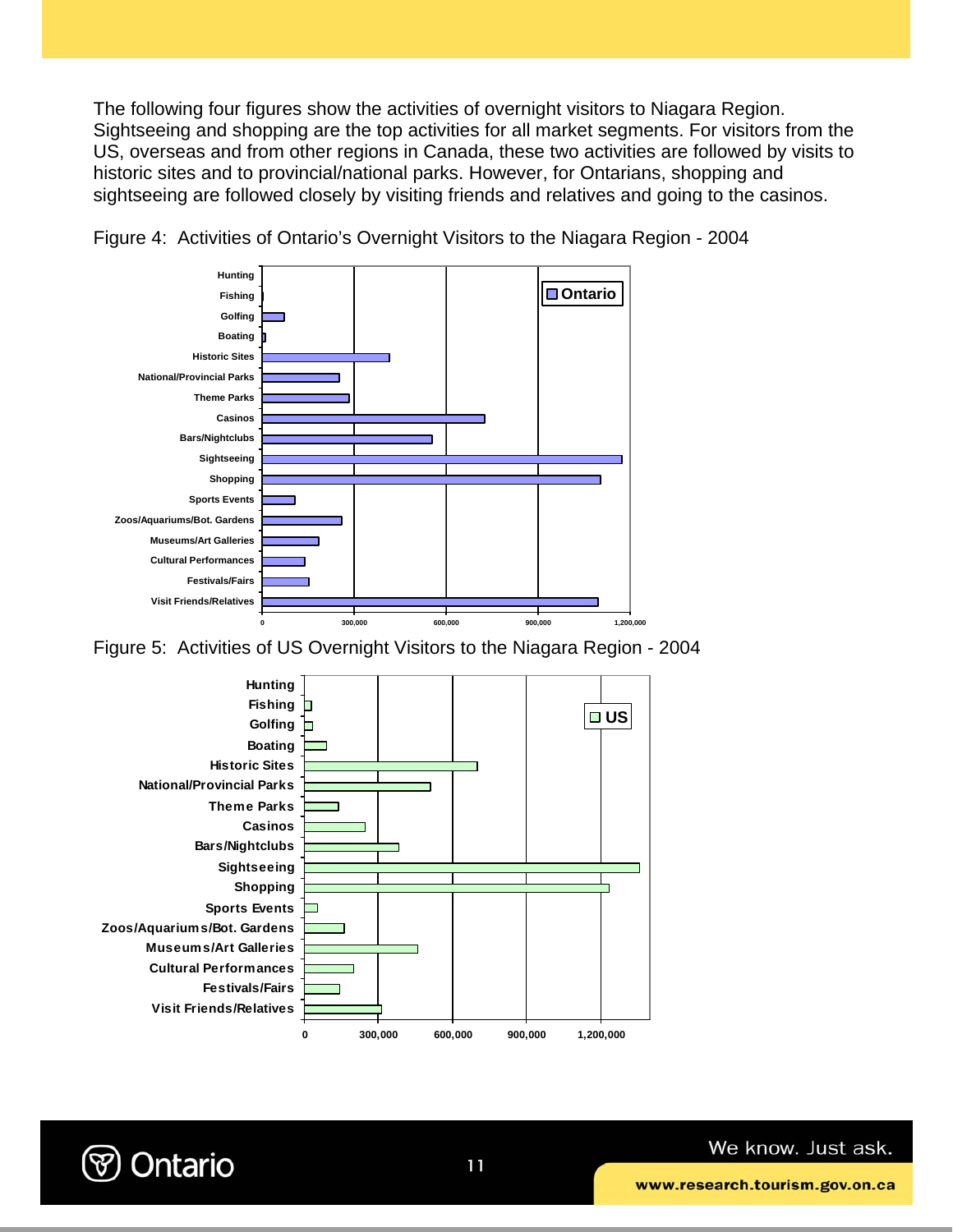The following four figures show the activities of overnight visitors to Niagara Region. Sightseeing and shopping are the top activities for all market segments. For visitors from the US, overseas and from other regions in Canada, these two activities are followed by visits to historic sites and to provincial/national parks. However, for Ontarians, shopping and sightseeing are followed closely by visiting friends and relatives and going to the casinos.

Figure 4: Activities of Ontario's Overnight Visitors to the Niagara Region - 2004

Figure 5: Activities of US Overnight Visitors to the Niagara Region - 2004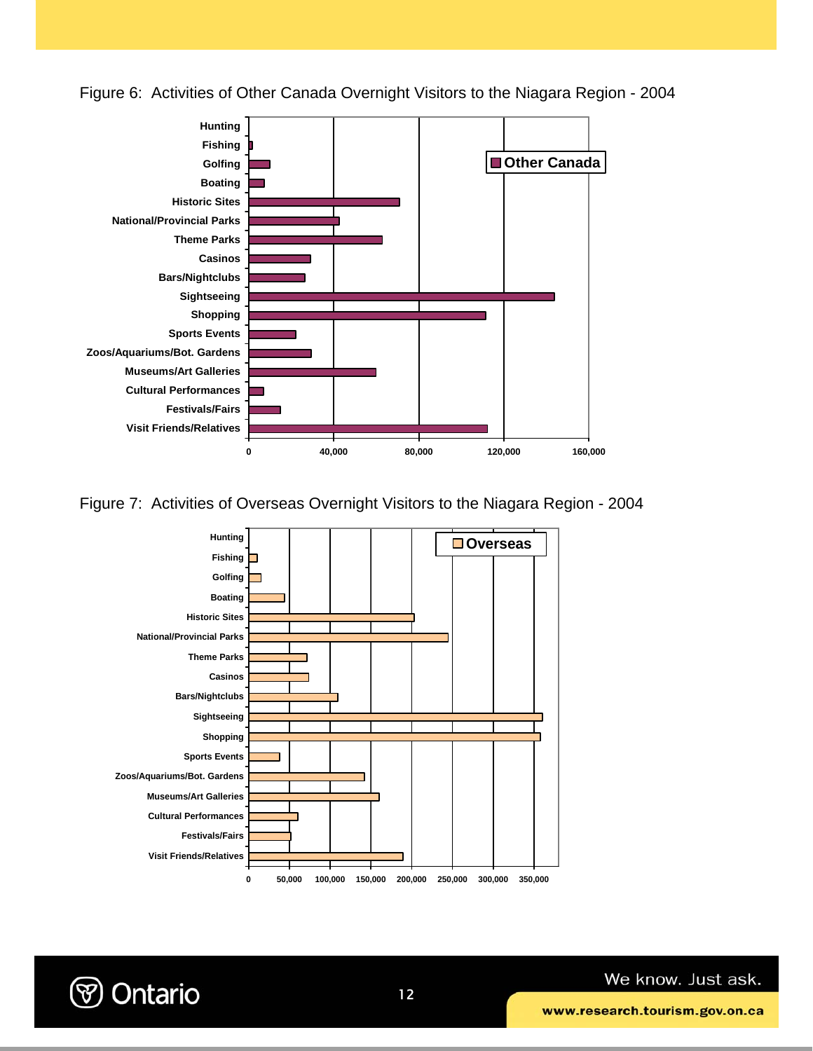Figure 6: Activities of Other Canada Overnight Visitors to the Niagara Region - 2004

Figure 7: Activities of Overseas Overnight Visitors to the Niagara Region - 2004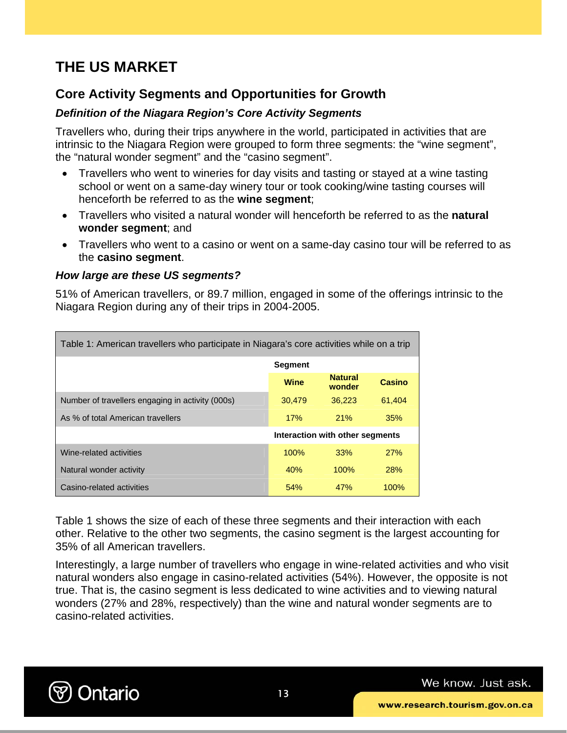# THE US MARKET

## Core Activity Segments and Opportunities for Growth

### *Definition of the Niagara Region's Core Activity Segments*

Travellers who, during their trips anywhere in the world, participated in activities that are intrinsic to the Niagara Region were grouped to form three segments: the "wine segment", the "natural wonder segment" and the "casino segment".

- Travellers who went to wineries for day visits and tasting or stayed at a wine tasting school or went on a same-day winery tour or took cooking/wine tasting courses will henceforth be referred to as the **wine segment**;
- Travellers who visited a natural wonder will henceforth be referred to as the **natural wonder segment**; and
- Travellers who went to a casino or went on a same-day casino tour will be referred to as the **casino segment**.

### *How large are these US segments?*

51% of American travellers, or 89.7 million, engaged in some of the offerings intrinsic to the Niagara Region during any of their trips in 2004-2005.

Table 1: American travellers who participate in Niagara's core activities while on a trip

| | Segment | | |
|---|---|---|---|
| | **Wine** | **Natural wonder** | **Casino** |
| Number of travellers engaging in activity (000s) | 30,479 | 36,223 | 61,404 |
| As % of total American travellers | 17% | 21% | 35% |
| | **Interaction with other segments** | | |
| Wine-related activities | 100% | 33% | 27% |
| Natural wonder activity | 40% | 100% | 28% |
| Casino-related activities | 54% | 47% | 100% |

Table 1 shows the size of each of these three segments and their interaction with each other. Relative to the other two segments, the casino segment is the largest accounting for 35% of all American travellers.

Interestingly, a large number of travellers who engage in wine-related activities and who visit natural wonders also engage in casino-related activities (54%). However, the opposite is not true. That is, the casino segment is less dedicated to wine activities and to viewing natural wonders (27% and 28%, respectively) than the wine and natural wonder segments are to casino-related activities.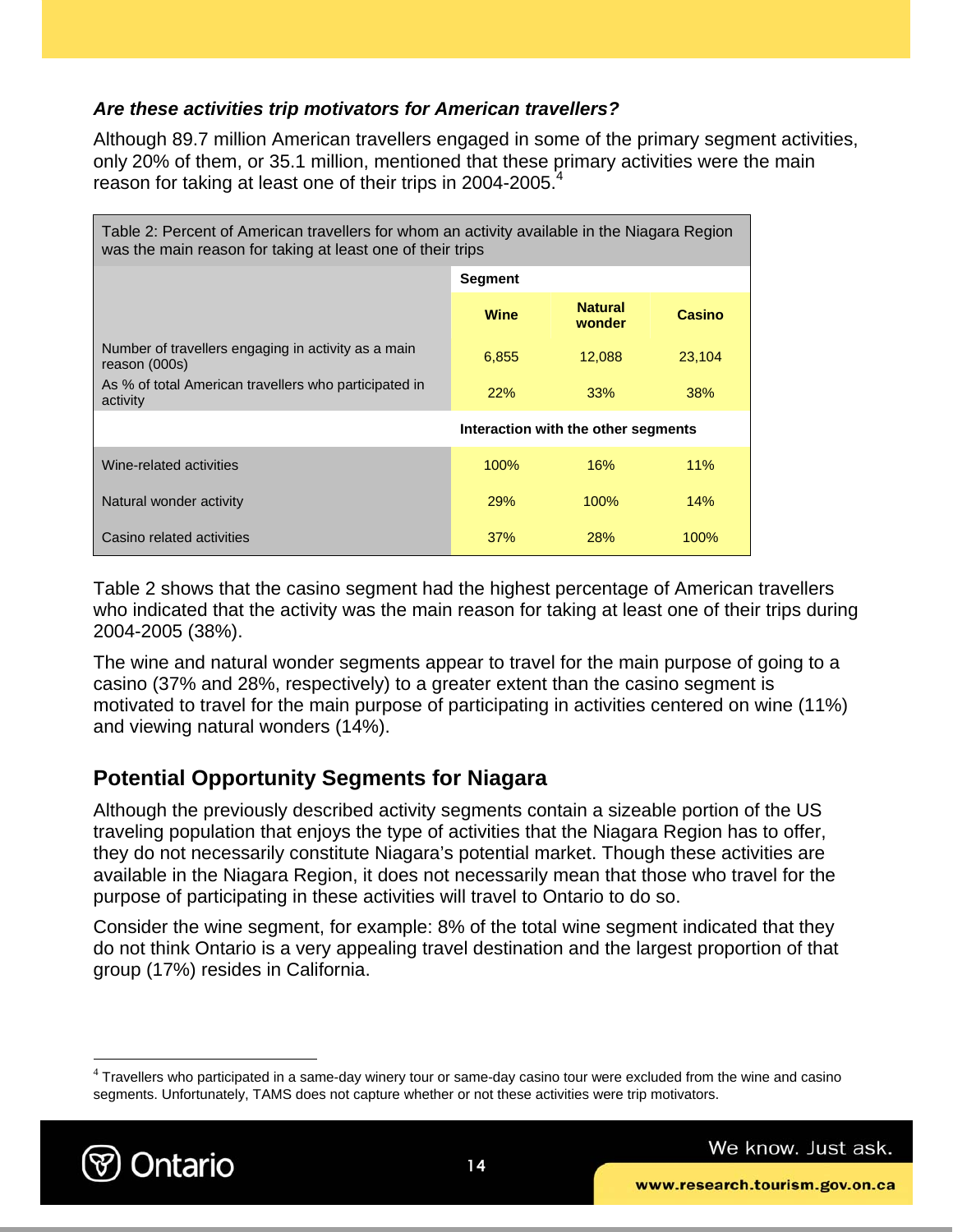***Are these activities trip motivators for American travellers?***

Although 89.7 million American travellers engaged in some of the primary segment activities, only 20% of them, or 35.1 million, mentioned that these primary activities were the main reason for taking at least one of their trips in 2004-2005.[4]

| Table 2: Percent of American travellers for whom an activity available in the Niagara Region was the main reason for taking at least one of their trips | | | |
|---|---|---|---|
| | **Segment** | | |
| | **Wine** | **Natural wonder** | **Casino** |
| Number of travellers engaging in activity as a main reason (000s) | 6,855 | 12,088 | 23,104 |
| As % of total American travellers who participated in activity | 22% | 33% | 38% |
| | **Interaction with the other segments** | | |
| Wine-related activities | 100% | 16% | 11% |
| Natural wonder activity | 29% | 100% | 14% |
| Casino related activities | 37% | 28% | 100% |

Table 2 shows that the casino segment had the highest percentage of American travellers who indicated that the activity was the main reason for taking at least one of their trips during 2004-2005 (38%).

The wine and natural wonder segments appear to travel for the main purpose of going to a casino (37% and 28%, respectively) to a greater extent than the casino segment is motivated to travel for the main purpose of participating in activities centered on wine (11%) and viewing natural wonders (14%).

## Potential Opportunity Segments for Niagara

Although the previously described activity segments contain a sizeable portion of the US traveling population that enjoys the type of activities that the Niagara Region has to offer, they do not necessarily constitute Niagara's potential market. Though these activities are available in the Niagara Region, it does not necessarily mean that those who travel for the purpose of participating in these activities will travel to Ontario to do so.

Consider the wine segment, for example: 8% of the total wine segment indicated that they do not think Ontario is a very appealing travel destination and the largest proportion of that group (17%) resides in California.

[4] Travellers who participated in a same-day winery tour or same-day casino tour were excluded from the wine and casino segments. Unfortunately, TAMS does not capture whether or not these activities were trip motivators.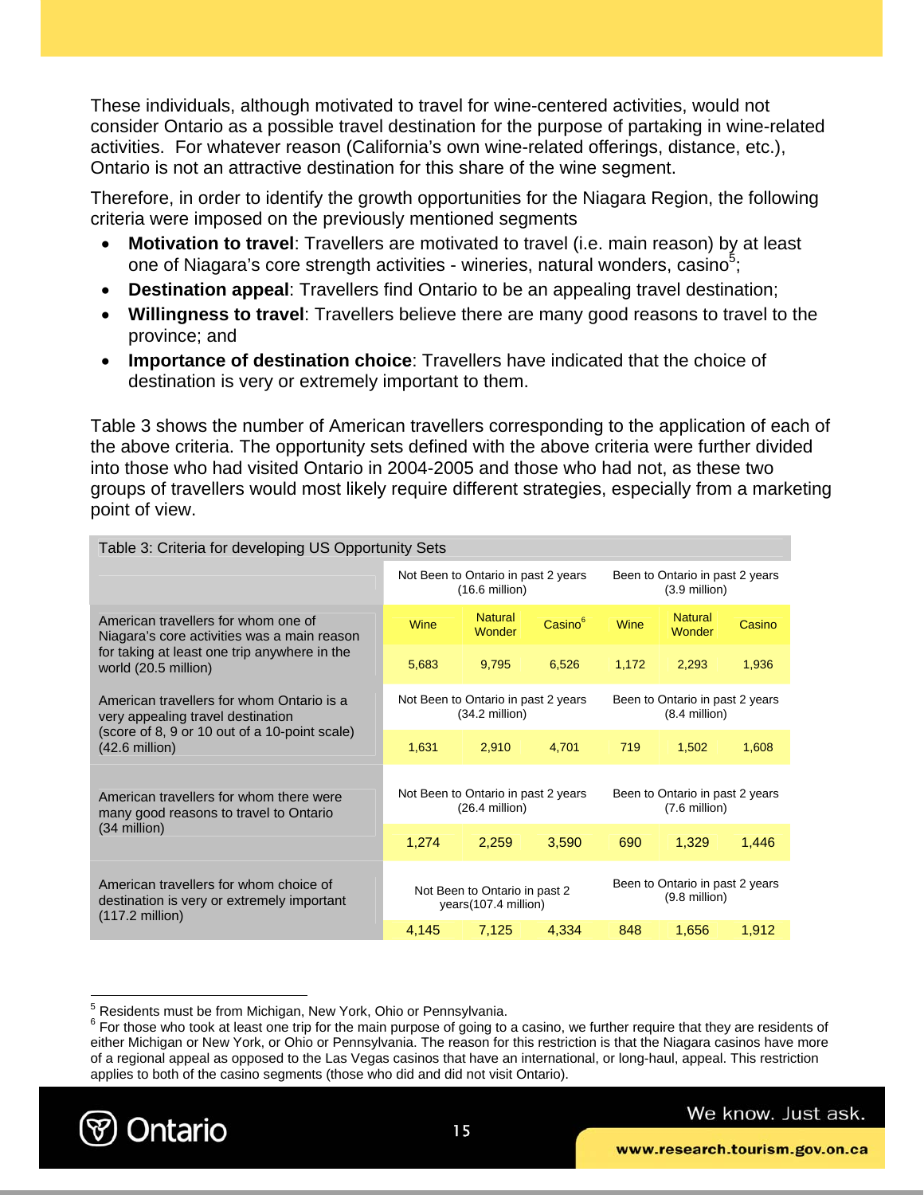These individuals, although motivated to travel for wine-centered activities, would not consider Ontario as a possible travel destination for the purpose of partaking in wine-related activities. For whatever reason (California's own wine-related offerings, distance, etc.), Ontario is not an attractive destination for this share of the wine segment.

Therefore, in order to identify the growth opportunities for the Niagara Region, the following criteria were imposed on the previously mentioned segments

- **Motivation to travel**: Travellers are motivated to travel (i.e. main reason) by at least one of Niagara's core strength activities - wineries, natural wonders, casino[5];
- **Destination appeal**: Travellers find Ontario to be an appealing travel destination;
- **Willingness to travel**: Travellers believe there are many good reasons to travel to the province; and
- **Importance of destination choice**: Travellers have indicated that the choice of destination is very or extremely important to them.

Table 3 shows the number of American travellers corresponding to the application of each of the above criteria. The opportunity sets defined with the above criteria were further divided into those who had visited Ontario in 2004-2005 and those who had not, as these two groups of travellers would most likely require different strategies, especially from a marketing point of view.

Table 3: Criteria for developing US Opportunity Sets

| | Not Been to Ontario in past 2 years (16.6 million) | | | Been to Ontario in past 2 years (3.9 million) | | |
|---|---|---|---|---|---|---|
| | Wine | Natural Wonder | Casino[6] | Wine | Natural Wonder | Casino |
| American travellers for whom one of Niagara's core activities was a main reason for taking at least one trip anywhere in the world (20.5 million) | 5,683 | 9,795 | 6,526 | 1,172 | 2,293 | 1,936 |
| | Not Been to Ontario in past 2 years (34.2 million) | | | Been to Ontario in past 2 years (8.4 million) | | |
| American travellers for whom Ontario is a very appealing travel destination (score of 8, 9 or 10 out of a 10-point scale) (42.6 million) | 1,631 | 2,910 | 4,701 | 719 | 1,502 | 1,608 |
| | Not Been to Ontario in past 2 years (26.4 million) | | | Been to Ontario in past 2 years (7.6 million) | | |
| American travellers for whom there were many good reasons to travel to Ontario (34 million) | 1,274 | 2,259 | 3,590 | 690 | 1,329 | 1,446 |
| | Not Been to Ontario in past 2 years(107.4 million) | | | Been to Ontario in past 2 years (9.8 million) | | |
| American travellers for whom choice of destination is very or extremely important (117.2 million) | 4,145 | 7,125 | 4,334 | 848 | 1,656 | 1,912 |

[5] Residents must be from Michigan, New York, Ohio or Pennsylvania.

[6] For those who took at least one trip for the main purpose of going to a casino, we further require that they are residents of either Michigan or New York, or Ohio or Pennsylvania. The reason for this restriction is that the Niagara casinos have more of a regional appeal as opposed to the Las Vegas casinos that have an international, or long-haul, appeal. This restriction applies to both of the casino segments (those who did and did not visit Ontario).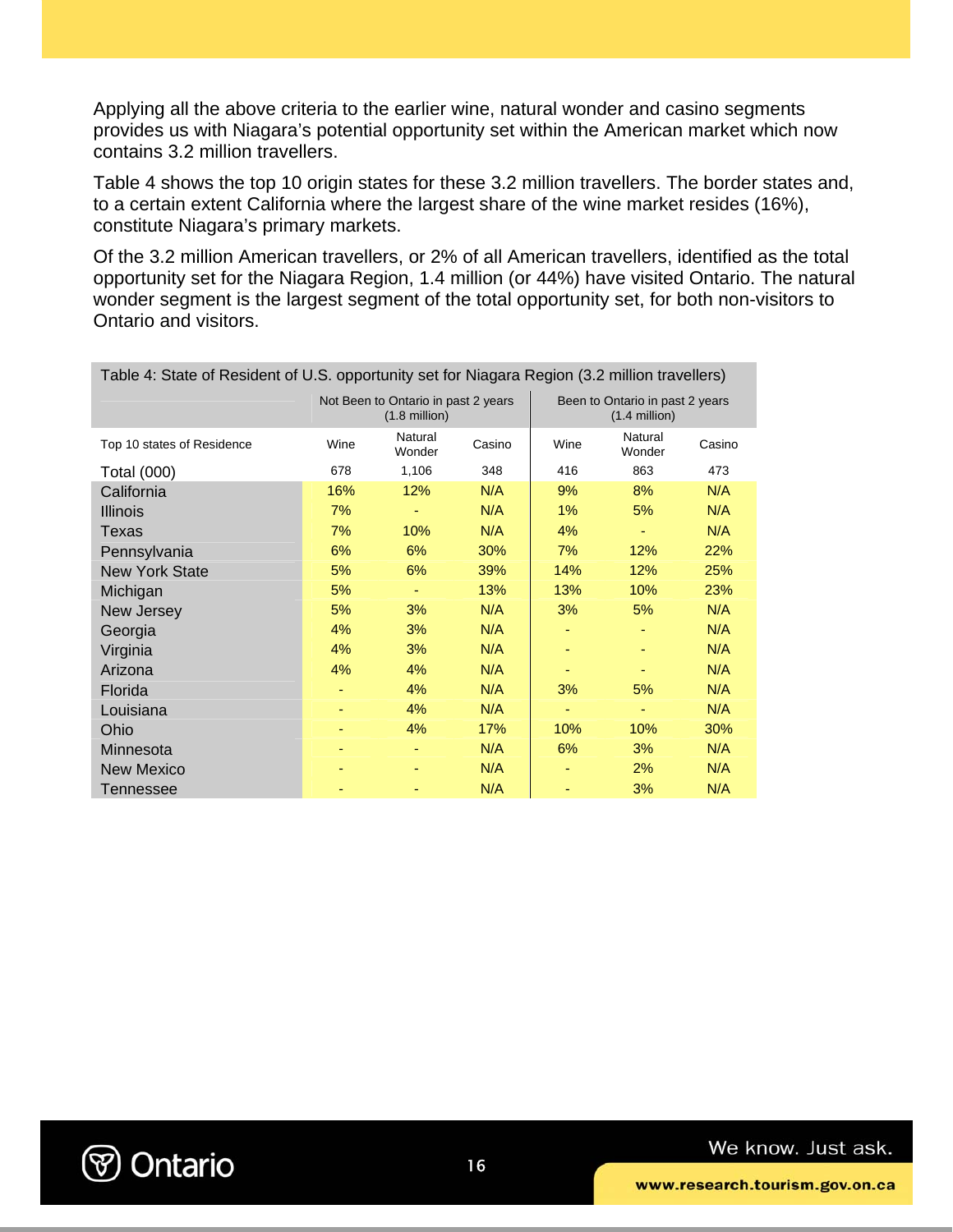Applying all the above criteria to the earlier wine, natural wonder and casino segments provides us with Niagara's potential opportunity set within the American market which now contains 3.2 million travellers.

Table 4 shows the top 10 origin states for these 3.2 million travellers. The border states and, to a certain extent California where the largest share of the wine market resides (16%), constitute Niagara's primary markets.

Of the 3.2 million American travellers, or 2% of all American travellers, identified as the total opportunity set for the Niagara Region, 1.4 million (or 44%) have visited Ontario. The natural wonder segment is the largest segment of the total opportunity set, for both non-visitors to Ontario and visitors.

Table 4: State of Resident of U.S. opportunity set for Niagara Region (3.2 million travellers)

| | Not Been to Ontario in past 2 years (1.8 million) | | | Been to Ontario in past 2 years (1.4 million) | | |
|---|---|---|---|---|---|---|
| Top 10 states of Residence | Wine | Natural Wonder | Casino | Wine | Natural Wonder | Casino |
| Total (000) | 678 | 1,106 | 348 | 416 | 863 | 473 |
| California | 16% | 12% | N/A | 9% | 8% | N/A |
| Illinois | 7% | - | N/A | 1% | 5% | N/A |
| Texas | 7% | 10% | N/A | 4% | - | N/A |
| Pennsylvania | 6% | 6% | 30% | 7% | 12% | 22% |
| New York State | 5% | 6% | 39% | 14% | 12% | 25% |
| Michigan | 5% | - | 13% | 13% | 10% | 23% |
| New Jersey | 5% | 3% | N/A | 3% | 5% | N/A |
| Georgia | 4% | 3% | N/A | - | - | N/A |
| Virginia | 4% | 3% | N/A | - | - | N/A |
| Arizona | 4% | 4% | N/A | - | - | N/A |
| Florida | - | 4% | N/A | 3% | 5% | N/A |
| Louisiana | - | 4% | N/A | - | - | N/A |
| Ohio | - | 4% | 17% | 10% | 10% | 30% |
| Minnesota | - | - | N/A | 6% | 3% | N/A |
| New Mexico | - | - | N/A | - | 2% | N/A |
| Tennessee | - | - | N/A | - | 3% | N/A |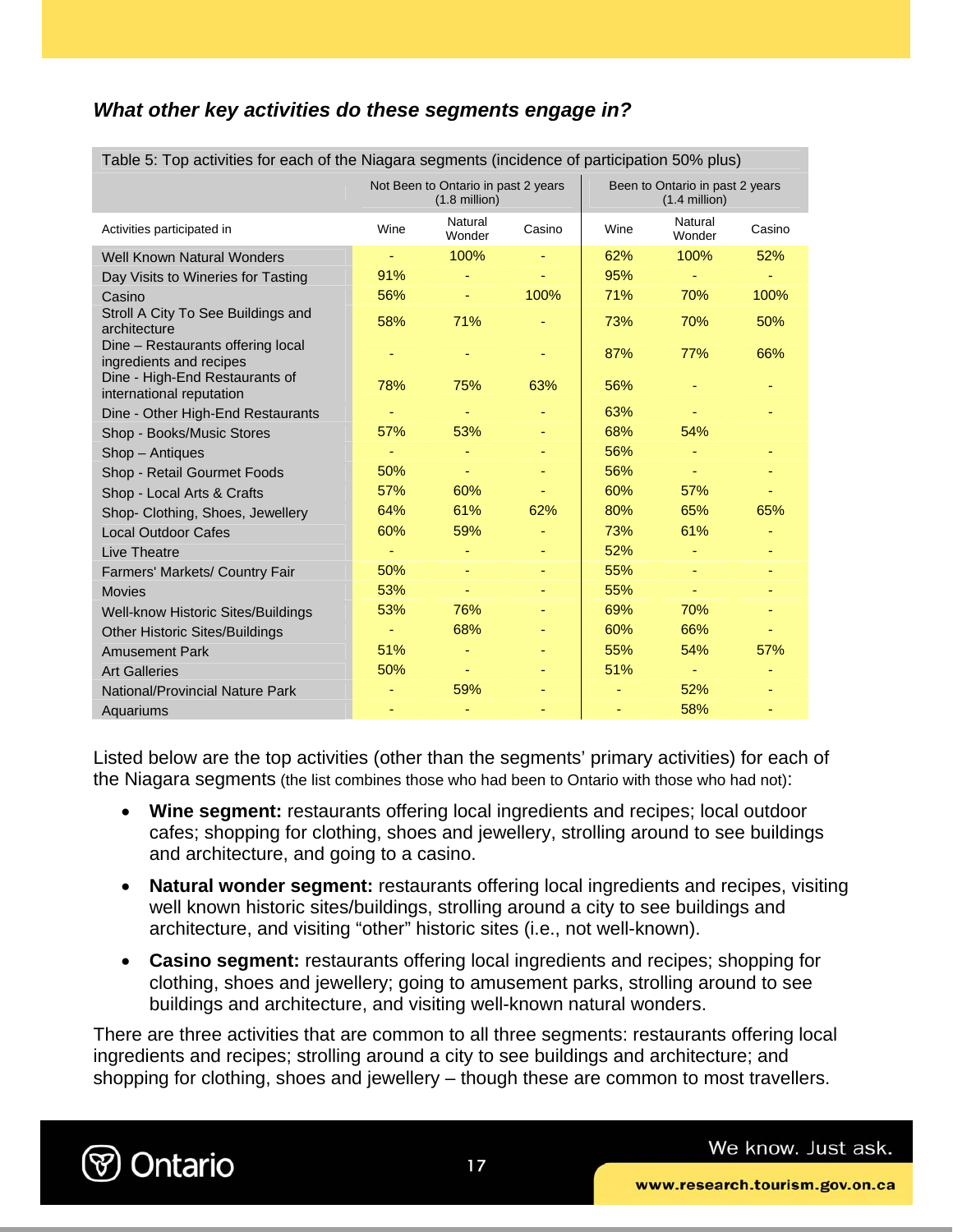### *What other key activities do these segments engage in?*

| Table 5: Top activities for each of the Niagara segments (incidence of participation 50% plus) | | | | | | |
|---|---|---|---|---|---|---|
| | Not Been to Ontario in past 2 years (1.8 million) | | | Been to Ontario in past 2 years (1.4 million) | | |
| Activities participated in | Wine | Natural Wonder | Casino | Wine | Natural Wonder | Casino |
| Well Known Natural Wonders | - | 100% | - | 62% | 100% | 52% |
| Day Visits to Wineries for Tasting | 91% | - | - | 95% | - | - |
| Casino | 56% | - | 100% | 71% | 70% | 100% |
| Stroll A City To See Buildings and architecture | 58% | 71% | - | 73% | 70% | 50% |
| Dine – Restaurants offering local ingredients and recipes | - | - | - | 87% | 77% | 66% |
| Dine - High-End Restaurants of international reputation | 78% | 75% | 63% | 56% | - | - |
| Dine - Other High-End Restaurants | - | - | - | 63% | - | - |
| Shop - Books/Music Stores | 57% | 53% | - | 68% | 54% | |
| Shop – Antiques | - | - | - | 56% | - | - |
| Shop - Retail Gourmet Foods | 50% | - | - | 56% | - | - |
| Shop - Local Arts & Crafts | 57% | 60% | - | 60% | 57% | - |
| Shop- Clothing, Shoes, Jewellery | 64% | 61% | 62% | 80% | 65% | 65% |
| Local Outdoor Cafes | 60% | 59% | - | 73% | 61% | - |
| Live Theatre | - | - | - | 52% | - | - |
| Farmers' Markets/ Country Fair | 50% | - | - | 55% | - | - |
| Movies | 53% | - | - | 55% | - | - |
| Well-know Historic Sites/Buildings | 53% | 76% | - | 69% | 70% | - |
| Other Historic Sites/Buildings | - | 68% | - | 60% | 66% | - |
| Amusement Park | 51% | - | - | 55% | 54% | 57% |
| Art Galleries | 50% | - | - | 51% | - | - |
| National/Provincial Nature Park | - | 59% | - | - | 52% | - |
| Aquariums | - | - | - | - | 58% | - |

Listed below are the top activities (other than the segments' primary activities) for each of the Niagara segments (the list combines those who had been to Ontario with those who had not):

- **Wine segment:** restaurants offering local ingredients and recipes; local outdoor cafes; shopping for clothing, shoes and jewellery, strolling around to see buildings and architecture, and going to a casino.
- **Natural wonder segment:** restaurants offering local ingredients and recipes, visiting well known historic sites/buildings, strolling around a city to see buildings and architecture, and visiting "other" historic sites (i.e., not well-known).
- **Casino segment:** restaurants offering local ingredients and recipes; shopping for clothing, shoes and jewellery; going to amusement parks, strolling around to see buildings and architecture, and visiting well-known natural wonders.

There are three activities that are common to all three segments: restaurants offering local ingredients and recipes; strolling around a city to see buildings and architecture; and shopping for clothing, shoes and jewellery – though these are common to most travellers.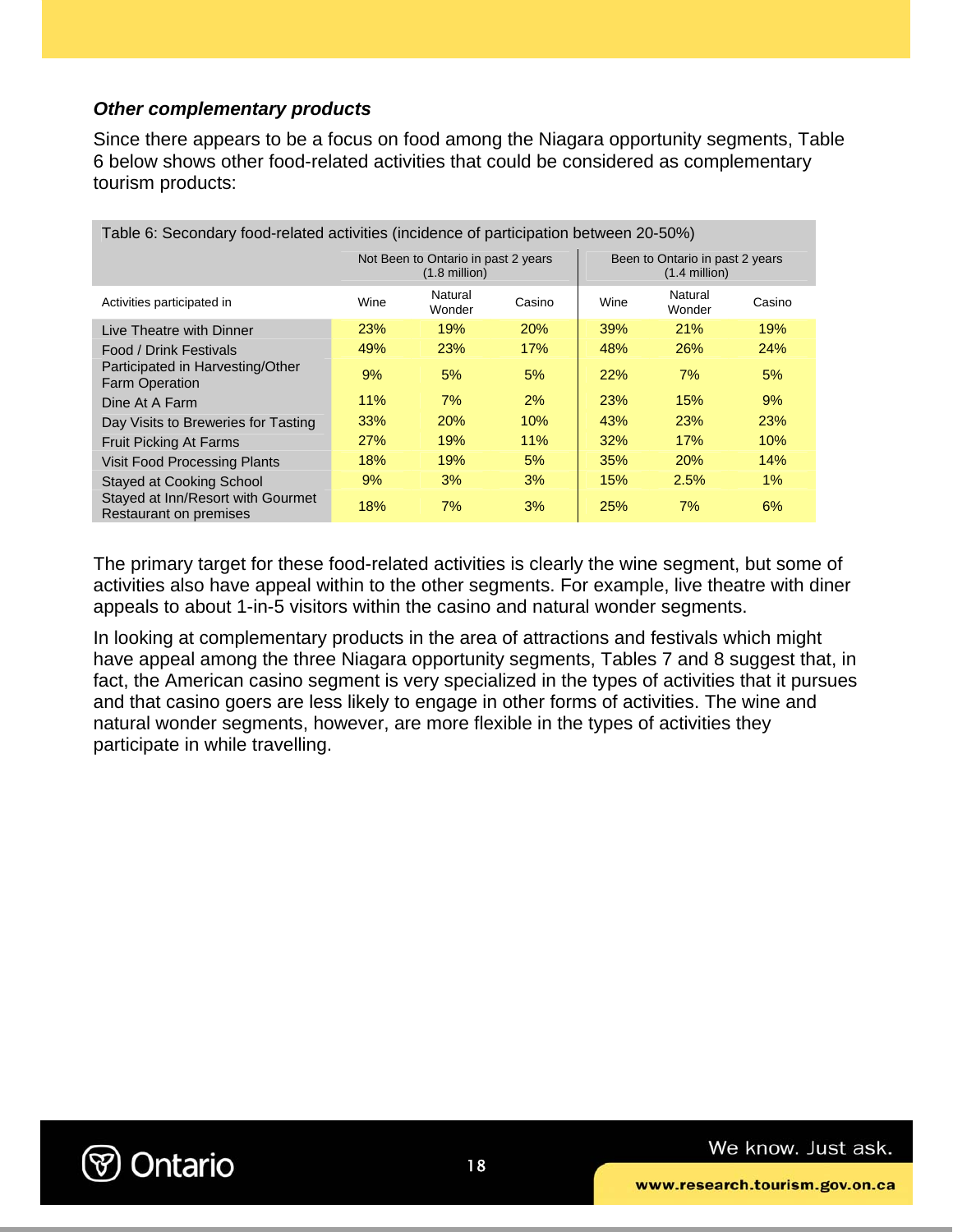***Other complementary products***

Since there appears to be a focus on food among the Niagara opportunity segments, Table 6 below shows other food-related activities that could be considered as complementary tourism products:

Table 6: Secondary food-related activities (incidence of participation between 20-50%)

| | Not Been to Ontario in past 2 years (1.8 million) | | | Been to Ontario in past 2 years (1.4 million) | | |
|---|---|---|---|---|---|---|
| Activities participated in | Wine | Natural Wonder | Casino | Wine | Natural Wonder | Casino |
| Live Theatre with Dinner | 23% | 19% | 20% | 39% | 21% | 19% |
| Food / Drink Festivals | 49% | 23% | 17% | 48% | 26% | 24% |
| Participated in Harvesting/Other Farm Operation | 9% | 5% | 5% | 22% | 7% | 5% |
| Dine At A Farm | 11% | 7% | 2% | 23% | 15% | 9% |
| Day Visits to Breweries for Tasting | 33% | 20% | 10% | 43% | 23% | 23% |
| Fruit Picking At Farms | 27% | 19% | 11% | 32% | 17% | 10% |
| Visit Food Processing Plants | 18% | 19% | 5% | 35% | 20% | 14% |
| Stayed at Cooking School | 9% | 3% | 3% | 15% | 2.5% | 1% |
| Stayed at Inn/Resort with Gourmet Restaurant on premises | 18% | 7% | 3% | 25% | 7% | 6% |

The primary target for these food-related activities is clearly the wine segment, but some of activities also have appeal within to the other segments. For example, live theatre with diner appeals to about 1-in-5 visitors within the casino and natural wonder segments.

In looking at complementary products in the area of attractions and festivals which might have appeal among the three Niagara opportunity segments, Tables 7 and 8 suggest that, in fact, the American casino segment is very specialized in the types of activities that it pursues and that casino goers are less likely to engage in other forms of activities. The wine and natural wonder segments, however, are more flexible in the types of activities they participate in while travelling.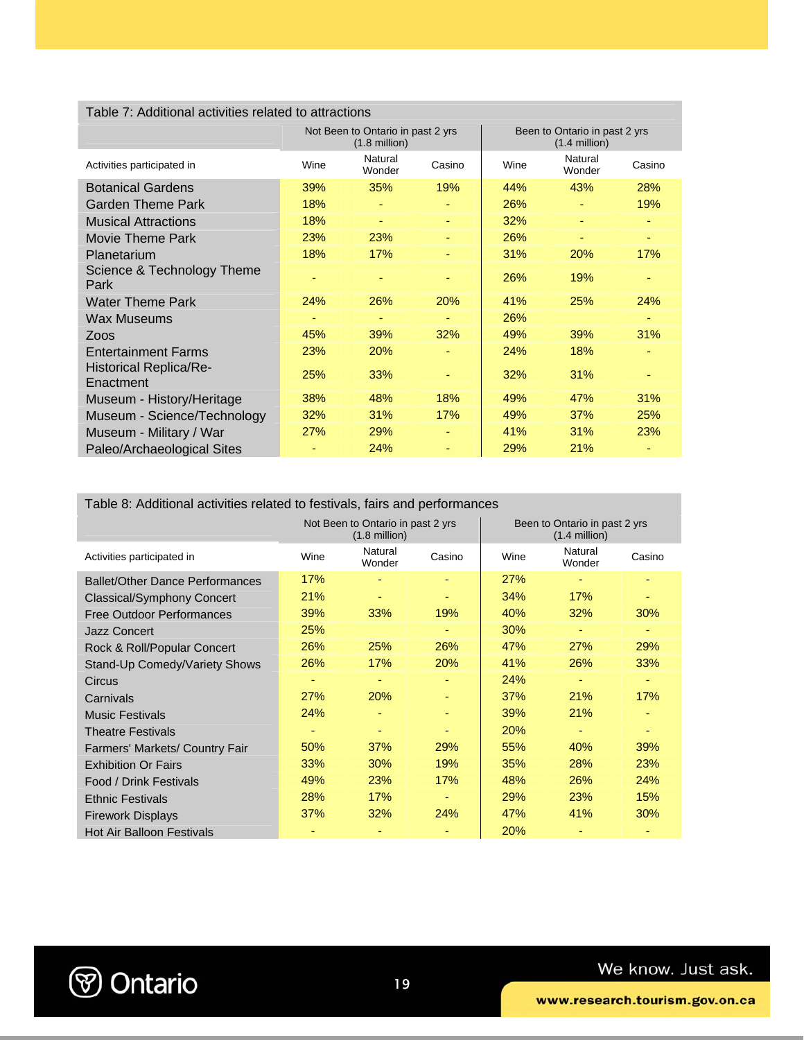Table 7: Additional activities related to attractions

| Activities participated in | Not Been to Ontario in past 2 yrs (1.8 million) | | | Been to Ontario in past 2 yrs (1.4 million) | | |
|---|---|---|---|---|---|---|
| | Wine | Natural Wonder | Casino | Wine | Natural Wonder | Casino |
| Botanical Gardens | 39% | 35% | 19% | 44% | 43% | 28% |
| Garden Theme Park | 18% | - | - | 26% | - | 19% |
| Musical Attractions | 18% | - | - | 32% | - | - |
| Movie Theme Park | 23% | 23% | - | 26% | - | - |
| Planetarium | 18% | 17% | - | 31% | 20% | 17% |
| Science & Technology Theme Park | - | - | - | 26% | 19% | - |
| Water Theme Park | 24% | 26% | 20% | 41% | 25% | 24% |
| Wax Museums | - | - | - | 26% | | - |
| Zoos | 45% | 39% | 32% | 49% | 39% | 31% |
| Entertainment Farms | 23% | 20% | - | 24% | 18% | - |
| Historical Replica/Re-Enactment | 25% | 33% | - | 32% | 31% | - |
| Museum - History/Heritage | 38% | 48% | 18% | 49% | 47% | 31% |
| Museum - Science/Technology | 32% | 31% | 17% | 49% | 37% | 25% |
| Museum - Military / War | 27% | 29% | - | 41% | 31% | 23% |
| Paleo/Archaeological Sites | - | 24% | - | 29% | 21% | - |

Table 8: Additional activities related to festivals, fairs and performances

| Activities participated in | Not Been to Ontario in past 2 yrs (1.8 million) | | | Been to Ontario in past 2 yrs (1.4 million) | | |
|---|---|---|---|---|---|---|
| | Wine | Natural Wonder | Casino | Wine | Natural Wonder | Casino |
| Ballet/Other Dance Performances | 17% | - | - | 27% | - | - |
| Classical/Symphony Concert | 21% | - | - | 34% | 17% | - |
| Free Outdoor Performances | 39% | 33% | 19% | 40% | 32% | 30% |
| Jazz Concert | 25% | | - | 30% | - | - |
| Rock & Roll/Popular Concert | 26% | 25% | 26% | 47% | 27% | 29% |
| Stand-Up Comedy/Variety Shows | 26% | 17% | 20% | 41% | 26% | 33% |
| Circus | - | - | - | 24% | - | - |
| Carnivals | 27% | 20% | - | 37% | 21% | 17% |
| Music Festivals | 24% | - | - | 39% | 21% | - |
| Theatre Festivals | - | - | - | 20% | - | - |
| Farmers' Markets/ Country Fair | 50% | 37% | 29% | 55% | 40% | 39% |
| Exhibition Or Fairs | 33% | 30% | 19% | 35% | 28% | 23% |
| Food / Drink Festivals | 49% | 23% | 17% | 48% | 26% | 24% |
| Ethnic Festivals | 28% | 17% | - | 29% | 23% | 15% |
| Firework Displays | 37% | 32% | 24% | 47% | 41% | 30% |
| Hot Air Balloon Festivals | - | - | - | 20% | - | - |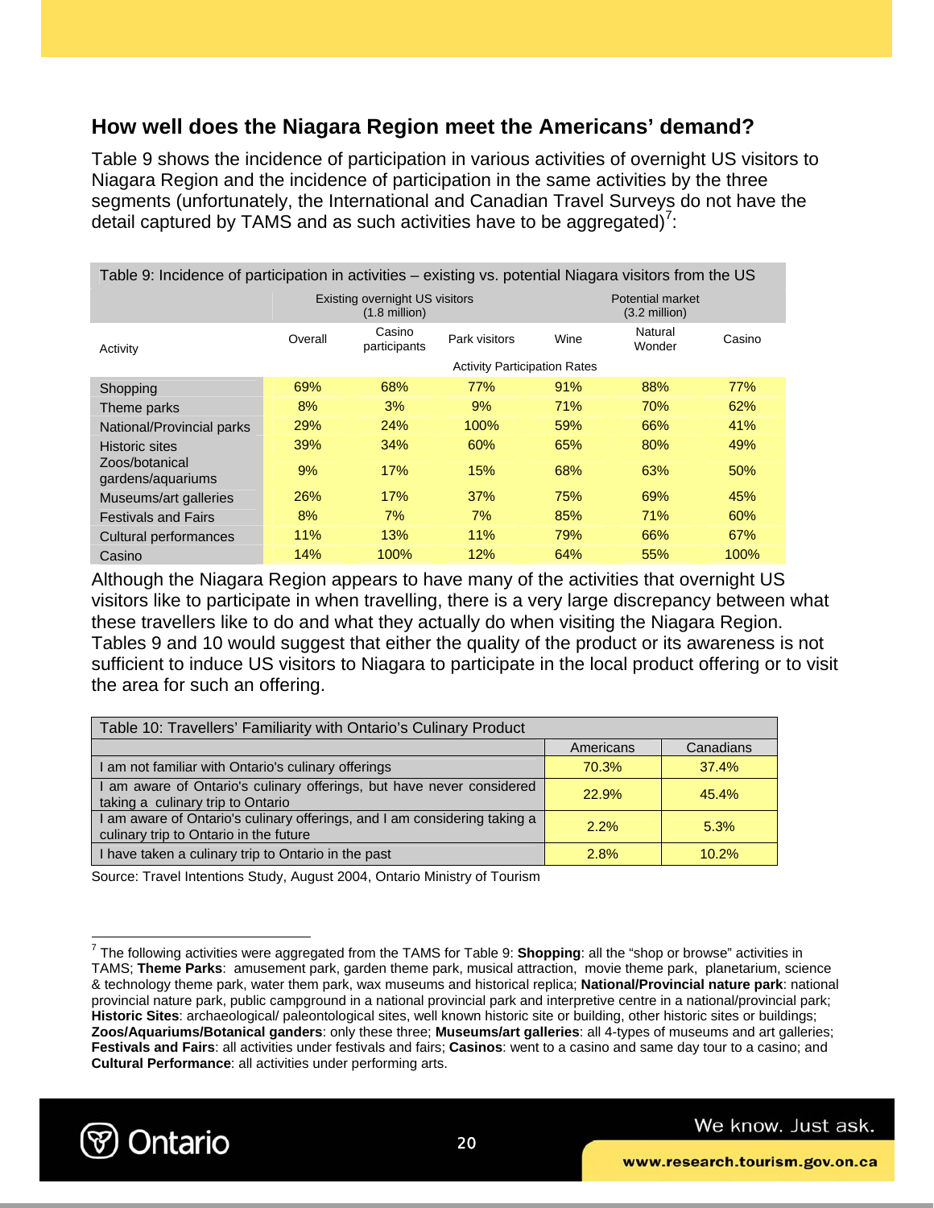## How well does the Niagara Region meet the Americans' demand?

Table 9 shows the incidence of participation in various activities of overnight US visitors to Niagara Region and the incidence of participation in the same activities by the three segments (unfortunately, the International and Canadian Travel Surveys do not have the detail captured by TAMS and as such activities have to be aggregated)[7]:

| Table 9: Incidence of participation in activities – existing vs. potential Niagara visitors from the US | | | | | | |
|---|---|---|---|---|---|---|
| | Existing overnight US visitors (1.8 million) | | | Potential market (3.2 million) | | |
| Activity | Overall | Casino participants | Park visitors | Wine | Natural Wonder | Casino |
| | Activity Participation Rates | | | | | |
| Shopping | 69% | 68% | 77% | 91% | 88% | 77% |
| Theme parks | 8% | 3% | 9% | 71% | 70% | 62% |
| National/Provincial parks | 29% | 24% | 100% | 59% | 66% | 41% |
| Historic sites | 39% | 34% | 60% | 65% | 80% | 49% |
| Zoos/botanical gardens/aquariums | 9% | 17% | 15% | 68% | 63% | 50% |
| Museums/art galleries | 26% | 17% | 37% | 75% | 69% | 45% |
| Festivals and Fairs | 8% | 7% | 7% | 85% | 71% | 60% |
| Cultural performances | 11% | 13% | 11% | 79% | 66% | 67% |
| Casino | 14% | 100% | 12% | 64% | 55% | 100% |

Although the Niagara Region appears to have many of the activities that overnight US visitors like to participate in when travelling, there is a very large discrepancy between what these travellers like to do and what they actually do when visiting the Niagara Region. Tables 9 and 10 would suggest that either the quality of the product or its awareness is not sufficient to induce US visitors to Niagara to participate in the local product offering or to visit the area for such an offering.

| Table 10: Travellers' Familiarity with Ontario's Culinary Product | | |
|---|---|---|
| | Americans | Canadians |
| I am not familiar with Ontario's culinary offerings | 70.3% | 37.4% |
| I am aware of Ontario's culinary offerings, but have never considered taking a culinary trip to Ontario | 22.9% | 45.4% |
| I am aware of Ontario's culinary offerings, and I am considering taking a culinary trip to Ontario in the future | 2.2% | 5.3% |
| I have taken a culinary trip to Ontario in the past | 2.8% | 10.2% |

Source: Travel Intentions Study, August 2004, Ontario Ministry of Tourism

[7] The following activities were aggregated from the TAMS for Table 9: **Shopping**: all the "shop or browse" activities in TAMS; **Theme Parks**: amusement park, garden theme park, musical attraction, movie theme park, planetarium, science & technology theme park, water them park, wax museums and historical replica; **National/Provincial nature park**: national provincial nature park, public campground in a national provincial park and interpretive centre in a national/provincial park; **Historic Sites**: archaeological/ paleontological sites, well known historic site or building, other historic sites or buildings; **Zoos/Aquariums/Botanical ganders**: only these three; **Museums/art galleries**: all 4-types of museums and art galleries; **Festivals and Fairs**: all activities under festivals and fairs; **Casinos**: went to a casino and same day tour to a casino; and **Cultural Performance**: all activities under performing arts.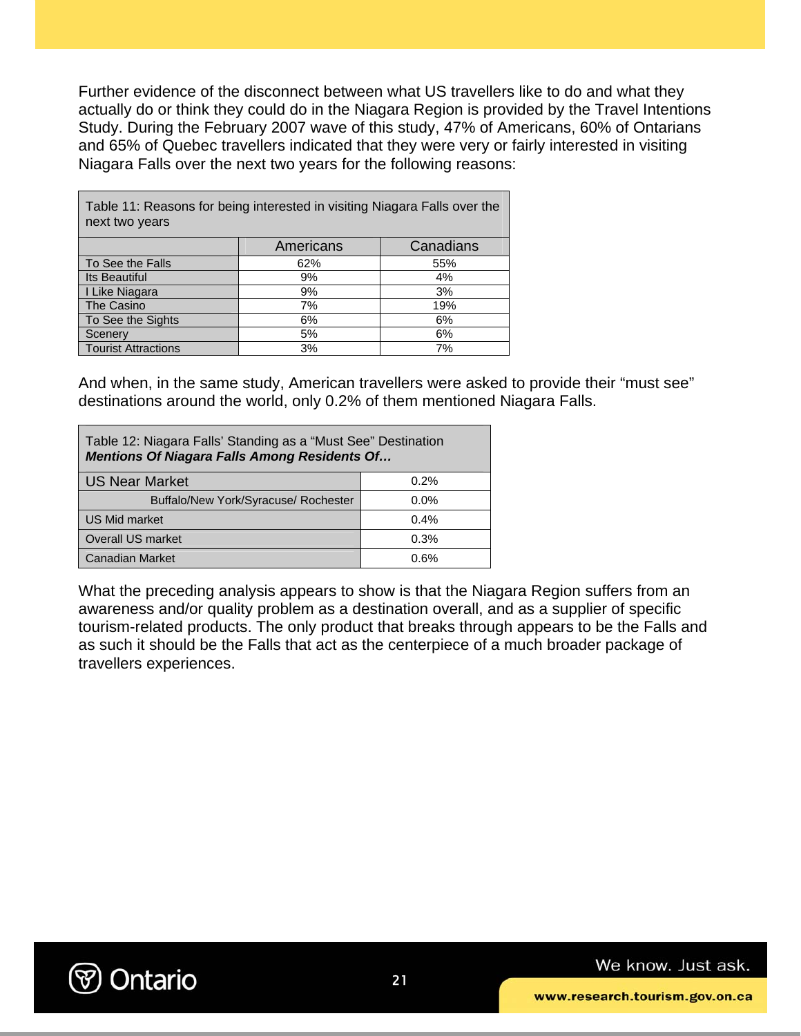Further evidence of the disconnect between what US travellers like to do and what they actually do or think they could do in the Niagara Region is provided by the Travel Intentions Study. During the February 2007 wave of this study, 47% of Americans, 60% of Ontarians and 65% of Quebec travellers indicated that they were very or fairly interested in visiting Niagara Falls over the next two years for the following reasons:

Table 11: Reasons for being interested in visiting Niagara Falls over the next two years

| | Americans | Canadians |
|---|---|---|
| To See the Falls | 62% | 55% |
| Its Beautiful | 9% | 4% |
| I Like Niagara | 9% | 3% |
| The Casino | 7% | 19% |
| To See the Sights | 6% | 6% |
| Scenery | 5% | 6% |
| Tourist Attractions | 3% | 7% |

And when, in the same study, American travellers were asked to provide their “must see” destinations around the world, only 0.2% of them mentioned Niagara Falls.

Table 12: Niagara Falls’ Standing as a “Must See” Destination
***Mentions Of Niagara Falls Among Residents Of…***

| | |
|---|---|
| US Near Market | 0.2% |
| Buffalo/New York/Syracuse/ Rochester | 0.0% |
| US Mid market | 0.4% |
| Overall US market | 0.3% |
| Canadian Market | 0.6% |

What the preceding analysis appears to show is that the Niagara Region suffers from an awareness and/or quality problem as a destination overall, and as a supplier of specific tourism-related products. The only product that breaks through appears to be the Falls and as such it should be the Falls that act as the centerpiece of a much broader package of travellers experiences.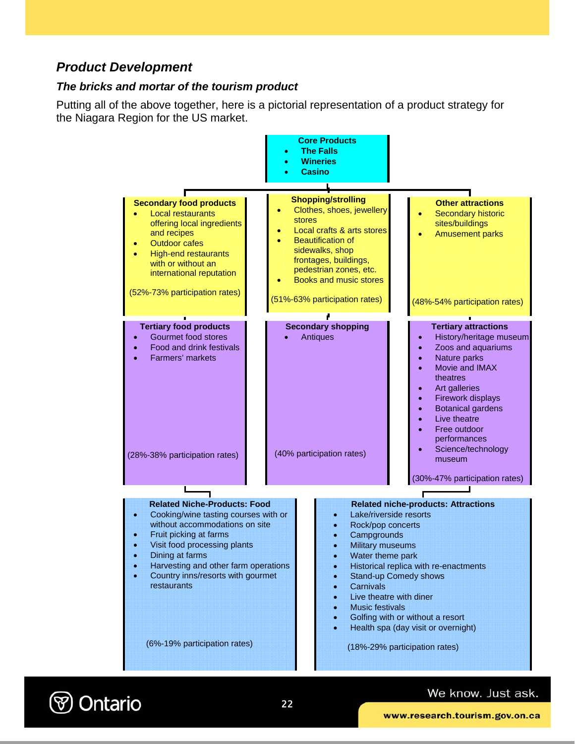## Product Development

### *The bricks and mortar of the tourism product*

Putting all of the above together, here is a pictorial representation of a product strategy for the Niagara Region for the US market.

**Core Products**

- **The Falls**
- **Wineries**
- **Casino**

**Secondary food products**

- Local restaurants offering local ingredients and recipes
- Outdoor cafes
- High-end restaurants with or without an international reputation

(52%-73% participation rates)

**Shopping/strolling**

- Clothes, shoes, jewellery stores
- Local crafts & arts stores
- Beautification of sidewalks, shop frontages, buildings, pedestrian zones, etc.
- Books and music stores

(51%-63% participation rates)

**Other attractions**

- Secondary historic sites/buildings
- Amusement parks

(48%-54% participation rates)

**Tertiary food products**

- Gourmet food stores
- Food and drink festivals
- Farmers' markets

(28%-38% participation rates)

**Secondary shopping**

- Antiques

(40% participation rates)

**Tertiary attractions**

- History/heritage museum
- Zoos and aquariums
- Nature parks
- Movie and IMAX theatres
- Art galleries
- Firework displays
- Botanical gardens
- Live theatre
- Free outdoor performances
- Science/technology museum

(30%-47% participation rates)

**Related Niche-Products: Food**

- Cooking/wine tasting courses with or without accommodations on site
- Fruit picking at farms
- Visit food processing plants
- Dining at farms
- Harvesting and other farm operations
- Country inns/resorts with gourmet restaurants

(6%-19% participation rates)

**Related niche-products: Attractions**

- Lake/riverside resorts
- Rock/pop concerts
- Campgrounds
- Military museums
- Water theme park
- Historical replica with re-enactments
- Stand-up Comedy shows
- Carnivals
- Live theatre with diner
- Music festivals
- Golfing with or without a resort
- Health spa (day visit or overnight)

(18%-29% participation rates)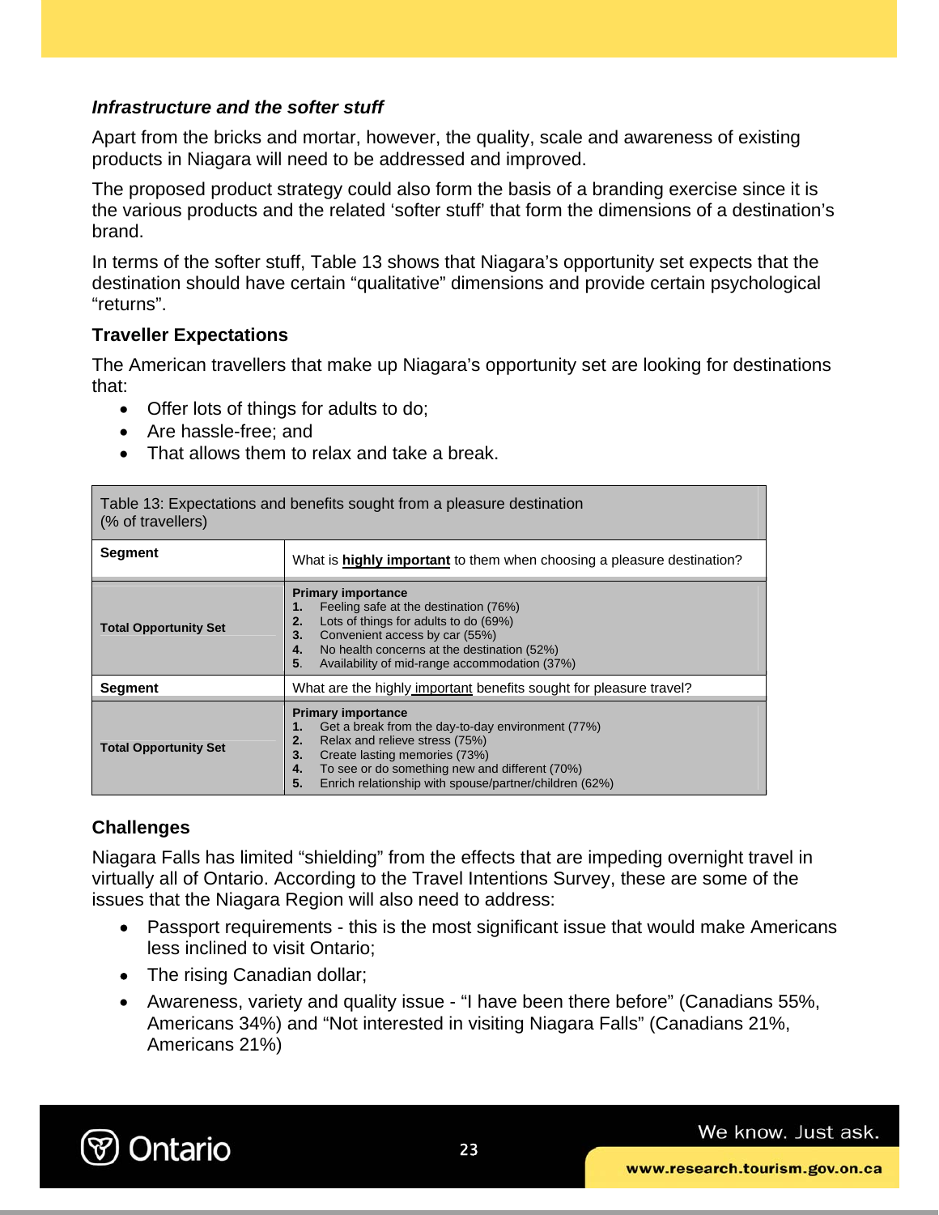### *Infrastructure and the softer stuff*

Apart from the bricks and mortar, however, the quality, scale and awareness of existing products in Niagara will need to be addressed and improved.

The proposed product strategy could also form the basis of a branding exercise since it is the various products and the related 'softer stuff' that form the dimensions of a destination's brand.

In terms of the softer stuff, Table 13 shows that Niagara's opportunity set expects that the destination should have certain "qualitative" dimensions and provide certain psychological "returns".

### Traveller Expectations

The American travellers that make up Niagara's opportunity set are looking for destinations that:

- Offer lots of things for adults to do;
- Are hassle-free; and
- That allows them to relax and take a break.

Table 13: Expectations and benefits sought from a pleasure destination (% of travellers)

| Segment | What is **highly important** to them when choosing a pleasure destination? |
|---|---|
| **Total Opportunity Set** | **Primary importance**<br>**1.** Feeling safe at the destination (76%)<br>**2.** Lots of things for adults to do (69%)<br>**3.** Convenient access by car (55%)<br>**4.** No health concerns at the destination (52%)<br>**5.** Availability of mid-range accommodation (37%) |
| **Segment** | What are the highly important benefits sought for pleasure travel? |
| **Total Opportunity Set** | **Primary importance**<br>**1.** Get a break from the day-to-day environment (77%)<br>**2.** Relax and relieve stress (75%)<br>**3.** Create lasting memories (73%)<br>**4.** To see or do something new and different (70%)<br>**5.** Enrich relationship with spouse/partner/children (62%) |

### Challenges

Niagara Falls has limited "shielding" from the effects that are impeding overnight travel in virtually all of Ontario. According to the Travel Intentions Survey, these are some of the issues that the Niagara Region will also need to address:

- Passport requirements - this is the most significant issue that would make Americans less inclined to visit Ontario;
- The rising Canadian dollar;
- Awareness, variety and quality issue - "I have been there before" (Canadians 55%, Americans 34%) and "Not interested in visiting Niagara Falls" (Canadians 21%, Americans 21%)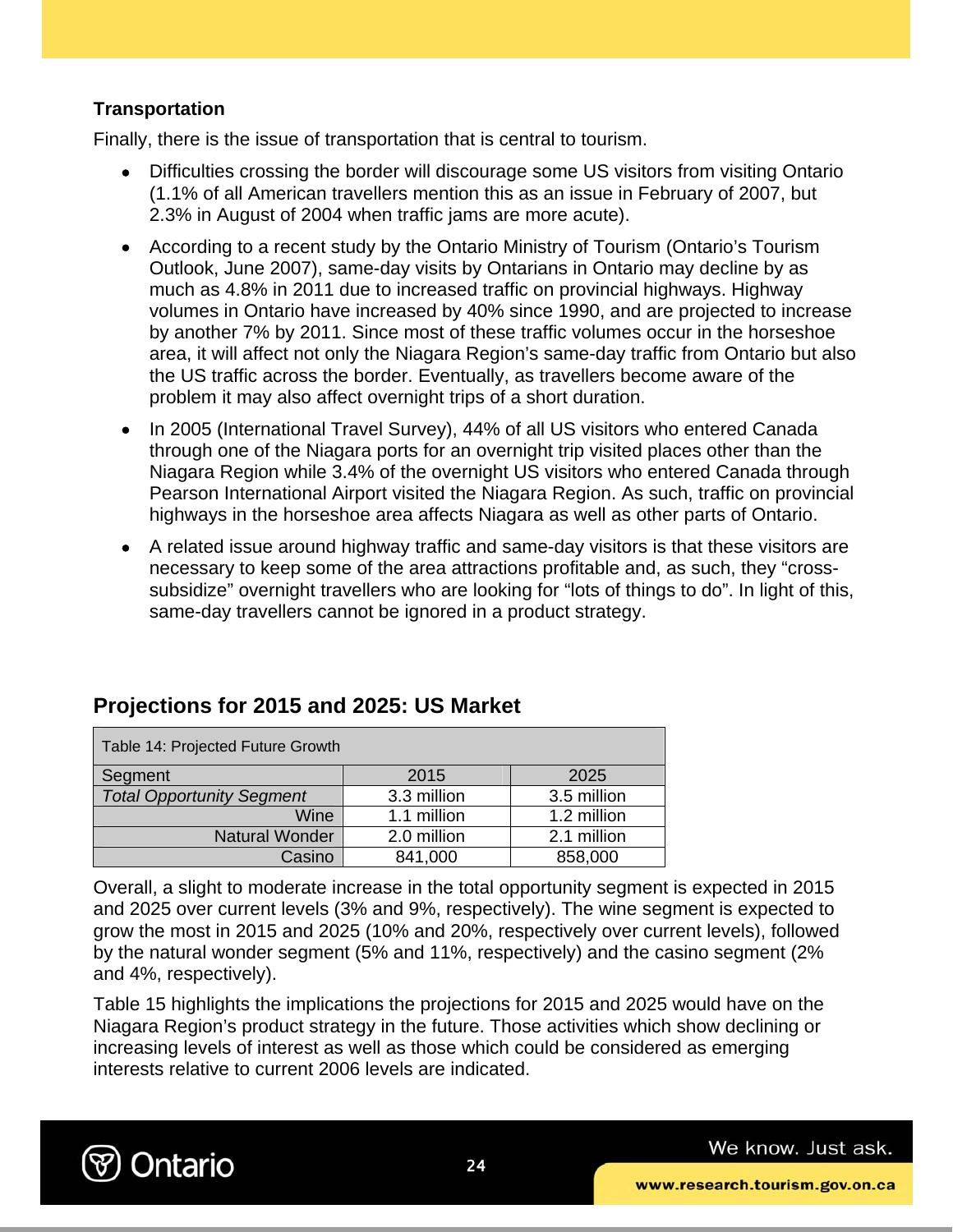### Transportation

Finally, there is the issue of transportation that is central to tourism.

- Difficulties crossing the border will discourage some US visitors from visiting Ontario (1.1% of all American travellers mention this as an issue in February of 2007, but 2.3% in August of 2004 when traffic jams are more acute).
- According to a recent study by the Ontario Ministry of Tourism (Ontario's Tourism Outlook, June 2007), same-day visits by Ontarians in Ontario may decline by as much as 4.8% in 2011 due to increased traffic on provincial highways. Highway volumes in Ontario have increased by 40% since 1990, and are projected to increase by another 7% by 2011. Since most of these traffic volumes occur in the horseshoe area, it will affect not only the Niagara Region's same-day traffic from Ontario but also the US traffic across the border. Eventually, as travellers become aware of the problem it may also affect overnight trips of a short duration.
- In 2005 (International Travel Survey), 44% of all US visitors who entered Canada through one of the Niagara ports for an overnight trip visited places other than the Niagara Region while 3.4% of the overnight US visitors who entered Canada through Pearson International Airport visited the Niagara Region. As such, traffic on provincial highways in the horseshoe area affects Niagara as well as other parts of Ontario.
- A related issue around highway traffic and same-day visitors is that these visitors are necessary to keep some of the area attractions profitable and, as such, they "cross-subsidize" overnight travellers who are looking for "lots of things to do". In light of this, same-day travellers cannot be ignored in a product strategy.

## Projections for 2015 and 2025: US Market

Table 14: Projected Future Growth

| Segment | 2015 | 2025 |
|---|---|---|
| *Total Opportunity Segment* | 3.3 million | 3.5 million |
| Wine | 1.1 million | 1.2 million |
| Natural Wonder | 2.0 million | 2.1 million |
| Casino | 841,000 | 858,000 |

Overall, a slight to moderate increase in the total opportunity segment is expected in 2015 and 2025 over current levels (3% and 9%, respectively). The wine segment is expected to grow the most in 2015 and 2025 (10% and 20%, respectively over current levels), followed by the natural wonder segment (5% and 11%, respectively) and the casino segment (2% and 4%, respectively).

Table 15 highlights the implications the projections for 2015 and 2025 would have on the Niagara Region's product strategy in the future. Those activities which show declining or increasing levels of interest as well as those which could be considered as emerging interests relative to current 2006 levels are indicated.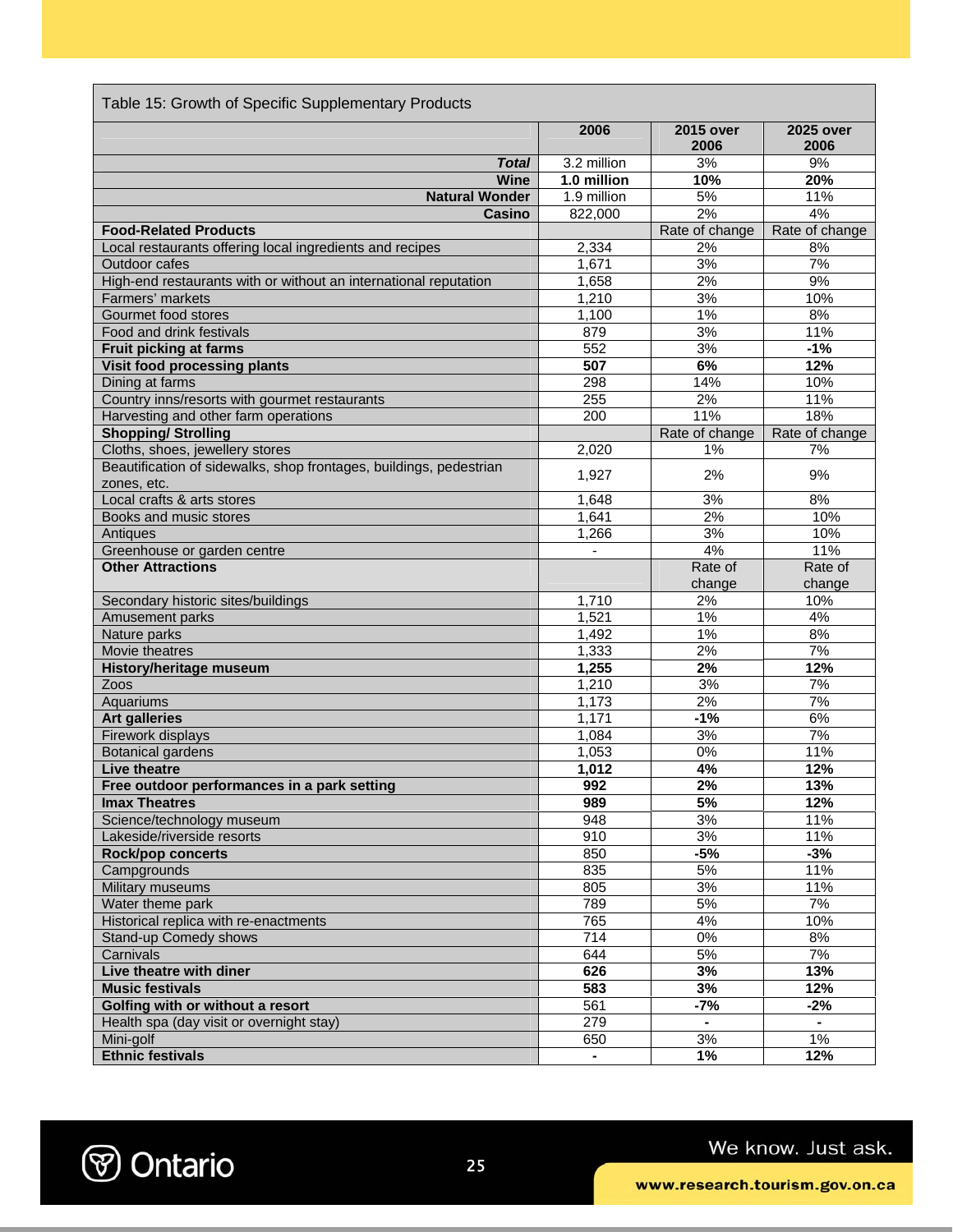Table 15: Growth of Specific Supplementary Products

| | 2006 | 2015 over 2006 | 2025 over 2006 |
|---|---|---|---|
| ***Total*** | 3.2 million | 3% | 9% |
| **Wine** | **1.0 million** | **10%** | **20%** |
| **Natural Wonder** | 1.9 million | 5% | 11% |
| **Casino** | 822,000 | 2% | 4% |
| **Food-Related Products** | | Rate of change | Rate of change |
| Local restaurants offering local ingredients and recipes | 2,334 | 2% | 8% |
| Outdoor cafes | 1,671 | 3% | 7% |
| High-end restaurants with or without an international reputation | 1,658 | 2% | 9% |
| Farmers' markets | 1,210 | 3% | 10% |
| Gourmet food stores | 1,100 | 1% | 8% |
| Food and drink festivals | 879 | 3% | 11% |
| **Fruit picking at farms** | 552 | 3% | **-1%** |
| **Visit food processing plants** | **507** | **6%** | **12%** |
| Dining at farms | 298 | 14% | 10% |
| Country inns/resorts with gourmet restaurants | 255 | 2% | 11% |
| Harvesting and other farm operations | 200 | 11% | 18% |
| **Shopping/ Strolling** | | Rate of change | Rate of change |
| Cloths, shoes, jewellery stores | 2,020 | 1% | 7% |
| Beautification of sidewalks, shop frontages, buildings, pedestrian zones, etc. | 1,927 | 2% | 9% |
| Local crafts & arts stores | 1,648 | 3% | 8% |
| Books and music stores | 1,641 | 2% | 10% |
| Antiques | 1,266 | 3% | 10% |
| Greenhouse or garden centre | - | 4% | 11% |
| **Other Attractions** | | Rate of change | Rate of change |
| Secondary historic sites/buildings | 1,710 | 2% | 10% |
| Amusement parks | 1,521 | 1% | 4% |
| Nature parks | 1,492 | 1% | 8% |
| Movie theatres | 1,333 | 2% | 7% |
| **History/heritage museum** | **1,255** | **2%** | **12%** |
| Zoos | 1,210 | 3% | 7% |
| Aquariums | 1,173 | 2% | 7% |
| **Art galleries** | 1,171 | **-1%** | 6% |
| Firework displays | 1,084 | 3% | 7% |
| Botanical gardens | 1,053 | 0% | 11% |
| **Live theatre** | **1,012** | **4%** | **12%** |
| **Free outdoor performances in a park setting** | **992** | **2%** | **13%** |
| **Imax Theatres** | **989** | **5%** | **12%** |
| Science/technology museum | 948 | 3% | 11% |
| Lakeside/riverside resorts | 910 | 3% | 11% |
| **Rock/pop concerts** | 850 | **-5%** | **-3%** |
| Campgrounds | 835 | 5% | 11% |
| Military museums | 805 | 3% | 11% |
| Water theme park | 789 | 5% | 7% |
| Historical replica with re-enactments | 765 | 4% | 10% |
| Stand-up Comedy shows | 714 | 0% | 8% |
| Carnivals | 644 | 5% | 7% |
| **Live theatre with diner** | **626** | **3%** | **13%** |
| **Music festivals** | **583** | **3%** | **12%** |
| **Golfing with or without a resort** | 561 | **-7%** | **-2%** |
| Health spa (day visit or overnight stay) | 279 | **-** | **-** |
| Mini-golf | 650 | 3% | 1% |
| **Ethnic festivals** | **-** | **1%** | **12%** |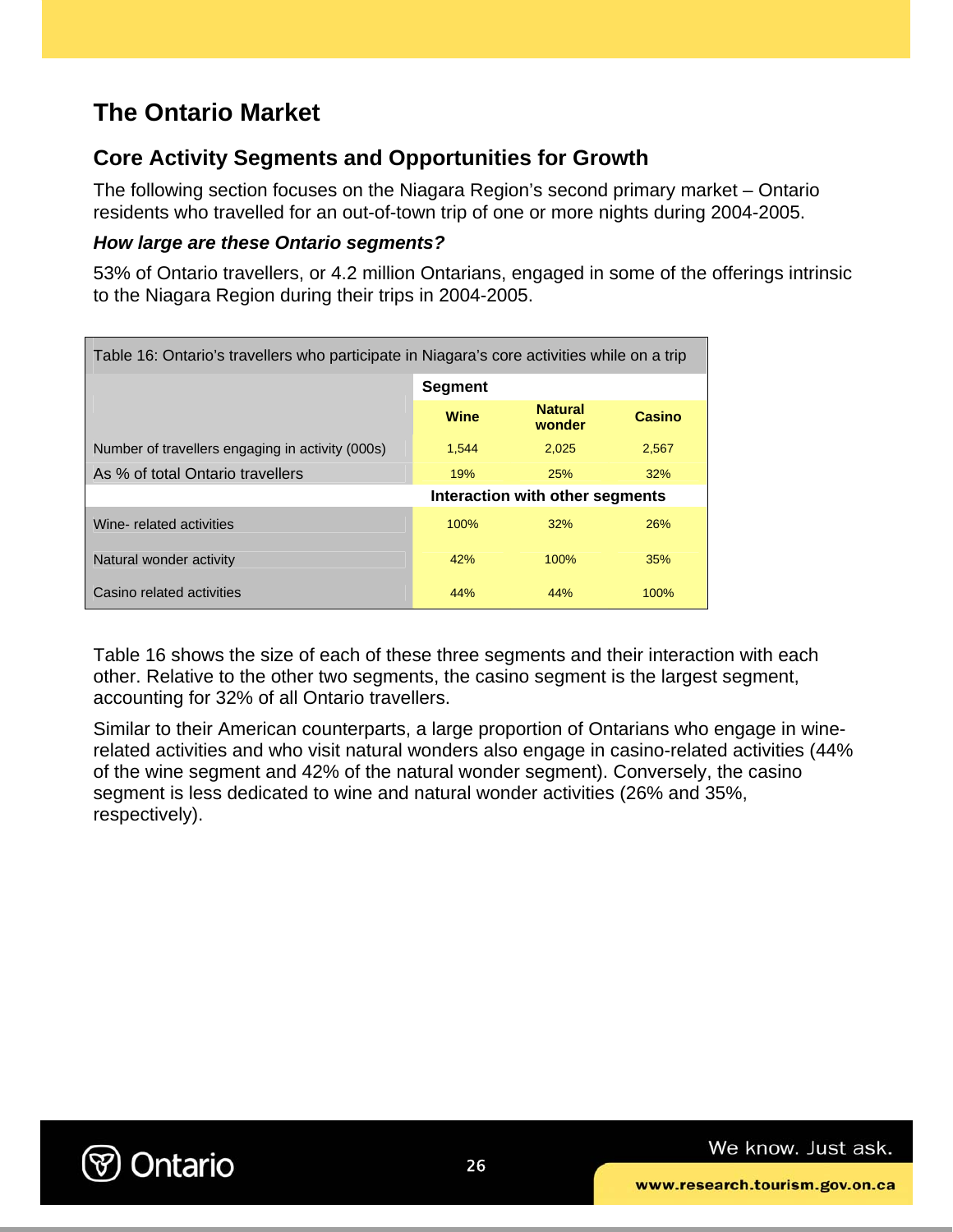# The Ontario Market

## Core Activity Segments and Opportunities for Growth

The following section focuses on the Niagara Region's second primary market – Ontario residents who travelled for an out-of-town trip of one or more nights during 2004-2005.

***How large are these Ontario segments?***

53% of Ontario travellers, or 4.2 million Ontarians, engaged in some of the offerings intrinsic to the Niagara Region during their trips in 2004-2005.

Table 16: Ontario's travellers who participate in Niagara's core activities while on a trip

| | Segment | | |
|---|---|---|---|
| | **Wine** | **Natural wonder** | **Casino** |
| Number of travellers engaging in activity (000s) | 1,544 | 2,025 | 2,567 |
| As % of total Ontario travellers | 19% | 25% | 32% |
| | **Interaction with other segments** | | |
| Wine- related activities | 100% | 32% | 26% |
| Natural wonder activity | 42% | 100% | 35% |
| Casino related activities | 44% | 44% | 100% |

Table 16 shows the size of each of these three segments and their interaction with each other. Relative to the other two segments, the casino segment is the largest segment, accounting for 32% of all Ontario travellers.

Similar to their American counterparts, a large proportion of Ontarians who engage in wine-related activities and who visit natural wonders also engage in casino-related activities (44% of the wine segment and 42% of the natural wonder segment). Conversely, the casino segment is less dedicated to wine and natural wonder activities (26% and 35%, respectively).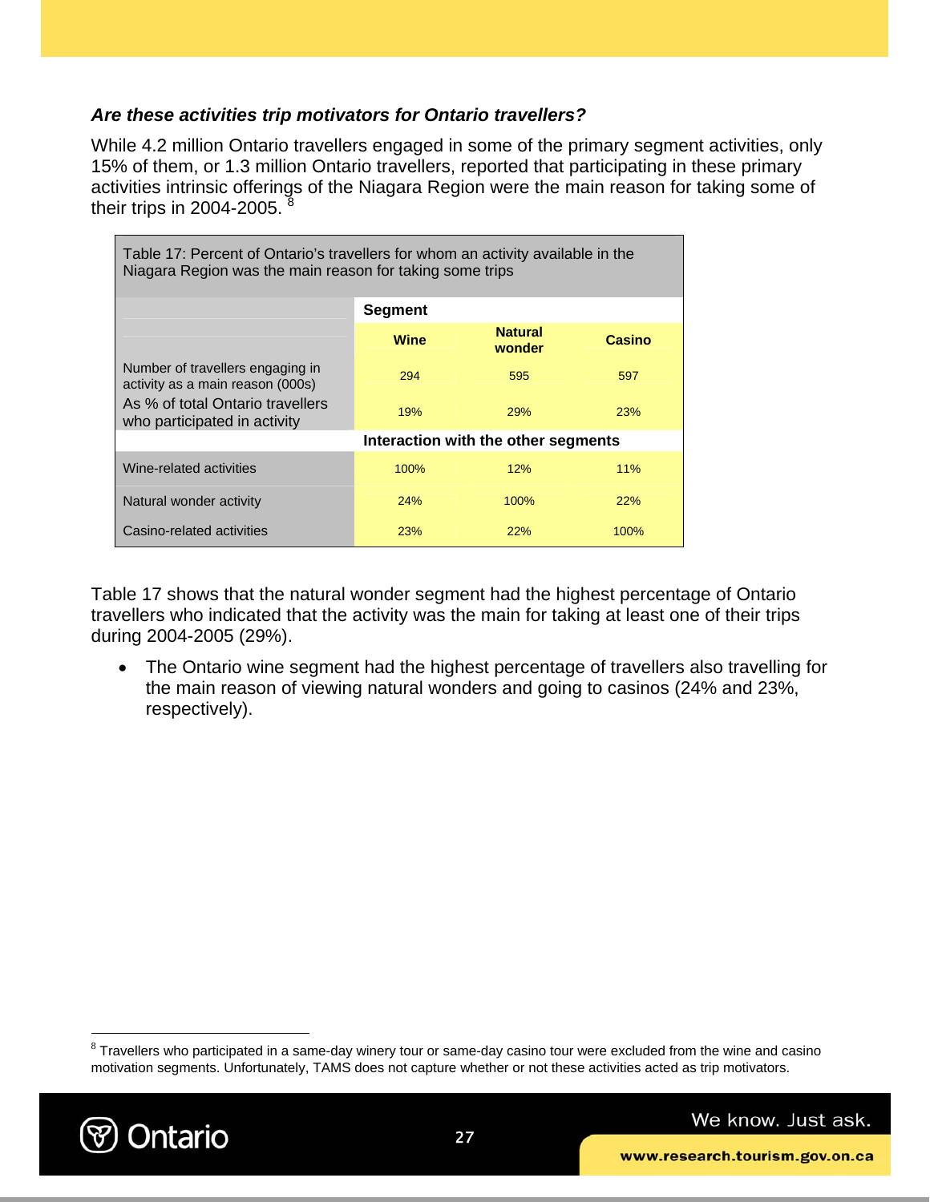### *Are these activities trip motivators for Ontario travellers?*

While 4.2 million Ontario travellers engaged in some of the primary segment activities, only 15% of them, or 1.3 million Ontario travellers, reported that participating in these primary activities intrinsic offerings of the Niagara Region were the main reason for taking some of their trips in 2004-2005. [8]

Table 17: Percent of Ontario's travellers for whom an activity available in the Niagara Region was the main reason for taking some trips

| | Segment | | |
|---|---|---|---|
| | **Wine** | **Natural wonder** | **Casino** |
| Number of travellers engaging in activity as a main reason (000s) | 294 | 595 | 597 |
| As % of total Ontario travellers who participated in activity | 19% | 29% | 23% |
| | **Interaction with the other segments** | | |
| Wine-related activities | 100% | 12% | 11% |
| Natural wonder activity | 24% | 100% | 22% |
| Casino-related activities | 23% | 22% | 100% |

Table 17 shows that the natural wonder segment had the highest percentage of Ontario travellers who indicated that the activity was the main for taking at least one of their trips during 2004-2005 (29%).

- The Ontario wine segment had the highest percentage of travellers also travelling for the main reason of viewing natural wonders and going to casinos (24% and 23%, respectively).

[8] Travellers who participated in a same-day winery tour or same-day casino tour were excluded from the wine and casino motivation segments. Unfortunately, TAMS does not capture whether or not these activities acted as trip motivators.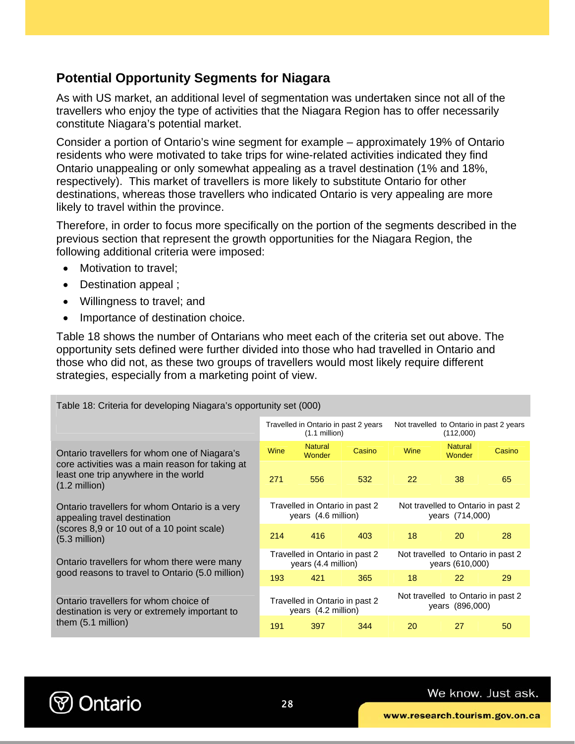## Potential Opportunity Segments for Niagara

As with US market, an additional level of segmentation was undertaken since not all of the travellers who enjoy the type of activities that the Niagara Region has to offer necessarily constitute Niagara's potential market.

Consider a portion of Ontario's wine segment for example – approximately 19% of Ontario residents who were motivated to take trips for wine-related activities indicated they find Ontario unappealing or only somewhat appealing as a travel destination (1% and 18%, respectively). This market of travellers is more likely to substitute Ontario for other destinations, whereas those travellers who indicated Ontario is very appealing are more likely to travel within the province.

Therefore, in order to focus more specifically on the portion of the segments described in the previous section that represent the growth opportunities for the Niagara Region, the following additional criteria were imposed:

- Motivation to travel;
- Destination appeal ;
- Willingness to travel; and
- Importance of destination choice.

Table 18 shows the number of Ontarians who meet each of the criteria set out above. The opportunity sets defined were further divided into those who had travelled in Ontario and those who did not, as these two groups of travellers would most likely require different strategies, especially from a marketing point of view.

Table 18: Criteria for developing Niagara's opportunity set (000)

| | Travelled in Ontario in past 2 years (1.1 million) | | | Not travelled to Ontario in past 2 years (112,000) | | |
|---|---|---|---|---|---|---|
| | Wine | Natural Wonder | Casino | Wine | Natural Wonder | Casino |
| Ontario travellers for whom one of Niagara's core activities was a main reason for taking at least one trip anywhere in the world (1.2 million) | 271 | 556 | 532 | 22 | 38 | 65 |
| | Travelled in Ontario in past 2 years (4.6 million) | | | Not travelled to Ontario in past 2 years (714,000) | | |
| Ontario travellers for whom Ontario is a very appealing travel destination (scores 8,9 or 10 out of a 10 point scale) (5.3 million) | 214 | 416 | 403 | 18 | 20 | 28 |
| | Travelled in Ontario in past 2 years (4.4 million) | | | Not travelled to Ontario in past 2 years (610,000) | | |
| Ontario travellers for whom there were many good reasons to travel to Ontario (5.0 million) | 193 | 421 | 365 | 18 | 22 | 29 |
| | Travelled in Ontario in past 2 years (4.2 million) | | | Not travelled to Ontario in past 2 years (896,000) | | |
| Ontario travellers for whom choice of destination is very or extremely important to them (5.1 million) | 191 | 397 | 344 | 20 | 27 | 50 |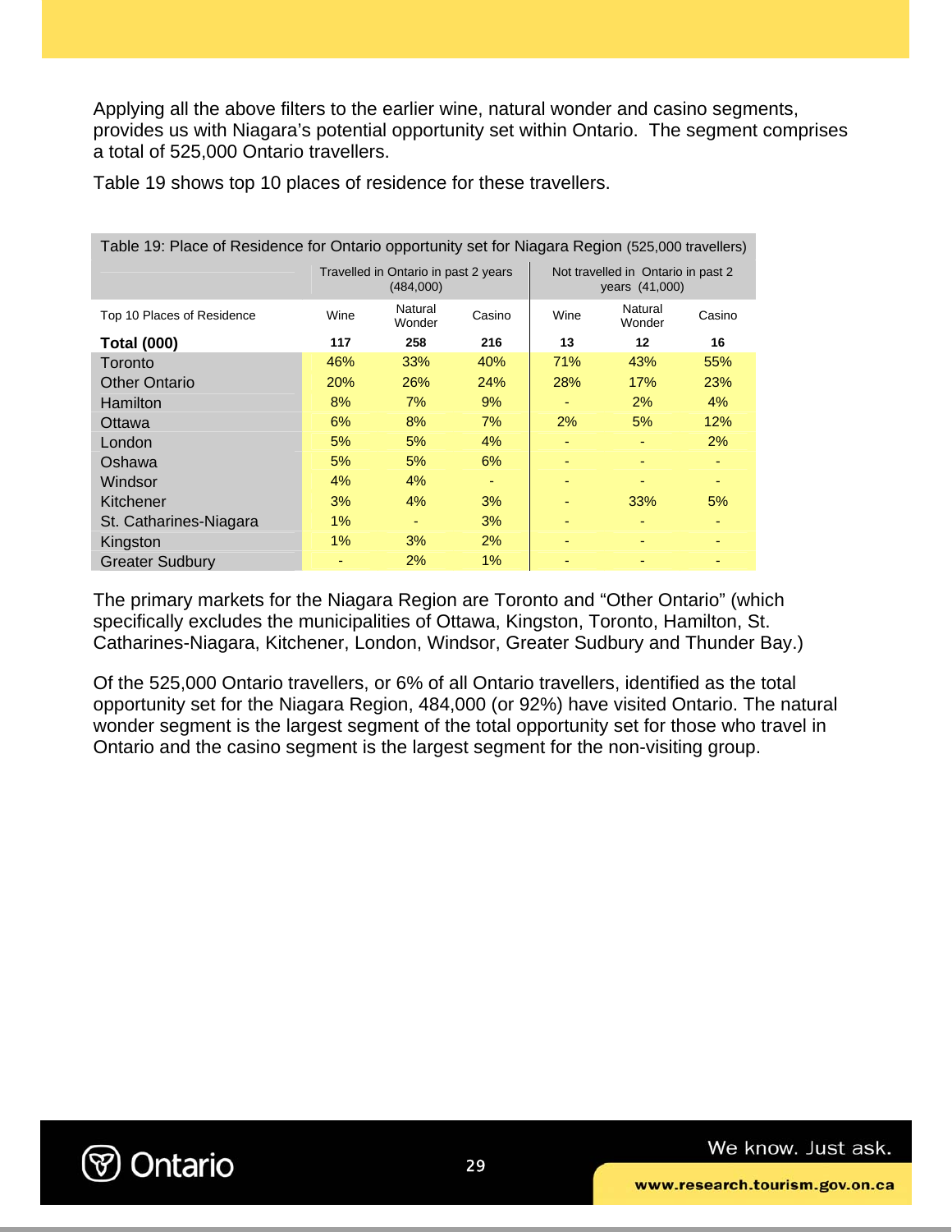Applying all the above filters to the earlier wine, natural wonder and casino segments, provides us with Niagara's potential opportunity set within Ontario. The segment comprises a total of 525,000 Ontario travellers.

Table 19 shows top 10 places of residence for these travellers.

Table 19: Place of Residence for Ontario opportunity set for Niagara Region (525,000 travellers)

| | Travelled in Ontario in past 2 years (484,000) | | | Not travelled in Ontario in past 2 years (41,000) | | |
|---|---|---|---|---|---|---|
| Top 10 Places of Residence | Wine | Natural Wonder | Casino | Wine | Natural Wonder | Casino |
| **Total (000)** | **117** | **258** | **216** | **13** | **12** | **16** |
| Toronto | 46% | 33% | 40% | 71% | 43% | 55% |
| Other Ontario | 20% | 26% | 24% | 28% | 17% | 23% |
| Hamilton | 8% | 7% | 9% | - | 2% | 4% |
| Ottawa | 6% | 8% | 7% | 2% | 5% | 12% |
| London | 5% | 5% | 4% | - | - | 2% |
| Oshawa | 5% | 5% | 6% | - | - | - |
| Windsor | 4% | 4% | - | - | - | - |
| Kitchener | 3% | 4% | 3% | - | 33% | 5% |
| St. Catharines-Niagara | 1% | - | 3% | - | - | - |
| Kingston | 1% | 3% | 2% | - | - | - |
| Greater Sudbury | - | 2% | 1% | - | - | - |

The primary markets for the Niagara Region are Toronto and "Other Ontario" (which specifically excludes the municipalities of Ottawa, Kingston, Toronto, Hamilton, St. Catharines-Niagara, Kitchener, London, Windsor, Greater Sudbury and Thunder Bay.)

Of the 525,000 Ontario travellers, or 6% of all Ontario travellers, identified as the total opportunity set for the Niagara Region, 484,000 (or 92%) have visited Ontario. The natural wonder segment is the largest segment of the total opportunity set for those who travel in Ontario and the casino segment is the largest segment for the non-visiting group.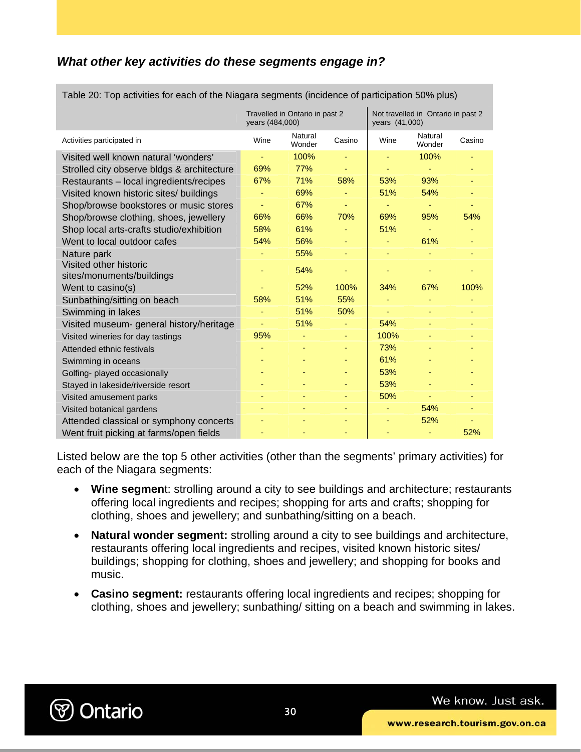### *What other key activities do these segments engage in?*

Table 20: Top activities for each of the Niagara segments (incidence of participation 50% plus)

| | Travelled in Ontario in past 2 years (484,000) | | | Not travelled in Ontario in past 2 years (41,000) | | |
|---|---|---|---|---|---|---|
| Activities participated in | Wine | Natural Wonder | Casino | Wine | Natural Wonder | Casino |
| Visited well known natural 'wonders' | - | 100% | - | - | 100% | - |
| Strolled city observe bldgs & architecture | 69% | 77% | - | - | - | - |
| Restaurants – local ingredients/recipes | 67% | 71% | 58% | 53% | 93% | - |
| Visited known historic sites/ buildings | - | 69% | - | 51% | 54% | - |
| Shop/browse bookstores or music stores | - | 67% | - | - | - | - |
| Shop/browse clothing, shoes, jewellery | 66% | 66% | 70% | 69% | 95% | 54% |
| Shop local arts-crafts studio/exhibition | 58% | 61% | - | 51% | - | - |
| Went to local outdoor cafes | 54% | 56% | - | - | 61% | - |
| Nature park | - | 55% | - | - | - | - |
| Visited other historic sites/monuments/buildings | - | 54% | - | - | - | - |
| Went to casino(s) | - | 52% | 100% | 34% | 67% | 100% |
| Sunbathing/sitting on beach | 58% | 51% | 55% | - | - | - |
| Swimming in lakes | - | 51% | 50% | - | - | - |
| Visited museum- general history/heritage | - | 51% | - | 54% | - | - |
| Visited wineries for day tastings | 95% | - | - | 100% | - | - |
| Attended ethnic festivals | - | - | - | 73% | - | - |
| Swimming in oceans | - | - | - | 61% | - | - |
| Golfing- played occasionally | - | - | - | 53% | - | - |
| Stayed in lakeside/riverside resort | - | - | - | 53% | - | - |
| Visited amusement parks | - | - | - | 50% | - | - |
| Visited botanical gardens | - | - | - | - | 54% | - |
| Attended classical or symphony concerts | - | - | - | - | 52% | - |
| Went fruit picking at farms/open fields | - | - | - | - | - | 52% |

Listed below are the top 5 other activities (other than the segments' primary activities) for each of the Niagara segments:

- **Wine segmen**t: strolling around a city to see buildings and architecture; restaurants offering local ingredients and recipes; shopping for arts and crafts; shopping for clothing, shoes and jewellery; and sunbathing/sitting on a beach.
- **Natural wonder segment:** strolling around a city to see buildings and architecture, restaurants offering local ingredients and recipes, visited known historic sites/ buildings; shopping for clothing, shoes and jewellery; and shopping for books and music.
- **Casino segment:** restaurants offering local ingredients and recipes; shopping for clothing, shoes and jewellery; sunbathing/ sitting on a beach and swimming in lakes.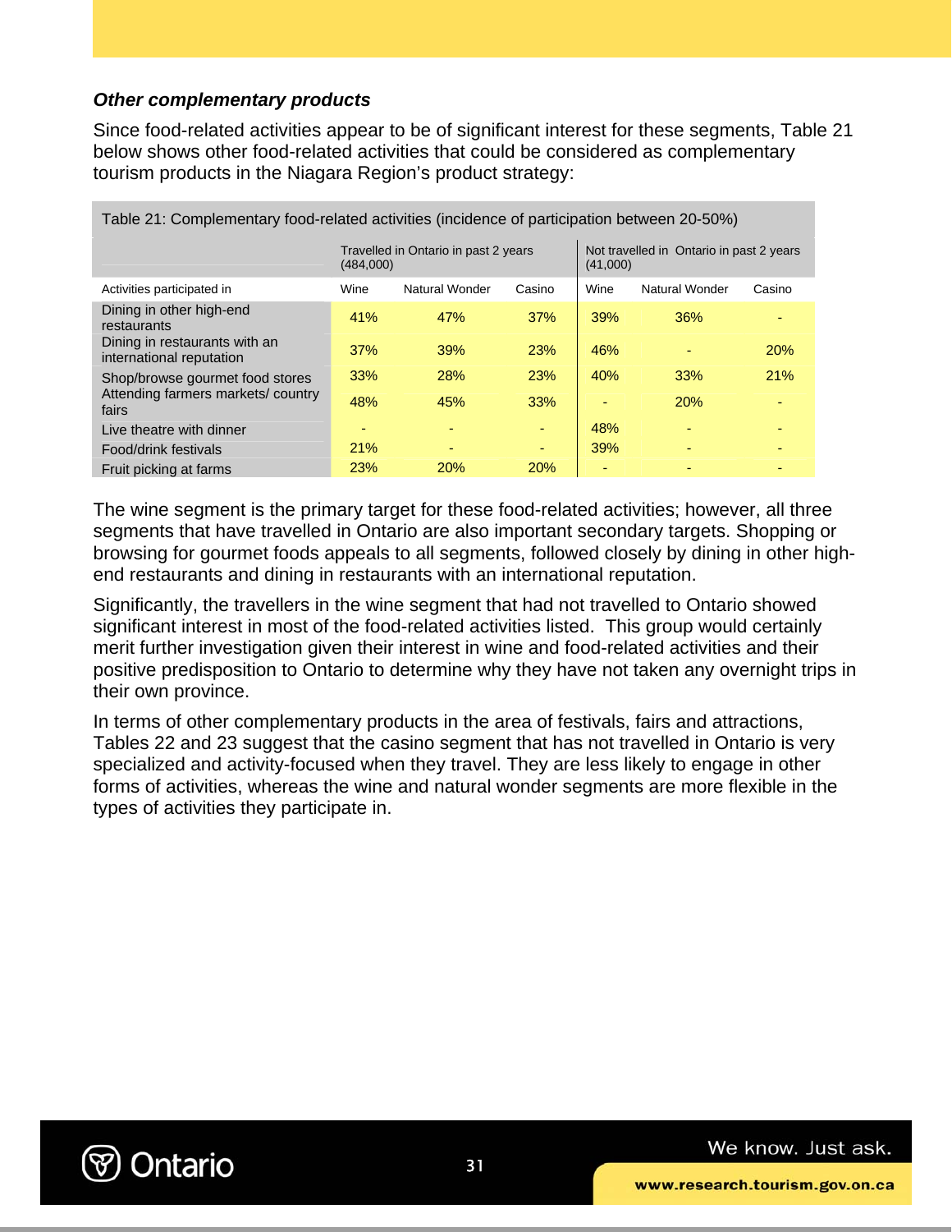### *Other complementary products*

Since food-related activities appear to be of significant interest for these segments, Table 21 below shows other food-related activities that could be considered as complementary tourism products in the Niagara Region's product strategy:

Table 21: Complementary food-related activities (incidence of participation between 20-50%)

| | Travelled in Ontario in past 2 years (484,000) | | | Not travelled in Ontario in past 2 years (41,000) | | |
|---|---|---|---|---|---|---|
| Activities participated in | Wine | Natural Wonder | Casino | Wine | Natural Wonder | Casino |
| Dining in other high-end restaurants | 41% | 47% | 37% | 39% | 36% | - |
| Dining in restaurants with an international reputation | 37% | 39% | 23% | 46% | - | 20% |
| Shop/browse gourmet food stores | 33% | 28% | 23% | 40% | 33% | 21% |
| Attending farmers markets/ country fairs | 48% | 45% | 33% | - | 20% | - |
| Live theatre with dinner | - | - | - | 48% | - | - |
| Food/drink festivals | 21% | - | - | 39% | - | - |
| Fruit picking at farms | 23% | 20% | 20% | - | - | - |

The wine segment is the primary target for these food-related activities; however, all three segments that have travelled in Ontario are also important secondary targets. Shopping or browsing for gourmet foods appeals to all segments, followed closely by dining in other high-end restaurants and dining in restaurants with an international reputation.

Significantly, the travellers in the wine segment that had not travelled to Ontario showed significant interest in most of the food-related activities listed. This group would certainly merit further investigation given their interest in wine and food-related activities and their positive predisposition to Ontario to determine why they have not taken any overnight trips in their own province.

In terms of other complementary products in the area of festivals, fairs and attractions, Tables 22 and 23 suggest that the casino segment that has not travelled in Ontario is very specialized and activity-focused when they travel. They are less likely to engage in other forms of activities, whereas the wine and natural wonder segments are more flexible in the types of activities they participate in.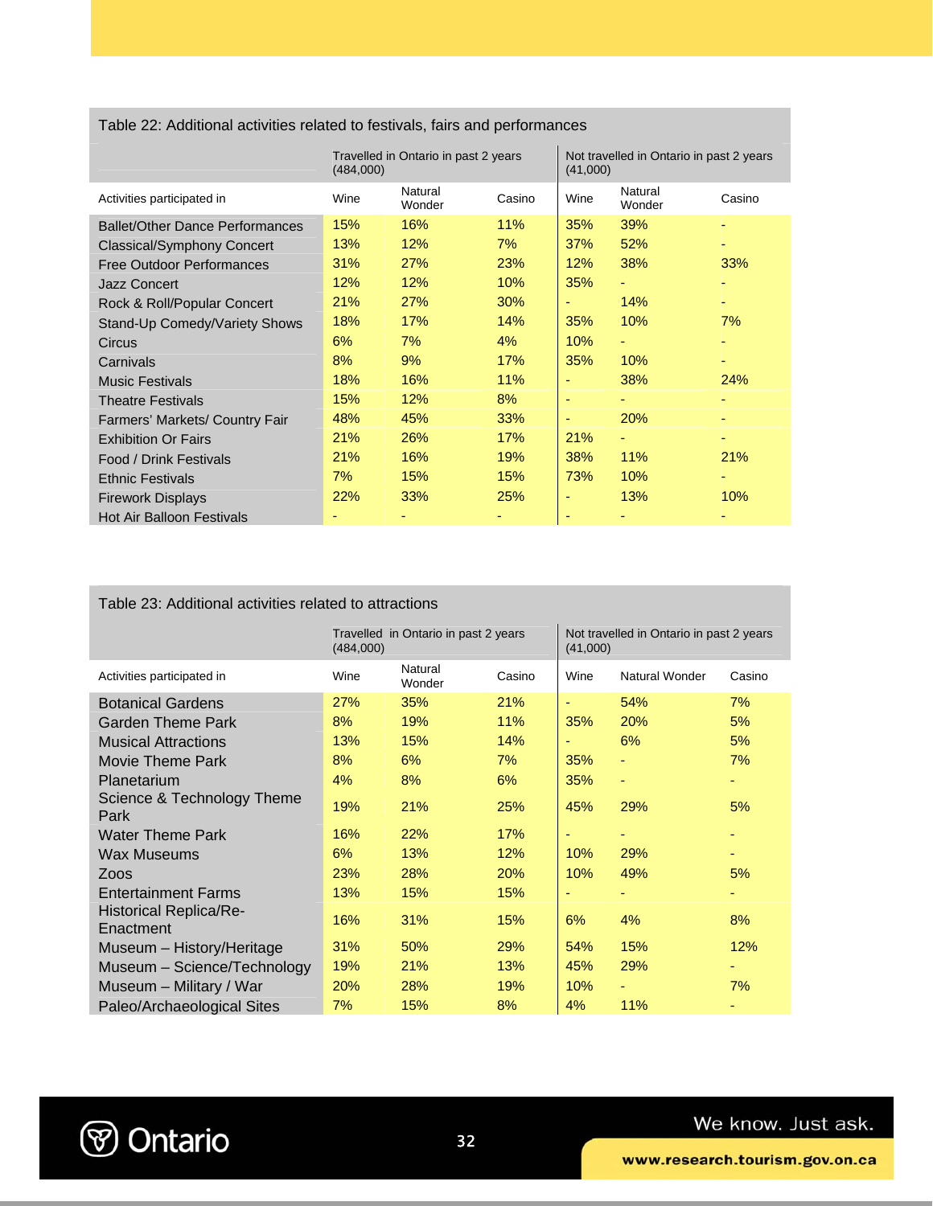## Table 22: Additional activities related to festivals, fairs and performances

| | Travelled in Ontario in past 2 years (484,000) | | | Not travelled in Ontario in past 2 years (41,000) | | |
|---|---|---|---|---|---|---|
| Activities participated in | Wine | Natural Wonder | Casino | Wine | Natural Wonder | Casino |
| Ballet/Other Dance Performances | 15% | 16% | 11% | 35% | 39% | - |
| Classical/Symphony Concert | 13% | 12% | 7% | 37% | 52% | - |
| Free Outdoor Performances | 31% | 27% | 23% | 12% | 38% | 33% |
| Jazz Concert | 12% | 12% | 10% | 35% | - | - |
| Rock & Roll/Popular Concert | 21% | 27% | 30% | - | 14% | - |
| Stand-Up Comedy/Variety Shows | 18% | 17% | 14% | 35% | 10% | 7% |
| Circus | 6% | 7% | 4% | 10% | - | - |
| Carnivals | 8% | 9% | 17% | 35% | 10% | - |
| Music Festivals | 18% | 16% | 11% | - | 38% | 24% |
| Theatre Festivals | 15% | 12% | 8% | - | - | - |
| Farmers' Markets/ Country Fair | 48% | 45% | 33% | - | 20% | - |
| Exhibition Or Fairs | 21% | 26% | 17% | 21% | - | - |
| Food / Drink Festivals | 21% | 16% | 19% | 38% | 11% | 21% |
| Ethnic Festivals | 7% | 15% | 15% | 73% | 10% | - |
| Firework Displays | 22% | 33% | 25% | - | 13% | 10% |
| Hot Air Balloon Festivals | - | - | - | - | - | - |

## Table 23: Additional activities related to attractions

| | Travelled in Ontario in past 2 years (484,000) | | | Not travelled in Ontario in past 2 years (41,000) | | |
|---|---|---|---|---|---|---|
| Activities participated in | Wine | Natural Wonder | Casino | Wine | Natural Wonder | Casino |
| Botanical Gardens | 27% | 35% | 21% | - | 54% | 7% |
| Garden Theme Park | 8% | 19% | 11% | 35% | 20% | 5% |
| Musical Attractions | 13% | 15% | 14% | - | 6% | 5% |
| Movie Theme Park | 8% | 6% | 7% | 35% | - | 7% |
| Planetarium | 4% | 8% | 6% | 35% | - | - |
| Science & Technology Theme Park | 19% | 21% | 25% | 45% | 29% | 5% |
| Water Theme Park | 16% | 22% | 17% | - | - | - |
| Wax Museums | 6% | 13% | 12% | 10% | 29% | - |
| Zoos | 23% | 28% | 20% | 10% | 49% | 5% |
| Entertainment Farms | 13% | 15% | 15% | - | - | - |
| Historical Replica/Re-Enactment | 16% | 31% | 15% | 6% | 4% | 8% |
| Museum – History/Heritage | 31% | 50% | 29% | 54% | 15% | 12% |
| Museum – Science/Technology | 19% | 21% | 13% | 45% | 29% | - |
| Museum – Military / War | 20% | 28% | 19% | 10% | - | 7% |
| Paleo/Archaeological Sites | 7% | 15% | 8% | 4% | 11% | - |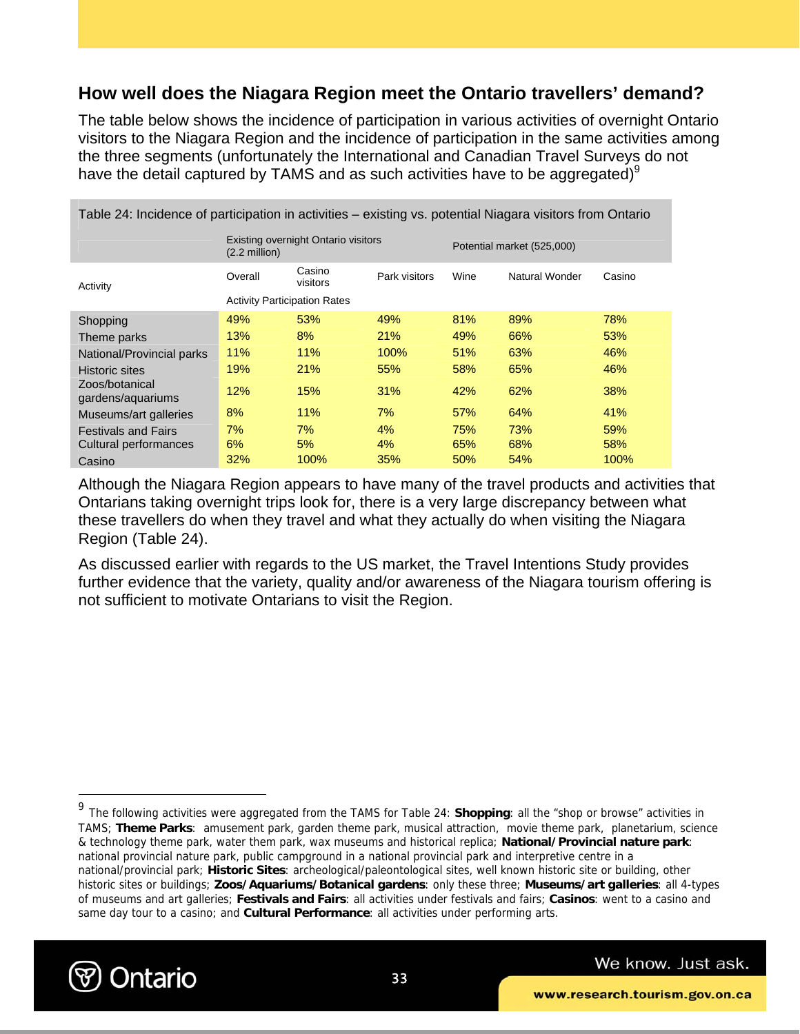## How well does the Niagara Region meet the Ontario travellers' demand?

The table below shows the incidence of participation in various activities of overnight Ontario visitors to the Niagara Region and the incidence of participation in the same activities among the three segments (unfortunately the International and Canadian Travel Surveys do not have the detail captured by TAMS and as such activities have to be aggregated)[9]

Table 24: Incidence of participation in activities – existing vs. potential Niagara visitors from Ontario

| | Existing overnight Ontario visitors (2.2 million) | | | Potential market (525,000) | | |
|---|---|---|---|---|---|---|
| Activity | Overall | Casino visitors | Park visitors | Wine | Natural Wonder | Casino |
| | Activity Participation Rates | | | | | |
| Shopping | 49% | 53% | 49% | 81% | 89% | 78% |
| Theme parks | 13% | 8% | 21% | 49% | 66% | 53% |
| National/Provincial parks | 11% | 11% | 100% | 51% | 63% | 46% |
| Historic sites | 19% | 21% | 55% | 58% | 65% | 46% |
| Zoos/botanical gardens/aquariums | 12% | 15% | 31% | 42% | 62% | 38% |
| Museums/art galleries | 8% | 11% | 7% | 57% | 64% | 41% |
| Festivals and Fairs | 7% | 7% | 4% | 75% | 73% | 59% |
| Cultural performances | 6% | 5% | 4% | 65% | 68% | 58% |
| Casino | 32% | 100% | 35% | 50% | 54% | 100% |

Although the Niagara Region appears to have many of the travel products and activities that Ontarians taking overnight trips look for, there is a very large discrepancy between what these travellers do when they travel and what they actually do when visiting the Niagara Region (Table 24).

As discussed earlier with regards to the US market, the Travel Intentions Study provides further evidence that the variety, quality and/or awareness of the Niagara tourism offering is not sufficient to motivate Ontarians to visit the Region.

---

[9] The following activities were aggregated from the TAMS for Table 24: **Shopping**: all the "shop or browse" activities in TAMS; **Theme Parks**: amusement park, garden theme park, musical attraction, movie theme park, planetarium, science & technology theme park, water them park, wax museums and historical replica; **National/Provincial nature park**: national provincial nature park, public campground in a national provincial park and interpretive centre in a national/provincial park; **Historic Sites**: archeological/paleontological sites, well known historic site or building, other historic sites or buildings; **Zoos/Aquariums/Botanical gardens**: only these three; **Museums/art galleries**: all 4-types of museums and art galleries; **Festivals and Fairs**: all activities under festivals and fairs; **Casinos**: went to a casino and same day tour to a casino; and **Cultural Performance**: all activities under performing arts.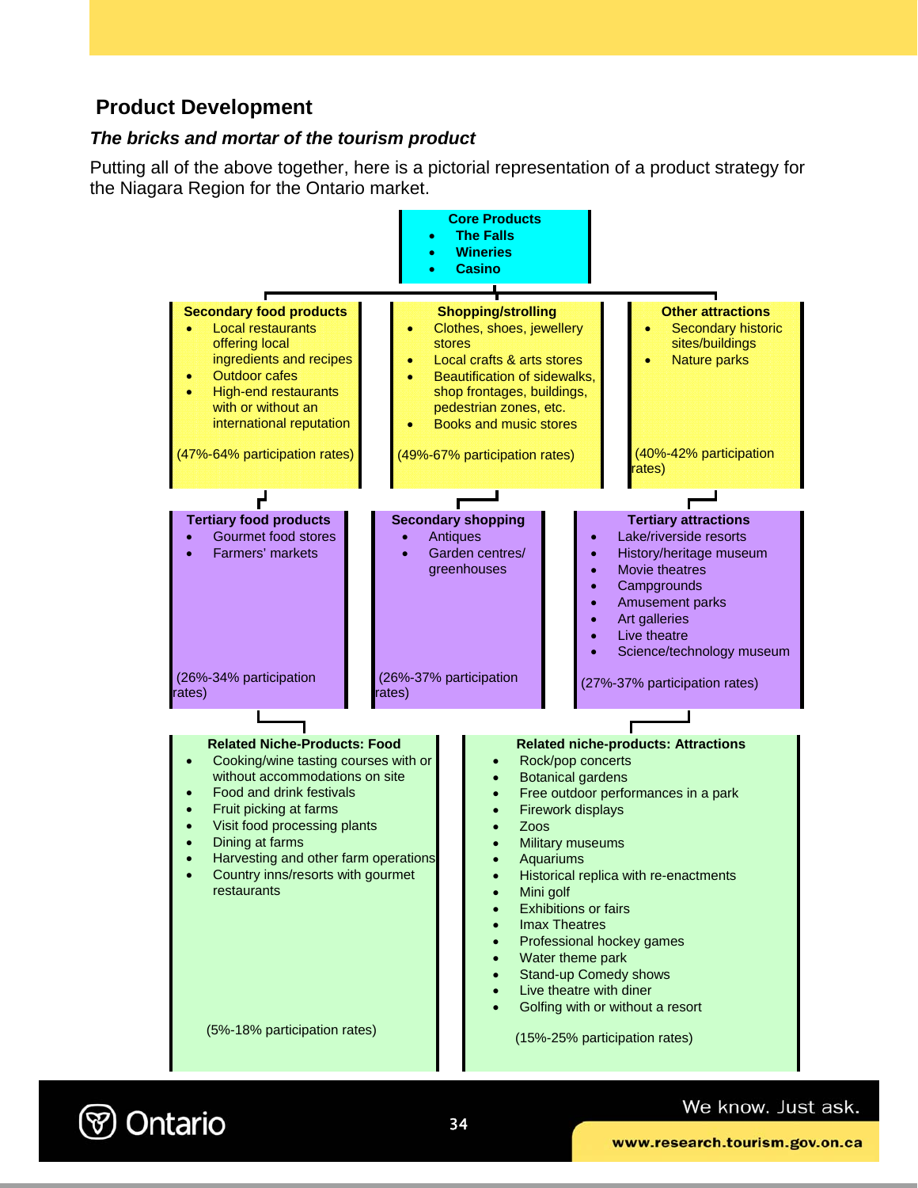## Product Development

### *The bricks and mortar of the tourism product*

Putting all of the above together, here is a pictorial representation of a product strategy for the Niagara Region for the Ontario market.

**Core Products**

- **The Falls**
- **Wineries**
- **Casino**

**Secondary food products**

- Local restaurants offering local ingredients and recipes
- Outdoor cafes
- High-end restaurants with or without an international reputation

(47%-64% participation rates)

**Shopping/strolling**

- Clothes, shoes, jewellery stores
- Local crafts & arts stores
- Beautification of sidewalks, shop frontages, buildings, pedestrian zones, etc.
- Books and music stores

(49%-67% participation rates)

**Other attractions**

- Secondary historic sites/buildings
- Nature parks

(40%-42% participation rates)

**Tertiary food products**

- Gourmet food stores
- Farmers' markets

(26%-34% participation rates)

**Secondary shopping**

- Antiques
- Garden centres/ greenhouses

(26%-37% participation rates)

**Tertiary attractions**

- Lake/riverside resorts
- History/heritage museum
- Movie theatres
- Campgrounds
- Amusement parks
- Art galleries
- Live theatre
- Science/technology museum

(27%-37% participation rates)

**Related Niche-Products: Food**

- Cooking/wine tasting courses with or without accommodations on site
- Food and drink festivals
- Fruit picking at farms
- Visit food processing plants
- Dining at farms
- Harvesting and other farm operations
- Country inns/resorts with gourmet restaurants

(5%-18% participation rates)

**Related niche-products: Attractions**

- Rock/pop concerts
- Botanical gardens
- Free outdoor performances in a park
- Firework displays
- Zoos
- Military museums
- Aquariums
- Historical replica with re-enactments
- Mini golf
- Exhibitions or fairs
- Imax Theatres
- Professional hockey games
- Water theme park
- Stand-up Comedy shows
- Live theatre with diner
- Golfing with or without a resort

(15%-25% participation rates)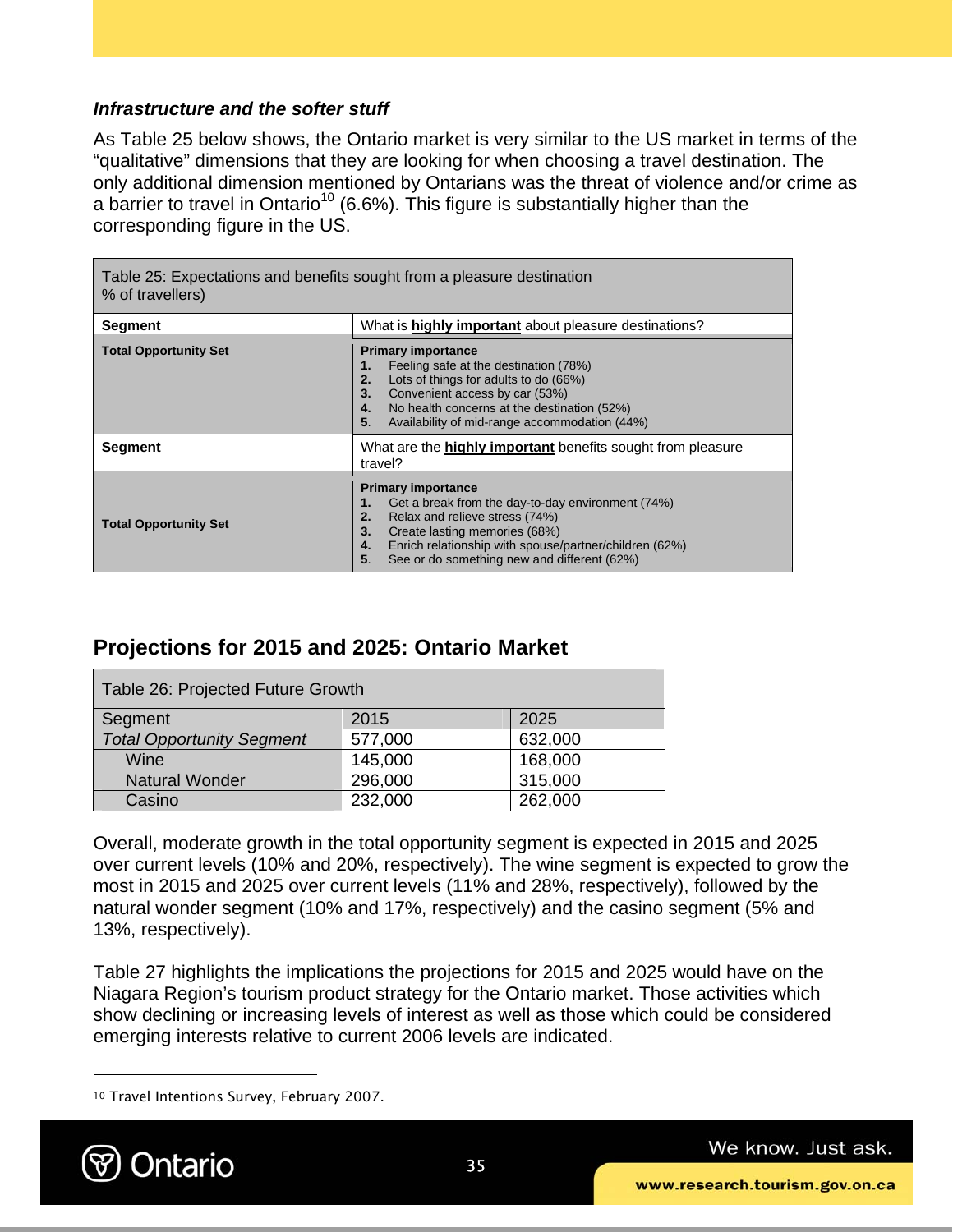### *Infrastructure and the softer stuff*

As Table 25 below shows, the Ontario market is very similar to the US market in terms of the "qualitative" dimensions that they are looking for when choosing a travel destination. The only additional dimension mentioned by Ontarians was the threat of violence and/or crime as a barrier to travel in Ontario[10] (6.6%). This figure is substantially higher than the corresponding figure in the US.

| Table 25: Expectations and benefits sought from a pleasure destination<br>% of travellers) | |
|---|---|
| **Segment** | What is **highly important** about pleasure destinations? |
| **Total Opportunity Set** | **Primary importance**<br>**1.** Feeling safe at the destination (78%)<br>**2.** Lots of things for adults to do (66%)<br>**3.** Convenient access by car (53%)<br>**4.** No health concerns at the destination (52%)<br>**5.** Availability of mid-range accommodation (44%) |
| **Segment** | What are the **highly important** benefits sought from pleasure travel? |
| **Total Opportunity Set** | **Primary importance**<br>**1.** Get a break from the day-to-day environment (74%)<br>**2.** Relax and relieve stress (74%)<br>**3.** Create lasting memories (68%)<br>**4.** Enrich relationship with spouse/partner/children (62%)<br>**5.** See or do something new and different (62%) |

## Projections for 2015 and 2025: Ontario Market

| Table 26: Projected Future Growth | | |
|---|---|---|
| Segment | 2015 | 2025 |
| *Total Opportunity Segment* | 577,000 | 632,000 |
| Wine | 145,000 | 168,000 |
| Natural Wonder | 296,000 | 315,000 |
| Casino | 232,000 | 262,000 |

Overall, moderate growth in the total opportunity segment is expected in 2015 and 2025 over current levels (10% and 20%, respectively). The wine segment is expected to grow the most in 2015 and 2025 over current levels (11% and 28%, respectively), followed by the natural wonder segment (10% and 17%, respectively) and the casino segment (5% and 13%, respectively).

Table 27 highlights the implications the projections for 2015 and 2025 would have on the Niagara Region's tourism product strategy for the Ontario market. Those activities which show declining or increasing levels of interest as well as those which could be considered emerging interests relative to current 2006 levels are indicated.

---

[10] Travel Intentions Survey, February 2007.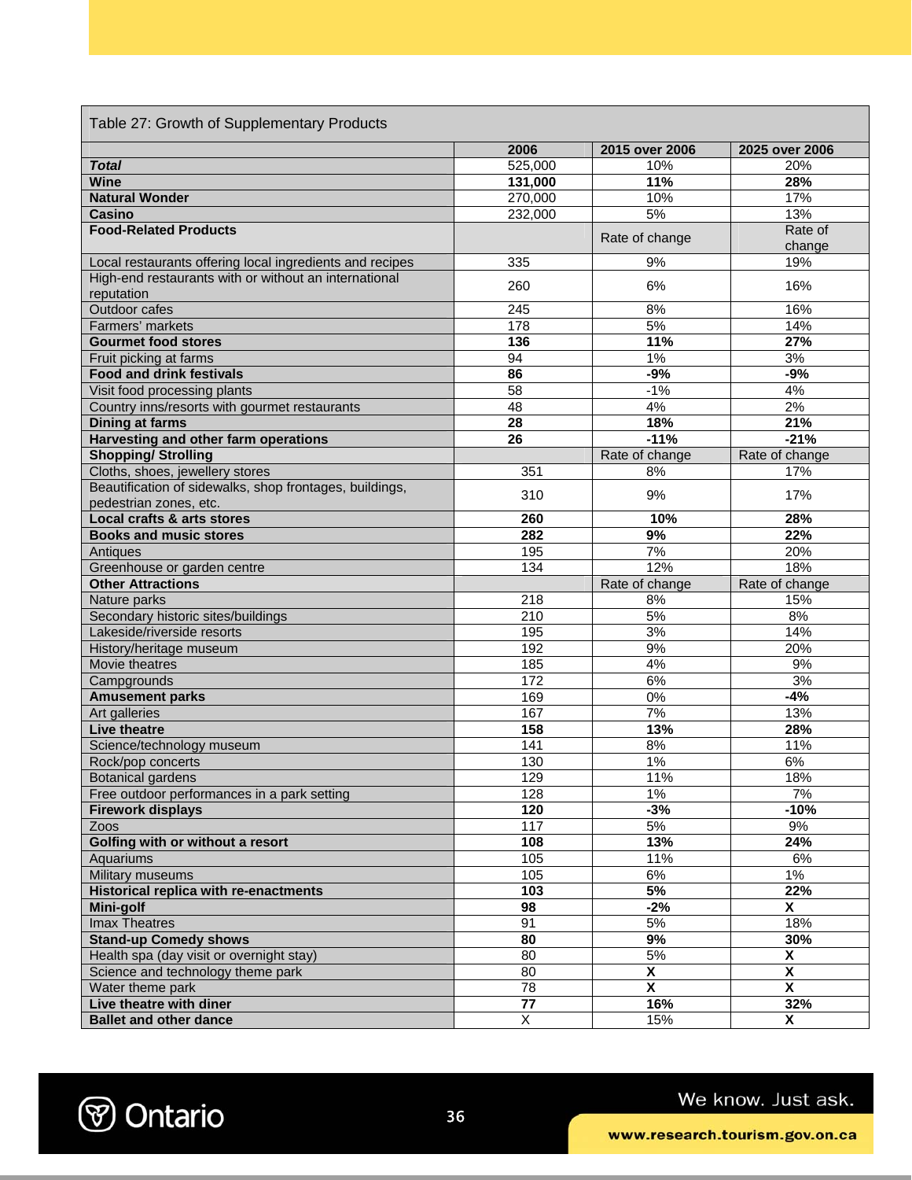Table 27: Growth of Supplementary Products

| | 2006 | 2015 over 2006 | 2025 over 2006 |
|---|---|---|---|
| ***Total*** | 525,000 | 10% | 20% |
| **Wine** | **131,000** | **11%** | **28%** |
| **Natural Wonder** | 270,000 | 10% | 17% |
| **Casino** | 232,000 | 5% | 13% |
| **Food-Related Products** | | Rate of change | Rate of change |
| Local restaurants offering local ingredients and recipes | 335 | 9% | 19% |
| High-end restaurants with or without an international reputation | 260 | 6% | 16% |
| Outdoor cafes | 245 | 8% | 16% |
| Farmers' markets | 178 | 5% | 14% |
| **Gourmet food stores** | **136** | **11%** | **27%** |
| Fruit picking at farms | 94 | 1% | 3% |
| **Food and drink festivals** | **86** | **-9%** | **-9%** |
| Visit food processing plants | 58 | -1% | 4% |
| Country inns/resorts with gourmet restaurants | 48 | 4% | 2% |
| **Dining at farms** | **28** | **18%** | **21%** |
| **Harvesting and other farm operations** | **26** | **-11%** | **-21%** |
| **Shopping/ Strolling** | | Rate of change | Rate of change |
| Cloths, shoes, jewellery stores | 351 | 8% | 17% |
| Beautification of sidewalks, shop frontages, buildings, pedestrian zones, etc. | 310 | 9% | 17% |
| **Local crafts & arts stores** | **260** | **10%** | **28%** |
| **Books and music stores** | **282** | **9%** | **22%** |
| Antiques | 195 | 7% | 20% |
| Greenhouse or garden centre | 134 | 12% | 18% |
| **Other Attractions** | | Rate of change | Rate of change |
| Nature parks | 218 | 8% | 15% |
| Secondary historic sites/buildings | 210 | 5% | 8% |
| Lakeside/riverside resorts | 195 | 3% | 14% |
| History/heritage museum | 192 | 9% | 20% |
| Movie theatres | 185 | 4% | 9% |
| Campgrounds | 172 | 6% | 3% |
| **Amusement parks** | 169 | 0% | **-4%** |
| Art galleries | 167 | 7% | 13% |
| **Live theatre** | **158** | **13%** | **28%** |
| Science/technology museum | 141 | 8% | 11% |
| Rock/pop concerts | 130 | 1% | 6% |
| Botanical gardens | 129 | 11% | 18% |
| Free outdoor performances in a park setting | 128 | 1% | 7% |
| **Firework displays** | **120** | **-3%** | **-10%** |
| Zoos | 117 | 5% | 9% |
| **Golfing with or without a resort** | **108** | **13%** | **24%** |
| Aquariums | 105 | 11% | 6% |
| Military museums | 105 | 6% | 1% |
| **Historical replica with re-enactments** | **103** | **5%** | **22%** |
| **Mini-golf** | **98** | **-2%** | **X** |
| Imax Theatres | 91 | 5% | 18% |
| **Stand-up Comedy shows** | **80** | **9%** | **30%** |
| Health spa (day visit or overnight stay) | 80 | 5% | **X** |
| Science and technology theme park | 80 | **X** | **X** |
| Water theme park | 78 | **X** | **X** |
| **Live theatre with diner** | **77** | **16%** | **32%** |
| **Ballet and other dance** | X | 15% | **X** |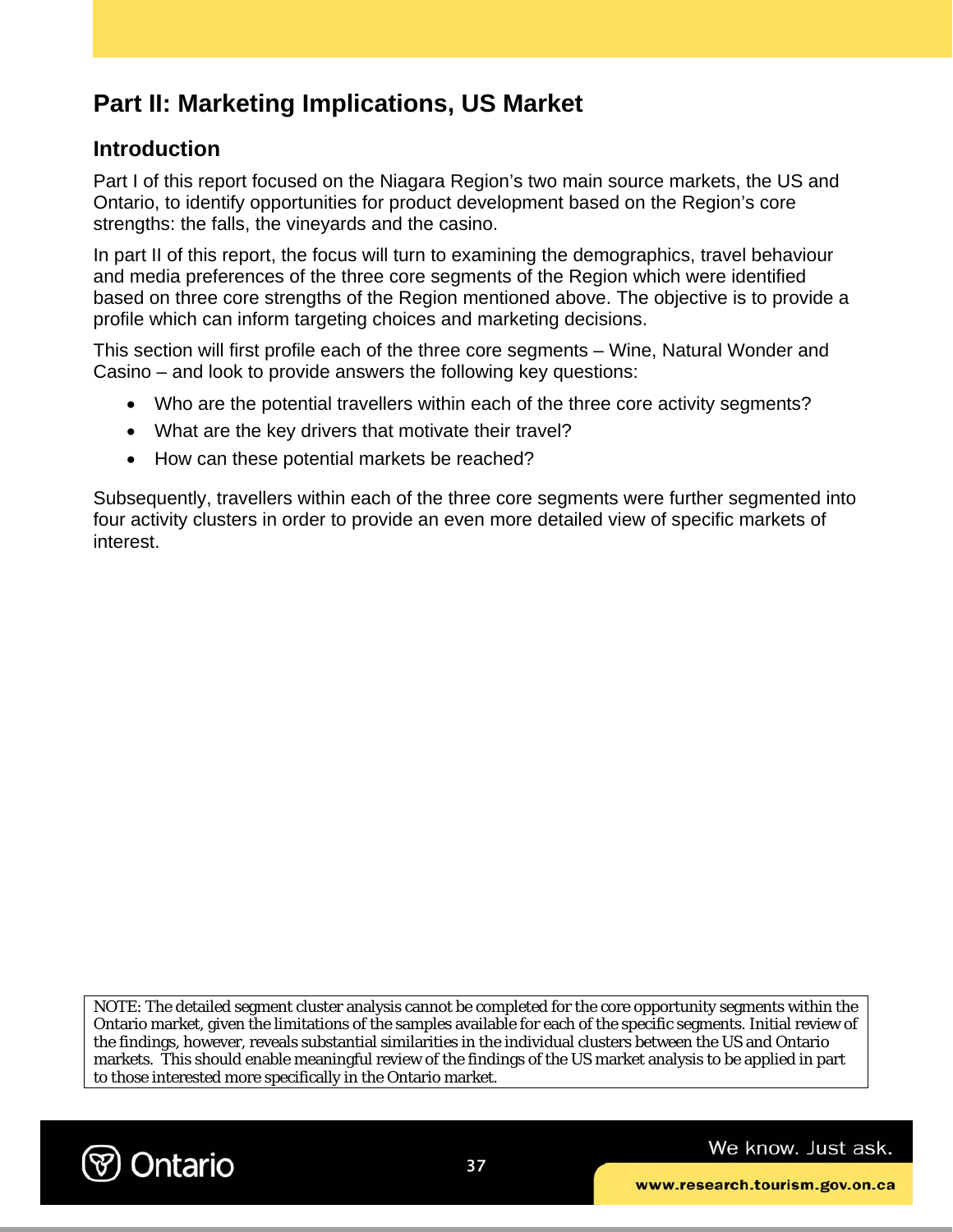# Part II: Marketing Implications, US Market

## Introduction

Part I of this report focused on the Niagara Region's two main source markets, the US and Ontario, to identify opportunities for product development based on the Region's core strengths: the falls, the vineyards and the casino.

In part II of this report, the focus will turn to examining the demographics, travel behaviour and media preferences of the three core segments of the Region which were identified based on three core strengths of the Region mentioned above. The objective is to provide a profile which can inform targeting choices and marketing decisions.

This section will first profile each of the three core segments – Wine, Natural Wonder and Casino – and look to provide answers the following key questions:

- Who are the potential travellers within each of the three core activity segments?
- What are the key drivers that motivate their travel?
- How can these potential markets be reached?

Subsequently, travellers within each of the three core segments were further segmented into four activity clusters in order to provide an even more detailed view of specific markets of interest.

NOTE: The detailed segment cluster analysis cannot be completed for the core opportunity segments within the Ontario market, given the limitations of the samples available for each of the specific segments. Initial review of the findings, however, reveals substantial similarities in the individual clusters between the US and Ontario markets. This should enable meaningful review of the findings of the US market analysis to be applied in part to those interested more specifically in the Ontario market.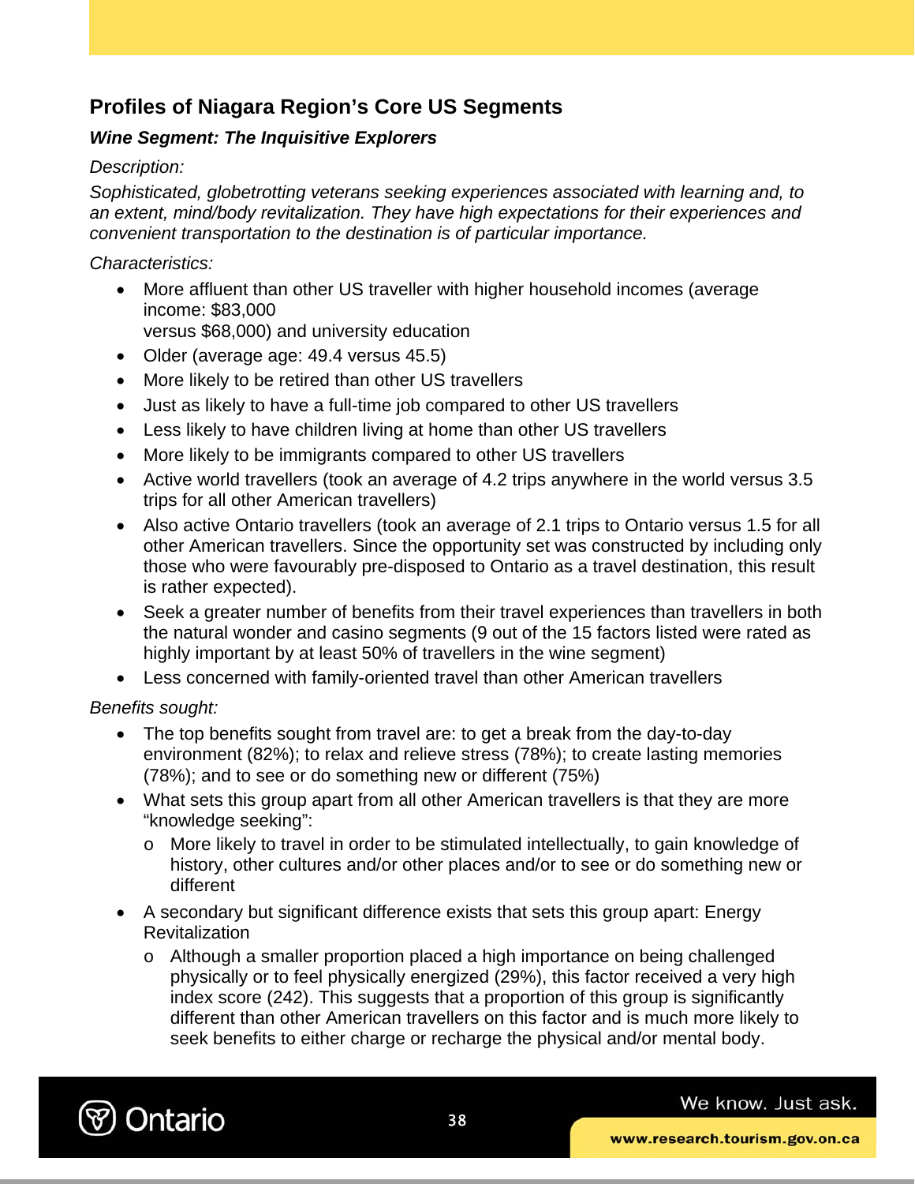## Profiles of Niagara Region's Core US Segments

### *Wine Segment: The Inquisitive Explorers*

*Description:*

*Sophisticated, globetrotting veterans seeking experiences associated with learning and, to an extent, mind/body revitalization. They have high expectations for their experiences and convenient transportation to the destination is of particular importance.*

*Characteristics:*

- More affluent than other US traveller with higher household incomes (average income: $83,000 versus $68,000) and university education
- Older (average age: 49.4 versus 45.5)
- More likely to be retired than other US travellers
- Just as likely to have a full-time job compared to other US travellers
- Less likely to have children living at home than other US travellers
- More likely to be immigrants compared to other US travellers
- Active world travellers (took an average of 4.2 trips anywhere in the world versus 3.5 trips for all other American travellers)
- Also active Ontario travellers (took an average of 2.1 trips to Ontario versus 1.5 for all other American travellers. Since the opportunity set was constructed by including only those who were favourably pre-disposed to Ontario as a travel destination, this result is rather expected).
- Seek a greater number of benefits from their travel experiences than travellers in both the natural wonder and casino segments (9 out of the 15 factors listed were rated as highly important by at least 50% of travellers in the wine segment)
- Less concerned with family-oriented travel than other American travellers

*Benefits sought:*

- The top benefits sought from travel are: to get a break from the day-to-day environment (82%); to relax and relieve stress (78%); to create lasting memories (78%); and to see or do something new or different (75%)
- What sets this group apart from all other American travellers is that they are more "knowledge seeking":
  - More likely to travel in order to be stimulated intellectually, to gain knowledge of history, other cultures and/or other places and/or to see or do something new or different
- A secondary but significant difference exists that sets this group apart: Energy Revitalization
  - Although a smaller proportion placed a high importance on being challenged physically or to feel physically energized (29%), this factor received a very high index score (242). This suggests that a proportion of this group is significantly different than other American travellers on this factor and is much more likely to seek benefits to either charge or recharge the physical and/or mental body.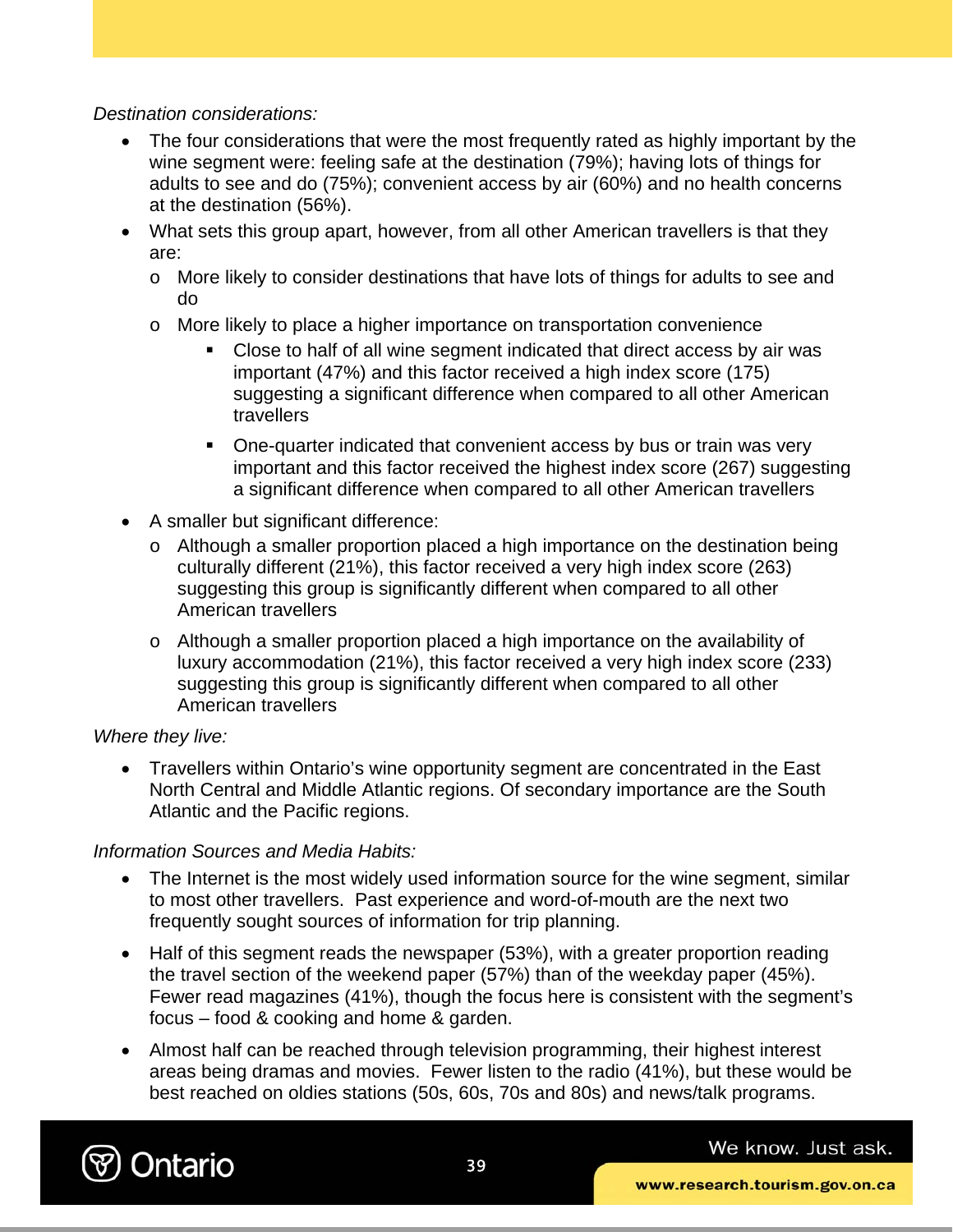*Destination considerations:*

- The four considerations that were the most frequently rated as highly important by the wine segment were: feeling safe at the destination (79%); having lots of things for adults to see and do (75%); convenient access by air (60%) and no health concerns at the destination (56%).
- What sets this group apart, however, from all other American travellers is that they are:
  - More likely to consider destinations that have lots of things for adults to see and do
  - More likely to place a higher importance on transportation convenience
    - Close to half of all wine segment indicated that direct access by air was important (47%) and this factor received a high index score (175) suggesting a significant difference when compared to all other American travellers
    - One-quarter indicated that convenient access by bus or train was very important and this factor received the highest index score (267) suggesting a significant difference when compared to all other American travellers
- A smaller but significant difference:
  - Although a smaller proportion placed a high importance on the destination being culturally different (21%), this factor received a very high index score (263) suggesting this group is significantly different when compared to all other American travellers
  - Although a smaller proportion placed a high importance on the availability of luxury accommodation (21%), this factor received a very high index score (233) suggesting this group is significantly different when compared to all other American travellers

*Where they live:*

- Travellers within Ontario's wine opportunity segment are concentrated in the East North Central and Middle Atlantic regions. Of secondary importance are the South Atlantic and the Pacific regions.

*Information Sources and Media Habits:*

- The Internet is the most widely used information source for the wine segment, similar to most other travellers. Past experience and word-of-mouth are the next two frequently sought sources of information for trip planning.
- Half of this segment reads the newspaper (53%), with a greater proportion reading the travel section of the weekend paper (57%) than of the weekday paper (45%). Fewer read magazines (41%), though the focus here is consistent with the segment's focus – food & cooking and home & garden.
- Almost half can be reached through television programming, their highest interest areas being dramas and movies. Fewer listen to the radio (41%), but these would be best reached on oldies stations (50s, 60s, 70s and 80s) and news/talk programs.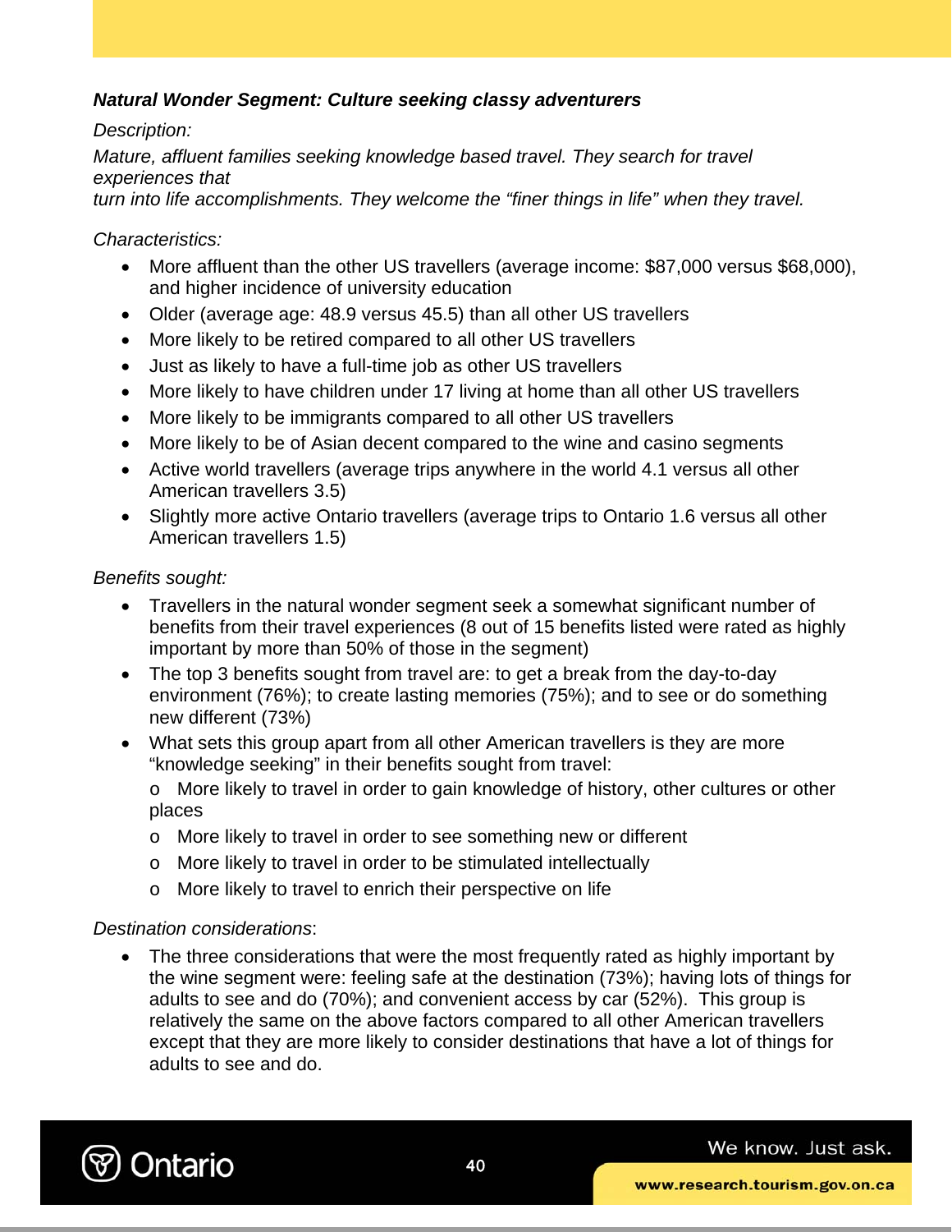***Natural Wonder Segment: Culture seeking classy adventurers***

*Description:*

*Mature, affluent families seeking knowledge based travel. They search for travel experiences that turn into life accomplishments. They welcome the "finer things in life" when they travel.*

*Characteristics:*

- More affluent than the other US travellers (average income: $87,000 versus $68,000), and higher incidence of university education
- Older (average age: 48.9 versus 45.5) than all other US travellers
- More likely to be retired compared to all other US travellers
- Just as likely to have a full-time job as other US travellers
- More likely to have children under 17 living at home than all other US travellers
- More likely to be immigrants compared to all other US travellers
- More likely to be of Asian decent compared to the wine and casino segments
- Active world travellers (average trips anywhere in the world 4.1 versus all other American travellers 3.5)
- Slightly more active Ontario travellers (average trips to Ontario 1.6 versus all other American travellers 1.5)

*Benefits sought:*

- Travellers in the natural wonder segment seek a somewhat significant number of benefits from their travel experiences (8 out of 15 benefits listed were rated as highly important by more than 50% of those in the segment)
- The top 3 benefits sought from travel are: to get a break from the day-to-day environment (76%); to create lasting memories (75%); and to see or do something new different (73%)
- What sets this group apart from all other American travellers is they are more "knowledge seeking" in their benefits sought from travel:
  - More likely to travel in order to gain knowledge of history, other cultures or other places
  - More likely to travel in order to see something new or different
  - More likely to travel in order to be stimulated intellectually
  - More likely to travel to enrich their perspective on life

*Destination considerations*:

- The three considerations that were the most frequently rated as highly important by the wine segment were: feeling safe at the destination (73%); having lots of things for adults to see and do (70%); and convenient access by car (52%). This group is relatively the same on the above factors compared to all other American travellers except that they are more likely to consider destinations that have a lot of things for adults to see and do.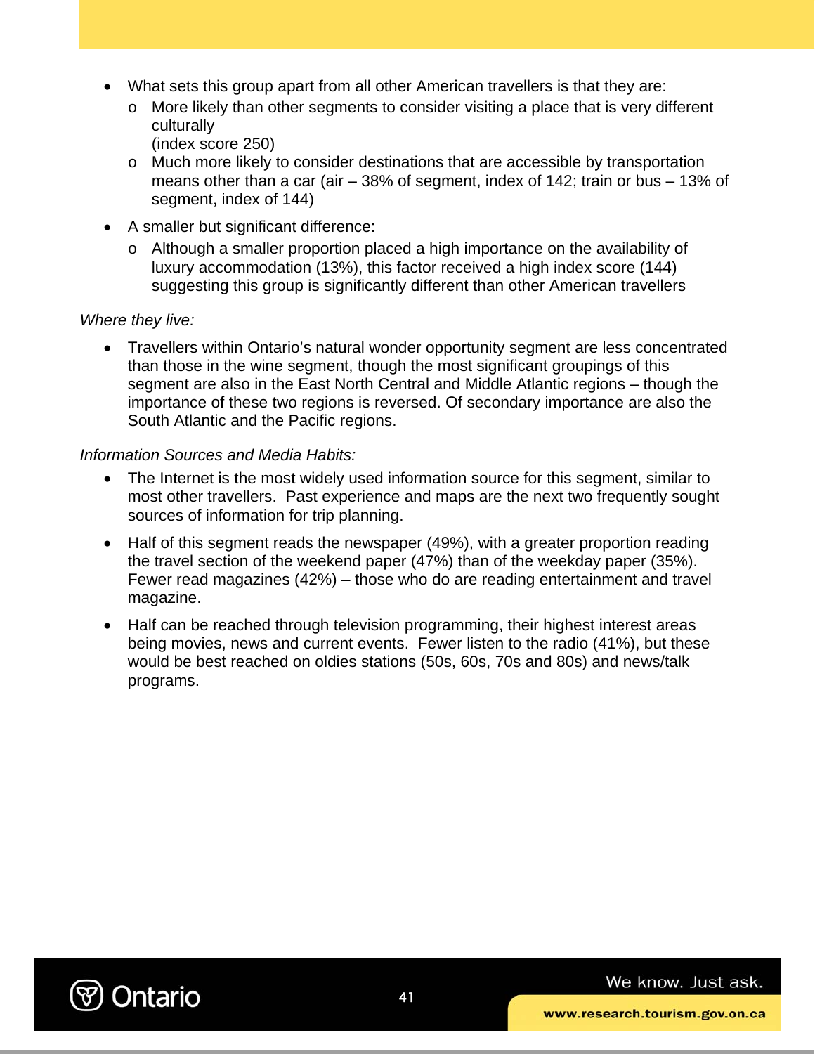- What sets this group apart from all other American travellers is that they are:
  - More likely than other segments to consider visiting a place that is very different culturally
    (index score 250)
  - Much more likely to consider destinations that are accessible by transportation means other than a car (air – 38% of segment, index of 142; train or bus – 13% of segment, index of 144)
- A smaller but significant difference:
  - Although a smaller proportion placed a high importance on the availability of luxury accommodation (13%), this factor received a high index score (144) suggesting this group is significantly different than other American travellers

*Where they live:*

- Travellers within Ontario's natural wonder opportunity segment are less concentrated than those in the wine segment, though the most significant groupings of this segment are also in the East North Central and Middle Atlantic regions – though the importance of these two regions is reversed. Of secondary importance are also the South Atlantic and the Pacific regions.

*Information Sources and Media Habits:*

- The Internet is the most widely used information source for this segment, similar to most other travellers. Past experience and maps are the next two frequently sought sources of information for trip planning.
- Half of this segment reads the newspaper (49%), with a greater proportion reading the travel section of the weekend paper (47%) than of the weekday paper (35%). Fewer read magazines (42%) – those who do are reading entertainment and travel magazine.
- Half can be reached through television programming, their highest interest areas being movies, news and current events. Fewer listen to the radio (41%), but these would be best reached on oldies stations (50s, 60s, 70s and 80s) and news/talk programs.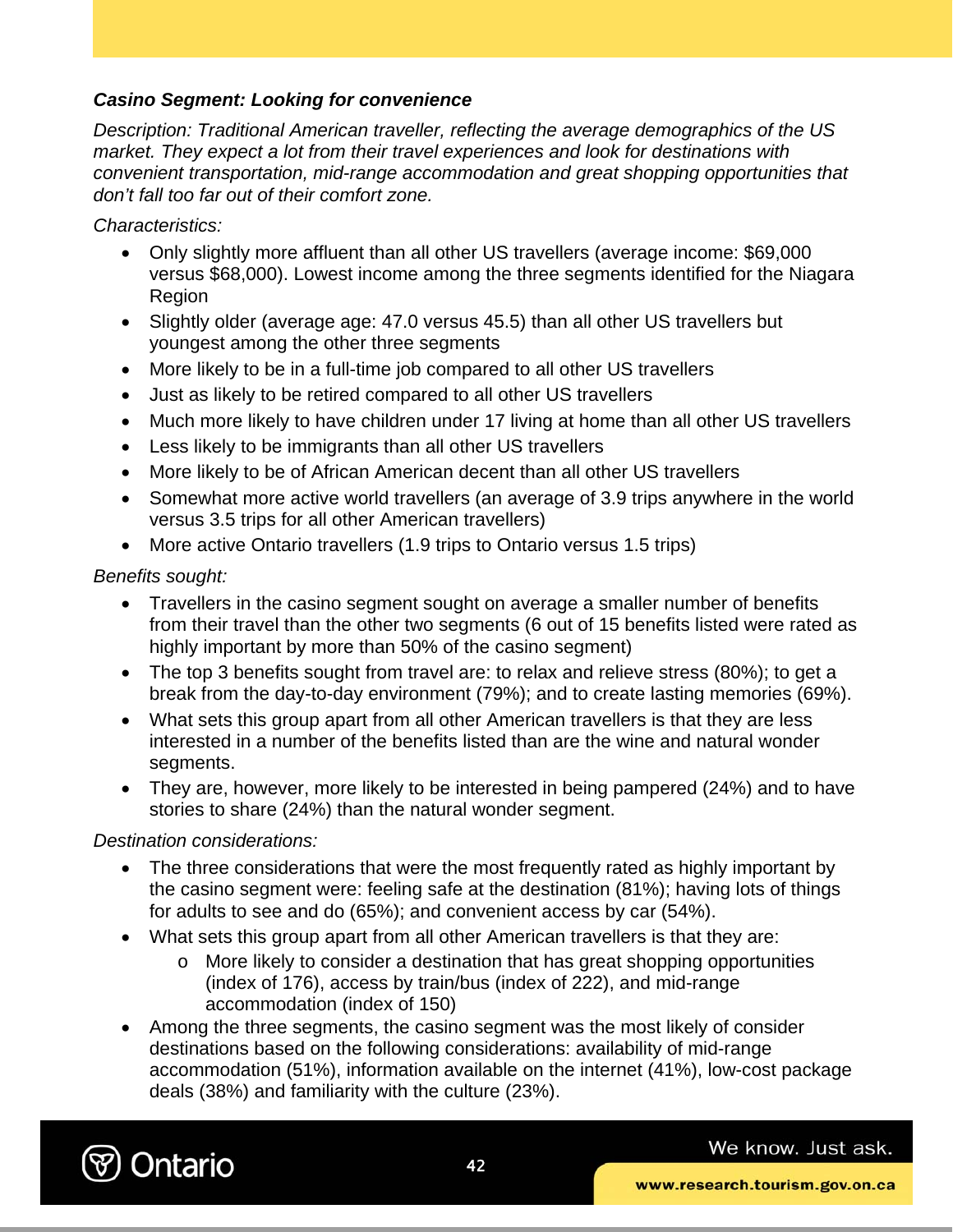***Casino Segment: Looking for convenience***

*Description: Traditional American traveller, reflecting the average demographics of the US market. They expect a lot from their travel experiences and look for destinations with convenient transportation, mid-range accommodation and great shopping opportunities that don't fall too far out of their comfort zone.*

*Characteristics:*

- Only slightly more affluent than all other US travellers (average income: $69,000 versus $68,000). Lowest income among the three segments identified for the Niagara Region
- Slightly older (average age: 47.0 versus 45.5) than all other US travellers but youngest among the other three segments
- More likely to be in a full-time job compared to all other US travellers
- Just as likely to be retired compared to all other US travellers
- Much more likely to have children under 17 living at home than all other US travellers
- Less likely to be immigrants than all other US travellers
- More likely to be of African American decent than all other US travellers
- Somewhat more active world travellers (an average of 3.9 trips anywhere in the world versus 3.5 trips for all other American travellers)
- More active Ontario travellers (1.9 trips to Ontario versus 1.5 trips)

*Benefits sought:*

- Travellers in the casino segment sought on average a smaller number of benefits from their travel than the other two segments (6 out of 15 benefits listed were rated as highly important by more than 50% of the casino segment)
- The top 3 benefits sought from travel are: to relax and relieve stress (80%); to get a break from the day-to-day environment (79%); and to create lasting memories (69%).
- What sets this group apart from all other American travellers is that they are less interested in a number of the benefits listed than are the wine and natural wonder segments.
- They are, however, more likely to be interested in being pampered (24%) and to have stories to share (24%) than the natural wonder segment.

*Destination considerations:*

- The three considerations that were the most frequently rated as highly important by the casino segment were: feeling safe at the destination (81%); having lots of things for adults to see and do (65%); and convenient access by car (54%).
- What sets this group apart from all other American travellers is that they are:
  - More likely to consider a destination that has great shopping opportunities (index of 176), access by train/bus (index of 222), and mid-range accommodation (index of 150)
- Among the three segments, the casino segment was the most likely of consider destinations based on the following considerations: availability of mid-range accommodation (51%), information available on the internet (41%), low-cost package deals (38%) and familiarity with the culture (23%).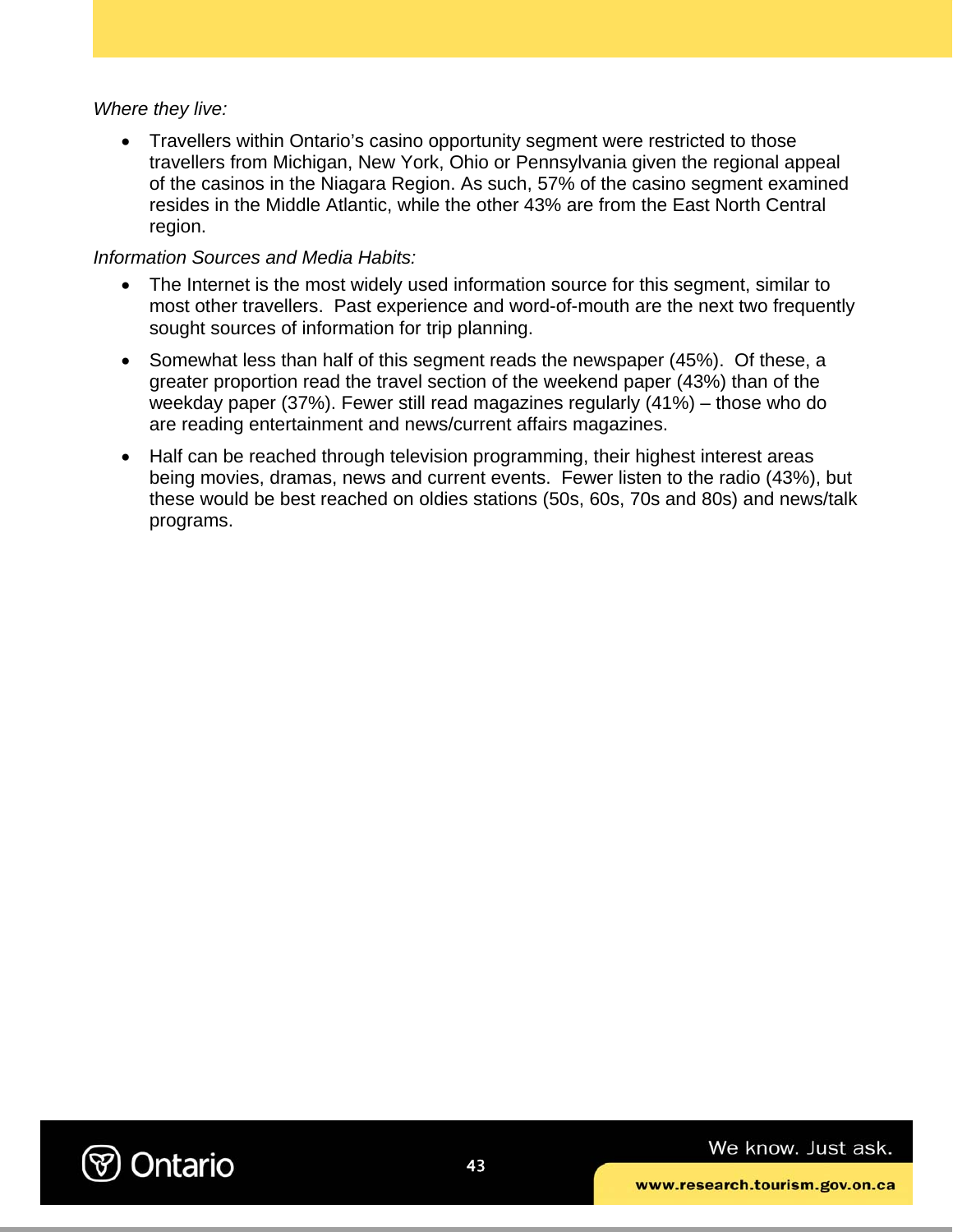*Where they live:*

- Travellers within Ontario's casino opportunity segment were restricted to those travellers from Michigan, New York, Ohio or Pennsylvania given the regional appeal of the casinos in the Niagara Region. As such, 57% of the casino segment examined resides in the Middle Atlantic, while the other 43% are from the East North Central region.

*Information Sources and Media Habits:*

- The Internet is the most widely used information source for this segment, similar to most other travellers. Past experience and word-of-mouth are the next two frequently sought sources of information for trip planning.
- Somewhat less than half of this segment reads the newspaper (45%). Of these, a greater proportion read the travel section of the weekend paper (43%) than of the weekday paper (37%). Fewer still read magazines regularly (41%) – those who do are reading entertainment and news/current affairs magazines.
- Half can be reached through television programming, their highest interest areas being movies, dramas, news and current events. Fewer listen to the radio (43%), but these would be best reached on oldies stations (50s, 60s, 70s and 80s) and news/talk programs.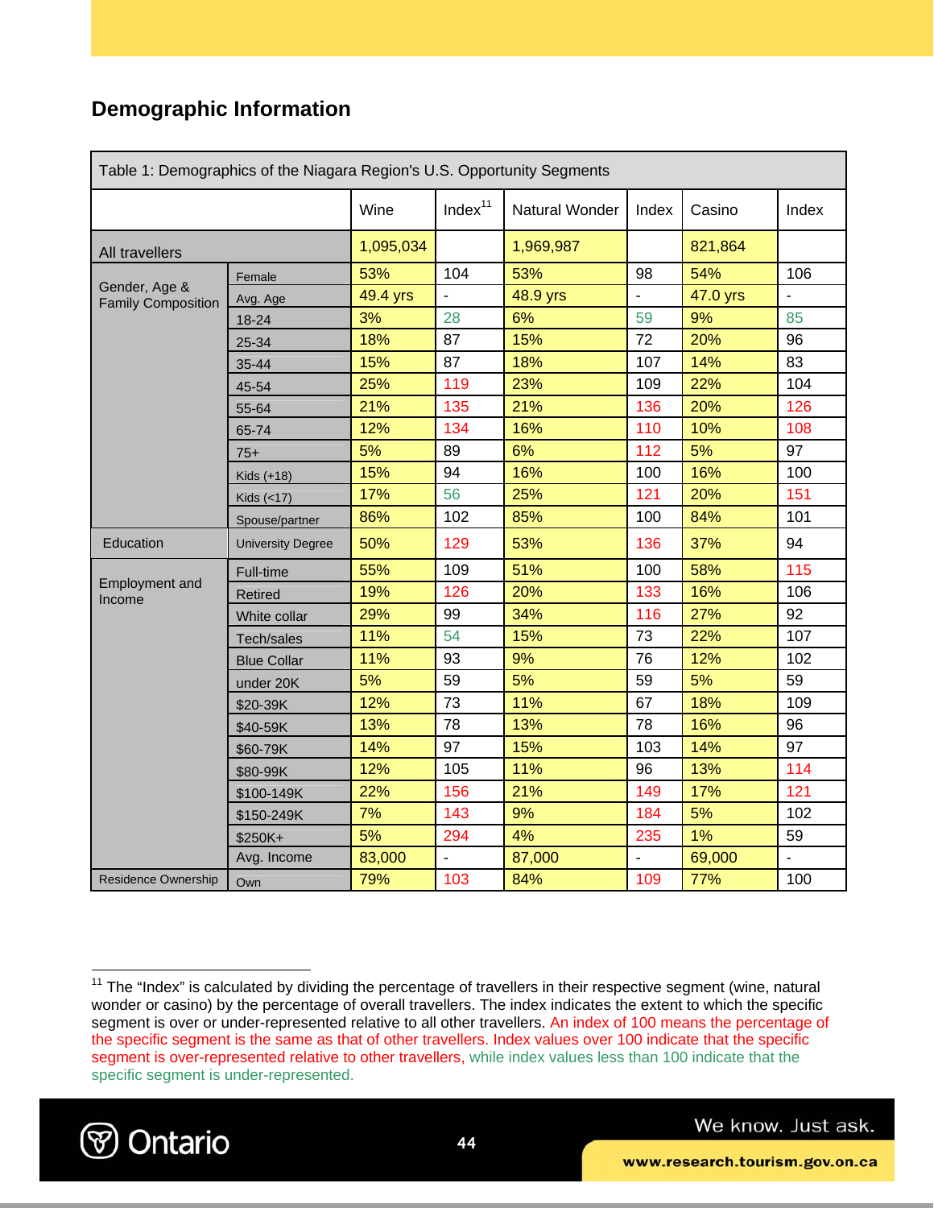## Demographic Information

| Table 1: Demographics of the Niagara Region's U.S. Opportunity Segments | | | | | | | |
|---|---|---|---|---|---|---|---|
| | | Wine | Index[11] | Natural Wonder | Index | Casino | Index |
| All travellers | | 1,095,034 | | 1,969,987 | | 821,864 | |
| Gender, Age & Family Composition | Female | 53% | 104 | 53% | 98 | 54% | 106 |
| | Avg. Age | 49.4 yrs | - | 48.9 yrs | - | 47.0 yrs | - |
| | 18-24 | 3% | 28 | 6% | 59 | 9% | 85 |
| | 25-34 | 18% | 87 | 15% | 72 | 20% | 96 |
| | 35-44 | 15% | 87 | 18% | 107 | 14% | 83 |
| | 45-54 | 25% | 119 | 23% | 109 | 22% | 104 |
| | 55-64 | 21% | 135 | 21% | 136 | 20% | 126 |
| | 65-74 | 12% | 134 | 16% | 110 | 10% | 108 |
| | 75+ | 5% | 89 | 6% | 112 | 5% | 97 |
| | Kids (+18) | 15% | 94 | 16% | 100 | 16% | 100 |
| | Kids (<17) | 17% | 56 | 25% | 121 | 20% | 151 |
| | Spouse/partner | 86% | 102 | 85% | 100 | 84% | 101 |
| Education | University Degree | 50% | 129 | 53% | 136 | 37% | 94 |
| Employment and Income | Full-time | 55% | 109 | 51% | 100 | 58% | 115 |
| | Retired | 19% | 126 | 20% | 133 | 16% | 106 |
| | White collar | 29% | 99 | 34% | 116 | 27% | 92 |
| | Tech/sales | 11% | 54 | 15% | 73 | 22% | 107 |
| | Blue Collar | 11% | 93 | 9% | 76 | 12% | 102 |
| | under 20K | 5% | 59 | 5% | 59 | 5% | 59 |
| | $20-39K | 12% | 73 | 11% | 67 | 18% | 109 |
| | $40-59K | 13% | 78 | 13% | 78 | 16% | 96 |
| | $60-79K | 14% | 97 | 15% | 103 | 14% | 97 |
| | $80-99K | 12% | 105 | 11% | 96 | 13% | 114 |
| | $100-149K | 22% | 156 | 21% | 149 | 17% | 121 |
| | $150-249K | 7% | 143 | 9% | 184 | 5% | 102 |
| | $250K+ | 5% | 294 | 4% | 235 | 1% | 59 |
| | Avg. Income | 83,000 | - | 87,000 | - | 69,000 | - |
| Residence Ownership | Own | 79% | 103 | 84% | 109 | 77% | 100 |

[11] The "Index" is calculated by dividing the percentage of travellers in their respective segment (wine, natural wonder or casino) by the percentage of overall travellers. The index indicates the extent to which the specific segment is over or under-represented relative to all other travellers. An index of 100 means the percentage of the specific segment is the same as that of other travellers. Index values over 100 indicate that the specific segment is over-represented relative to other travellers, while index values less than 100 indicate that the specific segment is under-represented.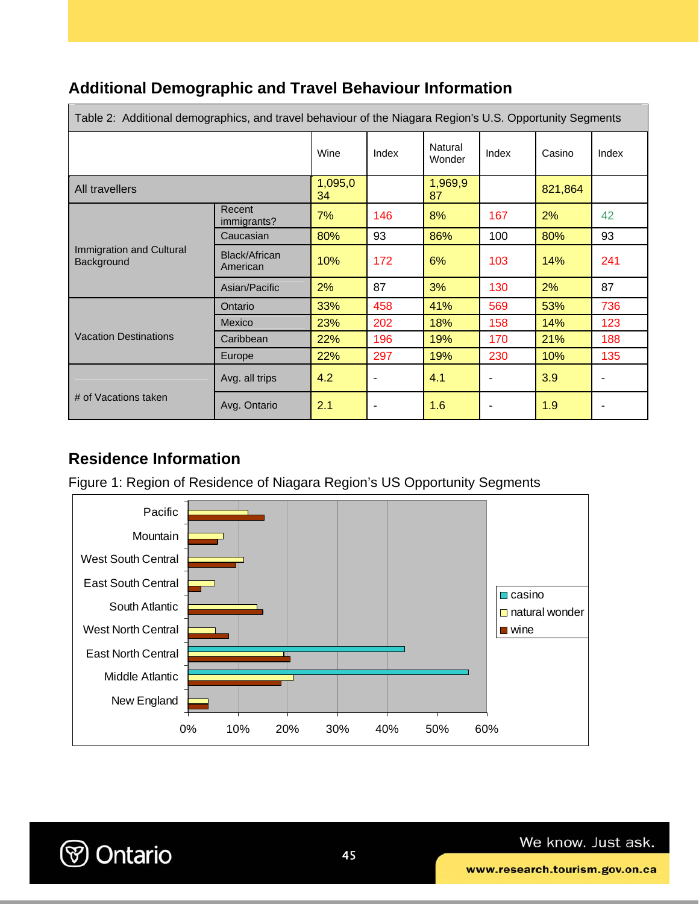## Additional Demographic and Travel Behaviour Information

| Table 2: Additional demographics, and travel behaviour of the Niagara Region's U.S. Opportunity Segments | | | | | | | |
|---|---|---|---|---|---|---|---|
| | | Wine | Index | Natural Wonder | Index | Casino | Index |
| All travellers | | 1,095,034 | | 1,969,987 | | 821,864 | |
| Immigration and Cultural Background | Recent immigrants? | 7% | 146 | 8% | 167 | 2% | 42 |
| | Caucasian | 80% | 93 | 86% | 100 | 80% | 93 |
| | Black/African American | 10% | 172 | 6% | 103 | 14% | 241 |
| | Asian/Pacific | 2% | 87 | 3% | 130 | 2% | 87 |
| Vacation Destinations | Ontario | 33% | 458 | 41% | 569 | 53% | 736 |
| | Mexico | 23% | 202 | 18% | 158 | 14% | 123 |
| | Caribbean | 22% | 196 | 19% | 170 | 21% | 188 |
| | Europe | 22% | 297 | 19% | 230 | 10% | 135 |
| # of Vacations taken | Avg. all trips | 4.2 | - | 4.1 | - | 3.9 | - |
| | Avg. Ontario | 2.1 | - | 1.6 | - | 1.9 | - |

## Residence Information

Figure 1: Region of Residence of Niagara Region's US Opportunity Segments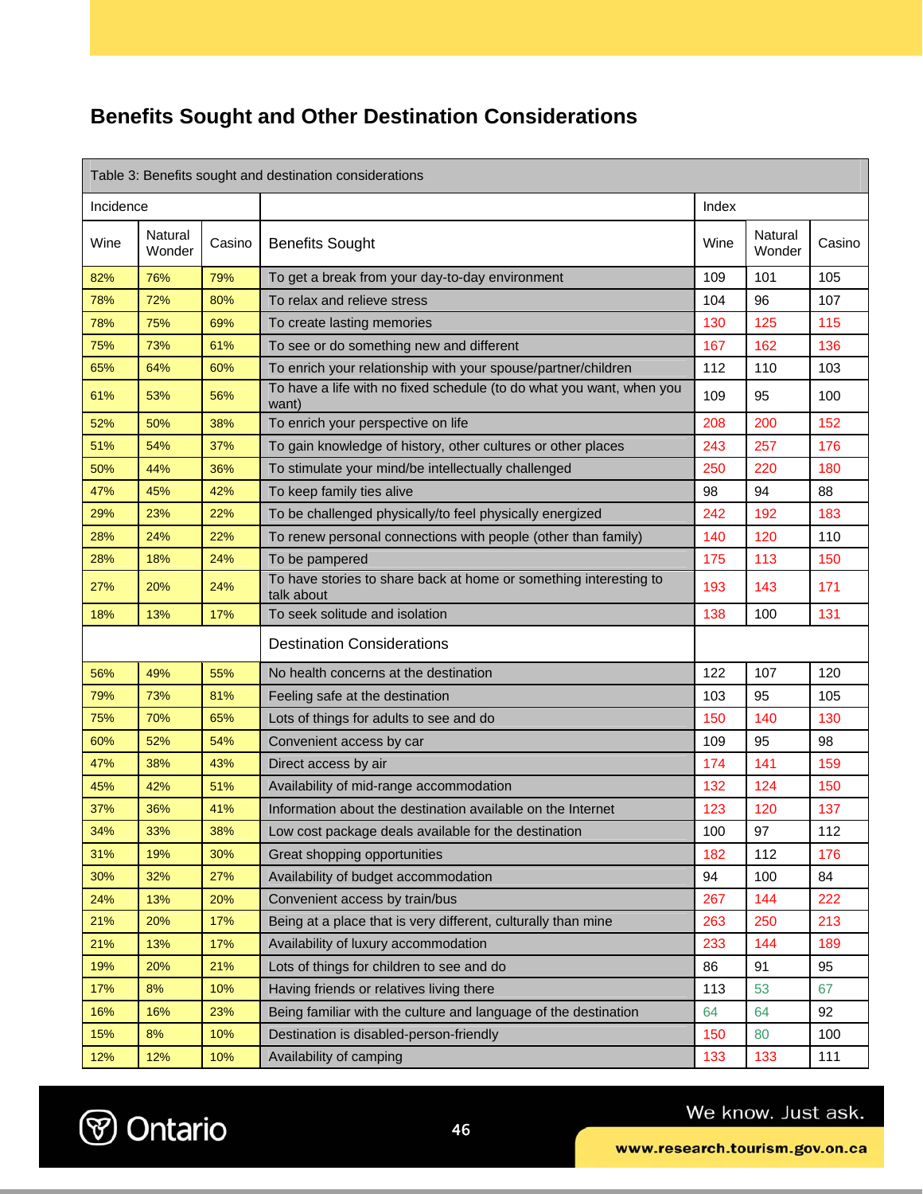## Benefits Sought and Other Destination Considerations

| Table 3: Benefits sought and destination considerations | | | | | | |
|---|---|---|---|---|---|---|
| Incidence | | | | Index | | |
| Wine | Natural Wonder | Casino | Benefits Sought | Wine | Natural Wonder | Casino |
| 82% | 76% | 79% | To get a break from your day-to-day environment | 109 | 101 | 105 |
| 78% | 72% | 80% | To relax and relieve stress | 104 | 96 | 107 |
| 78% | 75% | 69% | To create lasting memories | 130 | 125 | 115 |
| 75% | 73% | 61% | To see or do something new and different | 167 | 162 | 136 |
| 65% | 64% | 60% | To enrich your relationship with your spouse/partner/children | 112 | 110 | 103 |
| 61% | 53% | 56% | To have a life with no fixed schedule (to do what you want, when you want) | 109 | 95 | 100 |
| 52% | 50% | 38% | To enrich your perspective on life | 208 | 200 | 152 |
| 51% | 54% | 37% | To gain knowledge of history, other cultures or other places | 243 | 257 | 176 |
| 50% | 44% | 36% | To stimulate your mind/be intellectually challenged | 250 | 220 | 180 |
| 47% | 45% | 42% | To keep family ties alive | 98 | 94 | 88 |
| 29% | 23% | 22% | To be challenged physically/to feel physically energized | 242 | 192 | 183 |
| 28% | 24% | 22% | To renew personal connections with people (other than family) | 140 | 120 | 110 |
| 28% | 18% | 24% | To be pampered | 175 | 113 | 150 |
| 27% | 20% | 24% | To have stories to share back at home or something interesting to talk about | 193 | 143 | 171 |
| 18% | 13% | 17% | To seek solitude and isolation | 138 | 100 | 131 |
| | | | Destination Considerations | | | |
| 56% | 49% | 55% | No health concerns at the destination | 122 | 107 | 120 |
| 79% | 73% | 81% | Feeling safe at the destination | 103 | 95 | 105 |
| 75% | 70% | 65% | Lots of things for adults to see and do | 150 | 140 | 130 |
| 60% | 52% | 54% | Convenient access by car | 109 | 95 | 98 |
| 47% | 38% | 43% | Direct access by air | 174 | 141 | 159 |
| 45% | 42% | 51% | Availability of mid-range accommodation | 132 | 124 | 150 |
| 37% | 36% | 41% | Information about the destination available on the Internet | 123 | 120 | 137 |
| 34% | 33% | 38% | Low cost package deals available for the destination | 100 | 97 | 112 |
| 31% | 19% | 30% | Great shopping opportunities | 182 | 112 | 176 |
| 30% | 32% | 27% | Availability of budget accommodation | 94 | 100 | 84 |
| 24% | 13% | 20% | Convenient access by train/bus | 267 | 144 | 222 |
| 21% | 20% | 17% | Being at a place that is very different, culturally than mine | 263 | 250 | 213 |
| 21% | 13% | 17% | Availability of luxury accommodation | 233 | 144 | 189 |
| 19% | 20% | 21% | Lots of things for children to see and do | 86 | 91 | 95 |
| 17% | 8% | 10% | Having friends or relatives living there | 113 | 53 | 67 |
| 16% | 16% | 23% | Being familiar with the culture and language of the destination | 64 | 64 | 92 |
| 15% | 8% | 10% | Destination is disabled-person-friendly | 150 | 80 | 100 |
| 12% | 12% | 10% | Availability of camping | 133 | 133 | 111 |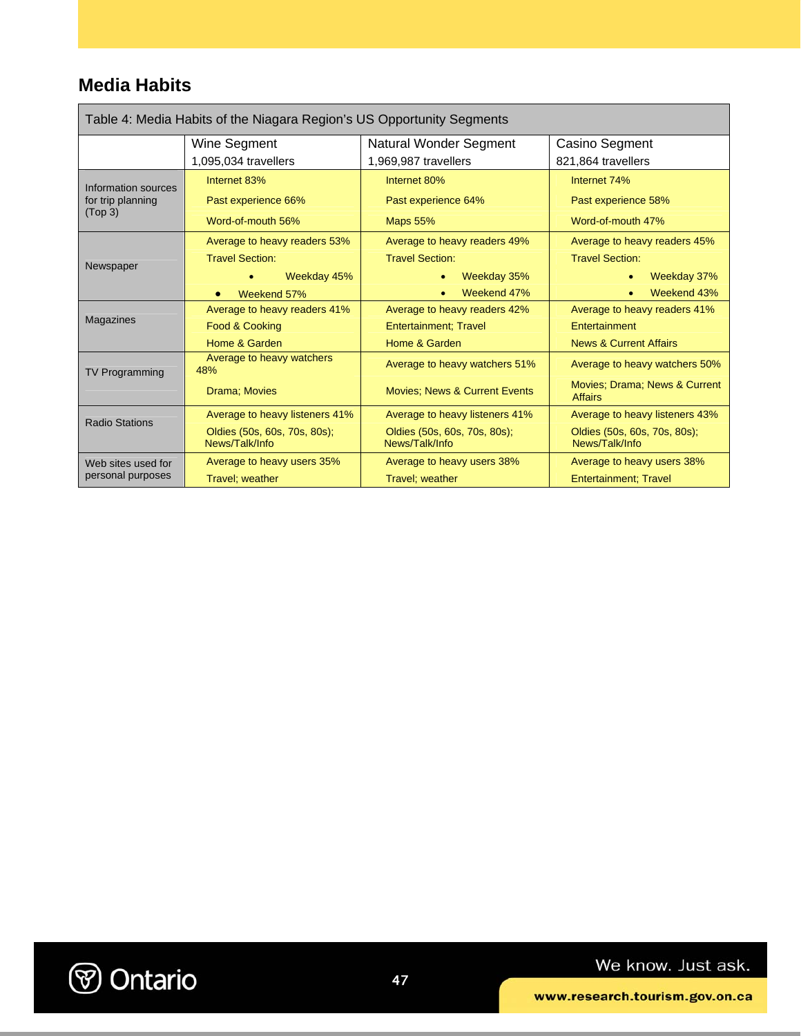## Media Habits

| Table 4: Media Habits of the Niagara Region's US Opportunity Segments | | | |
|---|---|---|---|
| | Wine Segment<br>1,095,034 travellers | Natural Wonder Segment<br>1,969,987 travellers | Casino Segment<br>821,864 travellers |
| Information sources for trip planning (Top 3) | Internet 83%<br>Past experience 66%<br>Word-of-mouth 56% | Internet 80%<br>Past experience 64%<br>Maps 55% | Internet 74%<br>Past experience 58%<br>Word-of-mouth 47% |
| Newspaper | Average to heavy readers 53%<br>Travel Section:<br>• Weekday 45%<br>• Weekend 57% | Average to heavy readers 49%<br>Travel Section:<br>• Weekday 35%<br>• Weekend 47% | Average to heavy readers 45%<br>Travel Section:<br>• Weekday 37%<br>• Weekend 43% |
| Magazines | Average to heavy readers 41%<br>Food & Cooking<br>Home & Garden | Average to heavy readers 42%<br>Entertainment; Travel<br>Home & Garden | Average to heavy readers 41%<br>Entertainment<br>News & Current Affairs |
| TV Programming | Average to heavy watchers 48%<br>Drama; Movies | Average to heavy watchers 51%<br>Movies; News & Current Events | Average to heavy watchers 50%<br>Movies; Drama; News & Current Affairs |
| Radio Stations | Average to heavy listeners 41%<br>Oldies (50s, 60s, 70s, 80s); News/Talk/Info | Average to heavy listeners 41%<br>Oldies (50s, 60s, 70s, 80s); News/Talk/Info | Average to heavy listeners 43%<br>Oldies (50s, 60s, 70s, 80s); News/Talk/Info |
| Web sites used for personal purposes | Average to heavy users 35%<br>Travel; weather | Average to heavy users 38%<br>Travel; weather | Average to heavy users 38%<br>Entertainment; Travel |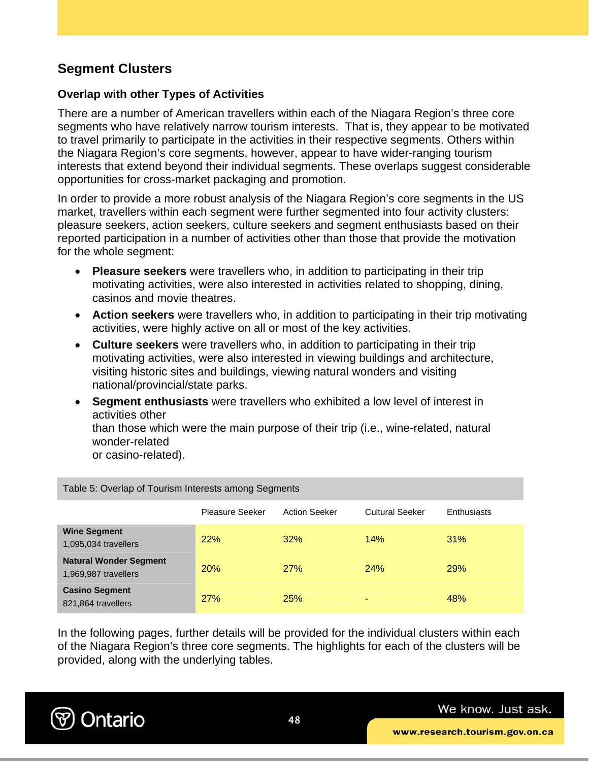## Segment Clusters

### Overlap with other Types of Activities

There are a number of American travellers within each of the Niagara Region's three core segments who have relatively narrow tourism interests. That is, they appear to be motivated to travel primarily to participate in the activities in their respective segments. Others within the Niagara Region's core segments, however, appear to have wider-ranging tourism interests that extend beyond their individual segments. These overlaps suggest considerable opportunities for cross-market packaging and promotion.

In order to provide a more robust analysis of the Niagara Region's core segments in the US market, travellers within each segment were further segmented into four activity clusters: pleasure seekers, action seekers, culture seekers and segment enthusiasts based on their reported participation in a number of activities other than those that provide the motivation for the whole segment:

- **Pleasure seekers** were travellers who, in addition to participating in their trip motivating activities, were also interested in activities related to shopping, dining, casinos and movie theatres.
- **Action seekers** were travellers who, in addition to participating in their trip motivating activities, were highly active on all or most of the key activities.
- **Culture seekers** were travellers who, in addition to participating in their trip motivating activities, were also interested in viewing buildings and architecture, visiting historic sites and buildings, viewing natural wonders and visiting national/provincial/state parks.
- **Segment enthusiasts** were travellers who exhibited a low level of interest in activities other than those which were the main purpose of their trip (i.e., wine-related, natural wonder-related or casino-related).

Table 5: Overlap of Tourism Interests among Segments

| | Pleasure Seeker | Action Seeker | Cultural Seeker | Enthusiasts |
|---|---|---|---|---|
| **Wine Segment** 1,095,034 travellers | 22% | 32% | 14% | 31% |
| **Natural Wonder Segment** 1,969,987 travellers | 20% | 27% | 24% | 29% |
| **Casino Segment** 821,864 travellers | 27% | 25% | - | 48% |

In the following pages, further details will be provided for the individual clusters within each of the Niagara Region's three core segments. The highlights for each of the clusters will be provided, along with the underlying tables.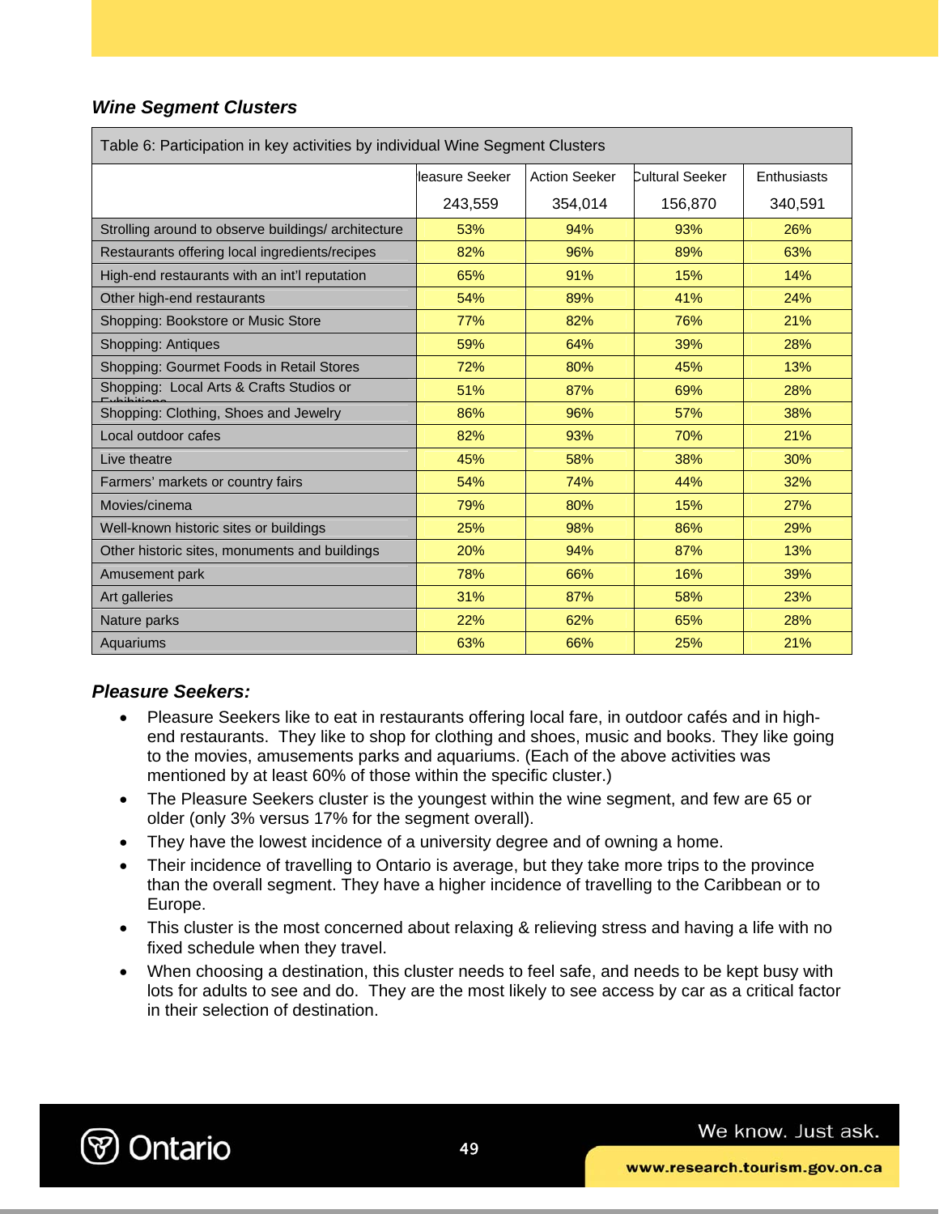### *Wine Segment Clusters*

| Table 6: Participation in key activities by individual Wine Segment Clusters | | | | |
|---|---|---|---|---|
| | leasure Seeker 243,559 | Action Seeker 354,014 | Cultural Seeker 156,870 | Enthusiasts 340,591 |
| Strolling around to observe buildings/ architecture | 53% | 94% | 93% | 26% |
| Restaurants offering local ingredients/recipes | 82% | 96% | 89% | 63% |
| High-end restaurants with an int'l reputation | 65% | 91% | 15% | 14% |
| Other high-end restaurants | 54% | 89% | 41% | 24% |
| Shopping: Bookstore or Music Store | 77% | 82% | 76% | 21% |
| Shopping: Antiques | 59% | 64% | 39% | 28% |
| Shopping: Gourmet Foods in Retail Stores | 72% | 80% | 45% | 13% |
| Shopping: Local Arts & Crafts Studios or Exhibitions | 51% | 87% | 69% | 28% |
| Shopping: Clothing, Shoes and Jewelry | 86% | 96% | 57% | 38% |
| Local outdoor cafes | 82% | 93% | 70% | 21% |
| Live theatre | 45% | 58% | 38% | 30% |
| Farmers' markets or country fairs | 54% | 74% | 44% | 32% |
| Movies/cinema | 79% | 80% | 15% | 27% |
| Well-known historic sites or buildings | 25% | 98% | 86% | 29% |
| Other historic sites, monuments and buildings | 20% | 94% | 87% | 13% |
| Amusement park | 78% | 66% | 16% | 39% |
| Art galleries | 31% | 87% | 58% | 23% |
| Nature parks | 22% | 62% | 65% | 28% |
| Aquariums | 63% | 66% | 25% | 21% |

### *Pleasure Seekers:*

- Pleasure Seekers like to eat in restaurants offering local fare, in outdoor cafés and in high-end restaurants. They like to shop for clothing and shoes, music and books. They like going to the movies, amusements parks and aquariums. (Each of the above activities was mentioned by at least 60% of those within the specific cluster.)
- The Pleasure Seekers cluster is the youngest within the wine segment, and few are 65 or older (only 3% versus 17% for the segment overall).
- They have the lowest incidence of a university degree and of owning a home.
- Their incidence of travelling to Ontario is average, but they take more trips to the province than the overall segment. They have a higher incidence of travelling to the Caribbean or to Europe.
- This cluster is the most concerned about relaxing & relieving stress and having a life with no fixed schedule when they travel.
- When choosing a destination, this cluster needs to feel safe, and needs to be kept busy with lots for adults to see and do. They are the most likely to see access by car as a critical factor in their selection of destination.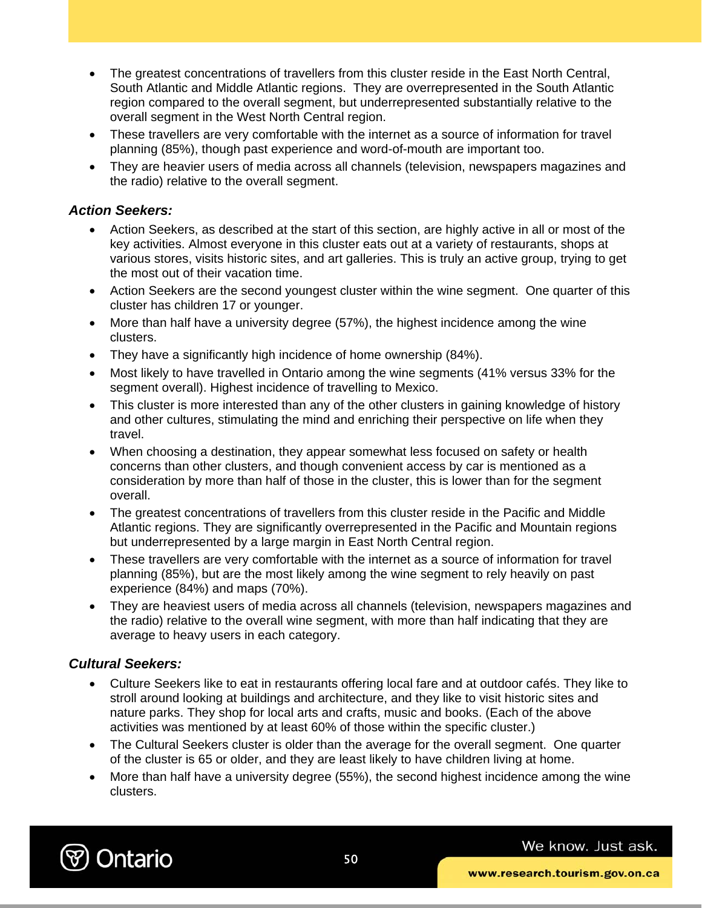- The greatest concentrations of travellers from this cluster reside in the East North Central, South Atlantic and Middle Atlantic regions. They are overrepresented in the South Atlantic region compared to the overall segment, but underrepresented substantially relative to the overall segment in the West North Central region.
- These travellers are very comfortable with the internet as a source of information for travel planning (85%), though past experience and word-of-mouth are important too.
- They are heavier users of media across all channels (television, newspapers magazines and the radio) relative to the overall segment.

***Action Seekers:***

- Action Seekers, as described at the start of this section, are highly active in all or most of the key activities. Almost everyone in this cluster eats out at a variety of restaurants, shops at various stores, visits historic sites, and art galleries. This is truly an active group, trying to get the most out of their vacation time.
- Action Seekers are the second youngest cluster within the wine segment. One quarter of this cluster has children 17 or younger.
- More than half have a university degree (57%), the highest incidence among the wine clusters.
- They have a significantly high incidence of home ownership (84%).
- Most likely to have travelled in Ontario among the wine segments (41% versus 33% for the segment overall). Highest incidence of travelling to Mexico.
- This cluster is more interested than any of the other clusters in gaining knowledge of history and other cultures, stimulating the mind and enriching their perspective on life when they travel.
- When choosing a destination, they appear somewhat less focused on safety or health concerns than other clusters, and though convenient access by car is mentioned as a consideration by more than half of those in the cluster, this is lower than for the segment overall.
- The greatest concentrations of travellers from this cluster reside in the Pacific and Middle Atlantic regions. They are significantly overrepresented in the Pacific and Mountain regions but underrepresented by a large margin in East North Central region.
- These travellers are very comfortable with the internet as a source of information for travel planning (85%), but are the most likely among the wine segment to rely heavily on past experience (84%) and maps (70%).
- They are heaviest users of media across all channels (television, newspapers magazines and the radio) relative to the overall wine segment, with more than half indicating that they are average to heavy users in each category.

***Cultural Seekers:***

- Culture Seekers like to eat in restaurants offering local fare and at outdoor cafés. They like to stroll around looking at buildings and architecture, and they like to visit historic sites and nature parks. They shop for local arts and crafts, music and books. (Each of the above activities was mentioned by at least 60% of those within the specific cluster.)
- The Cultural Seekers cluster is older than the average for the overall segment. One quarter of the cluster is 65 or older, and they are least likely to have children living at home.
- More than half have a university degree (55%), the second highest incidence among the wine clusters.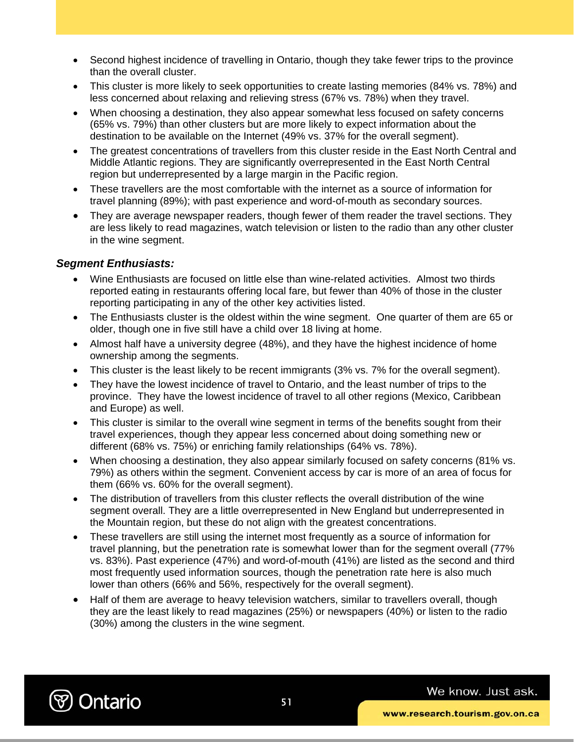- Second highest incidence of travelling in Ontario, though they take fewer trips to the province than the overall cluster.
- This cluster is more likely to seek opportunities to create lasting memories (84% vs. 78%) and less concerned about relaxing and relieving stress (67% vs. 78%) when they travel.
- When choosing a destination, they also appear somewhat less focused on safety concerns (65% vs. 79%) than other clusters but are more likely to expect information about the destination to be available on the Internet (49% vs. 37% for the overall segment).
- The greatest concentrations of travellers from this cluster reside in the East North Central and Middle Atlantic regions. They are significantly overrepresented in the East North Central region but underrepresented by a large margin in the Pacific region.
- These travellers are the most comfortable with the internet as a source of information for travel planning (89%); with past experience and word-of-mouth as secondary sources.
- They are average newspaper readers, though fewer of them reader the travel sections. They are less likely to read magazines, watch television or listen to the radio than any other cluster in the wine segment.

***Segment Enthusiasts:***

- Wine Enthusiasts are focused on little else than wine-related activities. Almost two thirds reported eating in restaurants offering local fare, but fewer than 40% of those in the cluster reporting participating in any of the other key activities listed.
- The Enthusiasts cluster is the oldest within the wine segment. One quarter of them are 65 or older, though one in five still have a child over 18 living at home.
- Almost half have a university degree (48%), and they have the highest incidence of home ownership among the segments.
- This cluster is the least likely to be recent immigrants (3% vs. 7% for the overall segment).
- They have the lowest incidence of travel to Ontario, and the least number of trips to the province. They have the lowest incidence of travel to all other regions (Mexico, Caribbean and Europe) as well.
- This cluster is similar to the overall wine segment in terms of the benefits sought from their travel experiences, though they appear less concerned about doing something new or different (68% vs. 75%) or enriching family relationships (64% vs. 78%).
- When choosing a destination, they also appear similarly focused on safety concerns (81% vs. 79%) as others within the segment. Convenient access by car is more of an area of focus for them (66% vs. 60% for the overall segment).
- The distribution of travellers from this cluster reflects the overall distribution of the wine segment overall. They are a little overrepresented in New England but underrepresented in the Mountain region, but these do not align with the greatest concentrations.
- These travellers are still using the internet most frequently as a source of information for travel planning, but the penetration rate is somewhat lower than for the segment overall (77% vs. 83%). Past experience (47%) and word-of-mouth (41%) are listed as the second and third most frequently used information sources, though the penetration rate here is also much lower than others (66% and 56%, respectively for the overall segment).
- Half of them are average to heavy television watchers, similar to travellers overall, though they are the least likely to read magazines (25%) or newspapers (40%) or listen to the radio (30%) among the clusters in the wine segment.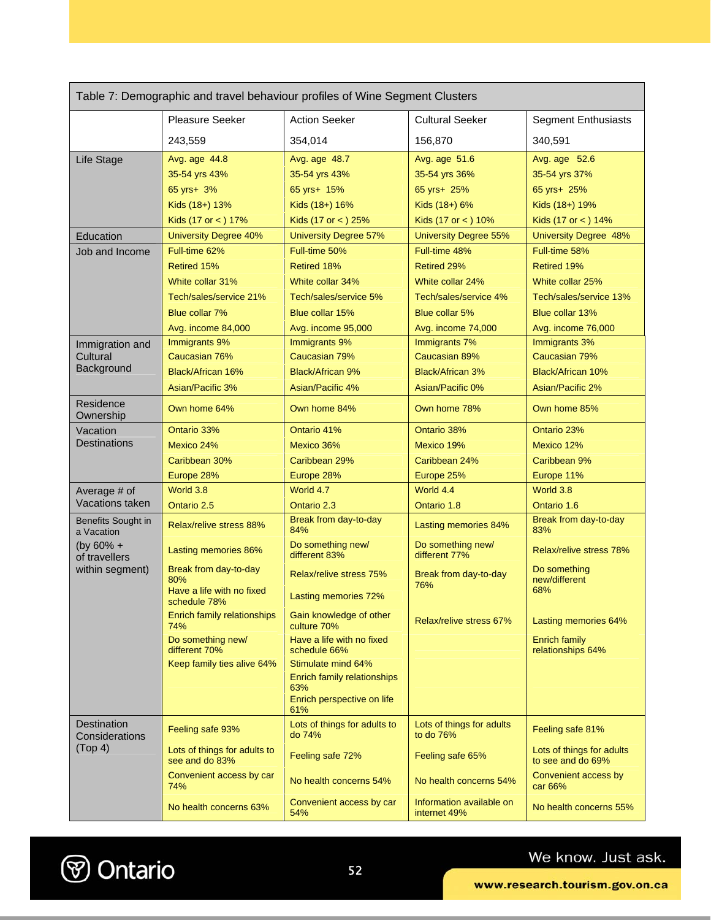Table 7: Demographic and travel behaviour profiles of Wine Segment Clusters

| | Pleasure Seeker 243,559 | Action Seeker 354,014 | Cultural Seeker 156,870 | Segment Enthusiasts 340,591 |
|---|---|---|---|---|
| Life Stage | Avg. age 44.8<br>35-54 yrs 43%<br>65 yrs+ 3%<br>Kids (18+) 13%<br>Kids (17 or < ) 17% | Avg. age 48.7<br>35-54 yrs 43%<br>65 yrs+ 15%<br>Kids (18+) 16%<br>Kids (17 or < ) 25% | Avg. age 51.6<br>35-54 yrs 36%<br>65 yrs+ 25%<br>Kids (18+) 6%<br>Kids (17 or < ) 10% | Avg. age 52.6<br>35-54 yrs 37%<br>65 yrs+ 25%<br>Kids (18+) 19%<br>Kids (17 or < ) 14% |
| Education | University Degree 40% | University Degree 57% | University Degree 55% | University Degree 48% |
| Job and Income | Full-time 62%<br>Retired 15%<br>White collar 31%<br>Tech/sales/service 21%<br>Blue collar 7%<br>Avg. income 84,000 | Full-time 50%<br>Retired 18%<br>White collar 34%<br>Tech/sales/service 5%<br>Blue collar 15%<br>Avg. income 95,000 | Full-time 48%<br>Retired 29%<br>White collar 24%<br>Tech/sales/service 4%<br>Blue collar 5%<br>Avg. income 74,000 | Full-time 58%<br>Retired 19%<br>White collar 25%<br>Tech/sales/service 13%<br>Blue collar 13%<br>Avg. income 76,000 |
| Immigration and Cultural Background | Immigrants 9%<br>Caucasian 76%<br>Black/African 16%<br>Asian/Pacific 3% | Immigrants 9%<br>Caucasian 79%<br>Black/African 9%<br>Asian/Pacific 4% | Immigrants 7%<br>Caucasian 89%<br>Black/African 3%<br>Asian/Pacific 0% | Immigrants 3%<br>Caucasian 79%<br>Black/African 10%<br>Asian/Pacific 2% |
| Residence Ownership | Own home 64% | Own home 84% | Own home 78% | Own home 85% |
| Vacation Destinations | Ontario 33%<br>Mexico 24%<br>Caribbean 30%<br>Europe 28% | Ontario 41%<br>Mexico 36%<br>Caribbean 29%<br>Europe 28% | Ontario 38%<br>Mexico 19%<br>Caribbean 24%<br>Europe 25% | Ontario 23%<br>Mexico 12%<br>Caribbean 9%<br>Europe 11% |
| Average # of Vacations taken | World 3.8<br>Ontario 2.5 | World 4.7<br>Ontario 2.3 | World 4.4<br>Ontario 1.8 | World 3.8<br>Ontario 1.6 |
| Benefits Sought in a Vacation (by 60% + of travellers within segment) | Relax/relive stress 88%<br>Lasting memories 86%<br>Break from day-to-day 80%<br>Have a life with no fixed schedule 78%<br>Enrich family relationships 74%<br>Do something new/ different 70%<br>Keep family ties alive 64% | Break from day-to-day 84%<br>Do something new/ different 83%<br>Relax/relive stress 75%<br>Lasting memories 72%<br>Gain knowledge of other culture 70%<br>Have a life with no fixed schedule 66%<br>Stimulate mind 64%<br>Enrich family relationships 63%<br>Enrich perspective on life 61% | Lasting memories 84%<br>Do something new/ different 77%<br>Break from day-to-day 76%<br>Relax/relive stress 67% | Break from day-to-day 83%<br>Relax/relive stress 78%<br>Do something new/different 68%<br>Lasting memories 64%<br>Enrich family relationships 64% |
| Destination Considerations (Top 4) | Feeling safe 93%<br>Lots of things for adults to see and do 83%<br>Convenient access by car 74%<br>No health concerns 63% | Lots of things for adults to do 74%<br>Feeling safe 72%<br>No health concerns 54%<br>Convenient access by car 54% | Lots of things for adults to do 76%<br>Feeling safe 65%<br>No health concerns 54%<br>Information available on internet 49% | Feeling safe 81%<br>Lots of things for adults to see and do 69%<br>Convenient access by car 66%<br>No health concerns 55% |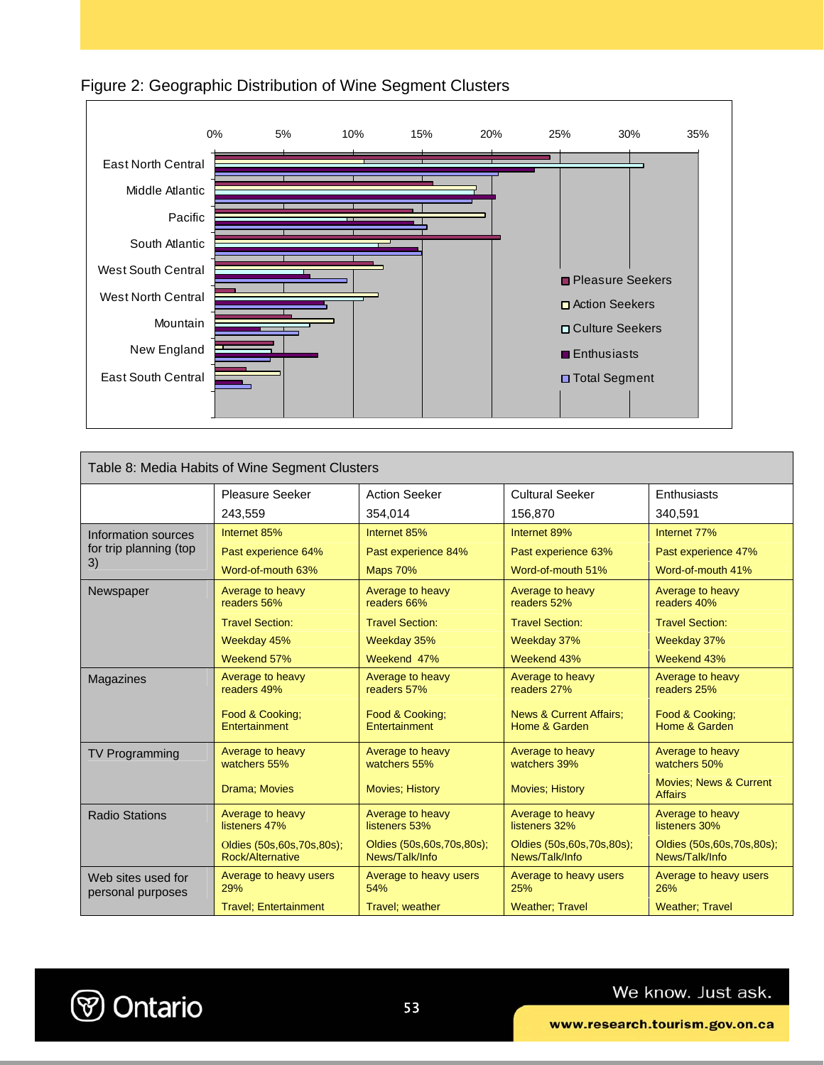Figure 2: Geographic Distribution of Wine Segment Clusters

| Table 8: Media Habits of Wine Segment Clusters | | | | |
|---|---|---|---|---|
| | Pleasure Seeker<br>243,559 | Action Seeker<br>354,014 | Cultural Seeker<br>156,870 | Enthusiasts<br>340,591 |
| Information sources for trip planning (top 3) | Internet 85%<br>Past experience 64%<br>Word-of-mouth 63% | Internet 85%<br>Past experience 84%<br>Maps 70% | Internet 89%<br>Past experience 63%<br>Word-of-mouth 51% | Internet 77%<br>Past experience 47%<br>Word-of-mouth 41% |
| Newspaper | Average to heavy readers 56%<br>Travel Section:<br>Weekday 45%<br>Weekend 57% | Average to heavy readers 66%<br>Travel Section:<br>Weekday 35%<br>Weekend 47% | Average to heavy readers 52%<br>Travel Section:<br>Weekday 37%<br>Weekend 43% | Average to heavy readers 40%<br>Travel Section:<br>Weekday 37%<br>Weekend 43% |
| Magazines | Average to heavy readers 49%<br>Food & Cooking; Entertainment | Average to heavy readers 57%<br>Food & Cooking; Entertainment | Average to heavy readers 27%<br>News & Current Affairs; Home & Garden | Average to heavy readers 25%<br>Food & Cooking; Home & Garden |
| TV Programming | Average to heavy watchers 55%<br>Drama; Movies | Average to heavy watchers 55%<br>Movies; History | Average to heavy watchers 39%<br>Movies; History | Average to heavy watchers 50%<br>Movies; News & Current Affairs |
| Radio Stations | Average to heavy listeners 47%<br>Oldies (50s,60s,70s,80s); Rock/Alternative | Average to heavy listeners 53%<br>Oldies (50s,60s,70s,80s); News/Talk/Info | Average to heavy listeners 32%<br>Oldies (50s,60s,70s,80s); News/Talk/Info | Average to heavy listeners 30%<br>Oldies (50s,60s,70s,80s); News/Talk/Info |
| Web sites used for personal purposes | Average to heavy users 29%<br>Travel; Entertainment | Average to heavy users 54%<br>Travel; weather | Average to heavy users 25%<br>Weather; Travel | Average to heavy users 26%<br>Weather; Travel |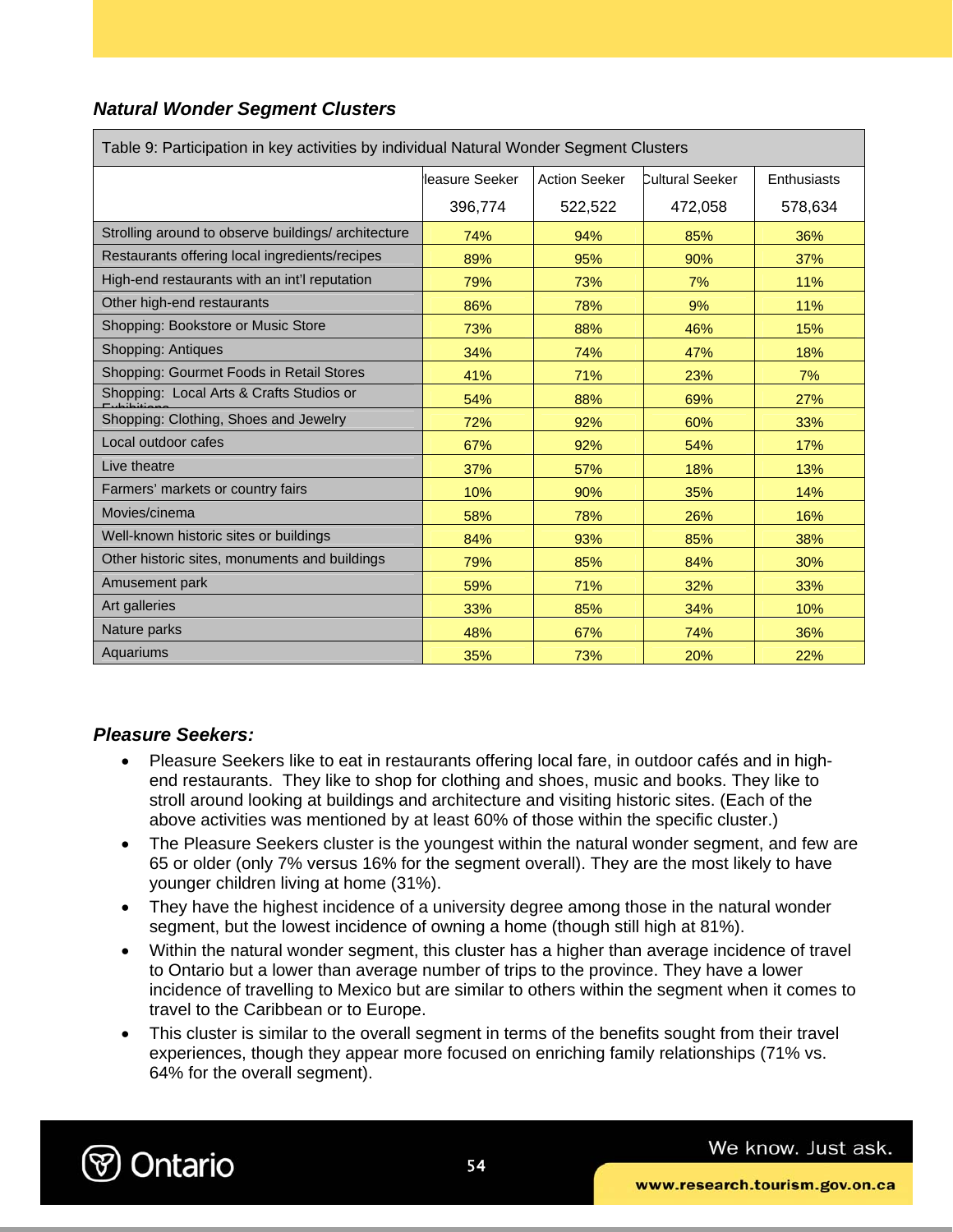### *Natural Wonder Segment Clusters*

| Table 9: Participation in key activities by individual Natural Wonder Segment Clusters | | | | |
|---|---|---|---|---|
| | leasure Seeker 396,774 | Action Seeker 522,522 | Cultural Seeker 472,058 | Enthusiasts 578,634 |
| Strolling around to observe buildings/ architecture | 74% | 94% | 85% | 36% |
| Restaurants offering local ingredients/recipes | 89% | 95% | 90% | 37% |
| High-end restaurants with an int'l reputation | 79% | 73% | 7% | 11% |
| Other high-end restaurants | 86% | 78% | 9% | 11% |
| Shopping: Bookstore or Music Store | 73% | 88% | 46% | 15% |
| Shopping: Antiques | 34% | 74% | 47% | 18% |
| Shopping: Gourmet Foods in Retail Stores | 41% | 71% | 23% | 7% |
| Shopping: Local Arts & Crafts Studios or Exhibitions | 54% | 88% | 69% | 27% |
| Shopping: Clothing, Shoes and Jewelry | 72% | 92% | 60% | 33% |
| Local outdoor cafes | 67% | 92% | 54% | 17% |
| Live theatre | 37% | 57% | 18% | 13% |
| Farmers' markets or country fairs | 10% | 90% | 35% | 14% |
| Movies/cinema | 58% | 78% | 26% | 16% |
| Well-known historic sites or buildings | 84% | 93% | 85% | 38% |
| Other historic sites, monuments and buildings | 79% | 85% | 84% | 30% |
| Amusement park | 59% | 71% | 32% | 33% |
| Art galleries | 33% | 85% | 34% | 10% |
| Nature parks | 48% | 67% | 74% | 36% |
| Aquariums | 35% | 73% | 20% | 22% |

### *Pleasure Seekers:*

- Pleasure Seekers like to eat in restaurants offering local fare, in outdoor cafés and in high-end restaurants. They like to shop for clothing and shoes, music and books. They like to stroll around looking at buildings and architecture and visiting historic sites. (Each of the above activities was mentioned by at least 60% of those within the specific cluster.)
- The Pleasure Seekers cluster is the youngest within the natural wonder segment, and few are 65 or older (only 7% versus 16% for the segment overall). They are the most likely to have younger children living at home (31%).
- They have the highest incidence of a university degree among those in the natural wonder segment, but the lowest incidence of owning a home (though still high at 81%).
- Within the natural wonder segment, this cluster has a higher than average incidence of travel to Ontario but a lower than average number of trips to the province. They have a lower incidence of travelling to Mexico but are similar to others within the segment when it comes to travel to the Caribbean or to Europe.
- This cluster is similar to the overall segment in terms of the benefits sought from their travel experiences, though they appear more focused on enriching family relationships (71% vs. 64% for the overall segment).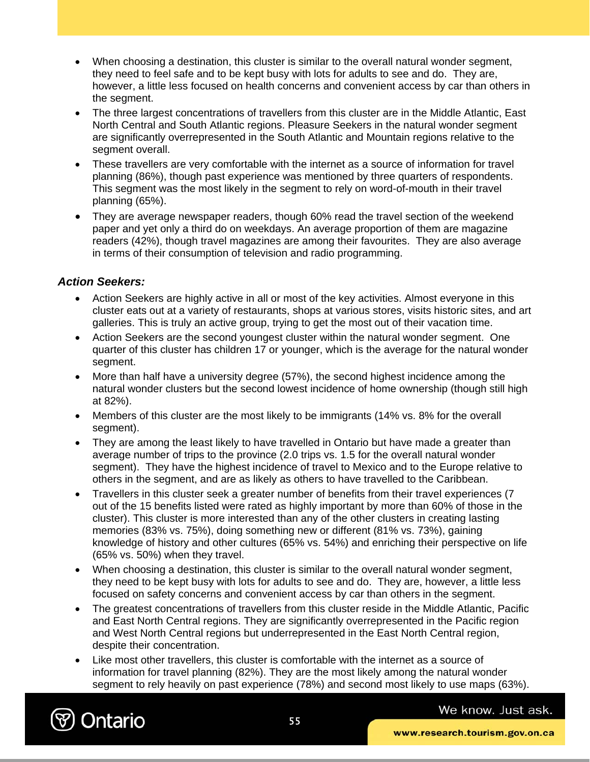- When choosing a destination, this cluster is similar to the overall natural wonder segment, they need to feel safe and to be kept busy with lots for adults to see and do. They are, however, a little less focused on health concerns and convenient access by car than others in the segment.
- The three largest concentrations of travellers from this cluster are in the Middle Atlantic, East North Central and South Atlantic regions. Pleasure Seekers in the natural wonder segment are significantly overrepresented in the South Atlantic and Mountain regions relative to the segment overall.
- These travellers are very comfortable with the internet as a source of information for travel planning (86%), though past experience was mentioned by three quarters of respondents. This segment was the most likely in the segment to rely on word-of-mouth in their travel planning (65%).
- They are average newspaper readers, though 60% read the travel section of the weekend paper and yet only a third do on weekdays. An average proportion of them are magazine readers (42%), though travel magazines are among their favourites. They are also average in terms of their consumption of television and radio programming.

***Action Seekers:***

- Action Seekers are highly active in all or most of the key activities. Almost everyone in this cluster eats out at a variety of restaurants, shops at various stores, visits historic sites, and art galleries. This is truly an active group, trying to get the most out of their vacation time.
- Action Seekers are the second youngest cluster within the natural wonder segment. One quarter of this cluster has children 17 or younger, which is the average for the natural wonder segment.
- More than half have a university degree (57%), the second highest incidence among the natural wonder clusters but the second lowest incidence of home ownership (though still high at 82%).
- Members of this cluster are the most likely to be immigrants (14% vs. 8% for the overall segment).
- They are among the least likely to have travelled in Ontario but have made a greater than average number of trips to the province (2.0 trips vs. 1.5 for the overall natural wonder segment). They have the highest incidence of travel to Mexico and to the Europe relative to others in the segment, and are as likely as others to have travelled to the Caribbean.
- Travellers in this cluster seek a greater number of benefits from their travel experiences (7 out of the 15 benefits listed were rated as highly important by more than 60% of those in the cluster). This cluster is more interested than any of the other clusters in creating lasting memories (83% vs. 75%), doing something new or different (81% vs. 73%), gaining knowledge of history and other cultures (65% vs. 54%) and enriching their perspective on life (65% vs. 50%) when they travel.
- When choosing a destination, this cluster is similar to the overall natural wonder segment, they need to be kept busy with lots for adults to see and do. They are, however, a little less focused on safety concerns and convenient access by car than others in the segment.
- The greatest concentrations of travellers from this cluster reside in the Middle Atlantic, Pacific and East North Central regions. They are significantly overrepresented in the Pacific region and West North Central regions but underrepresented in the East North Central region, despite their concentration.
- Like most other travellers, this cluster is comfortable with the internet as a source of information for travel planning (82%). They are the most likely among the natural wonder segment to rely heavily on past experience (78%) and second most likely to use maps (63%).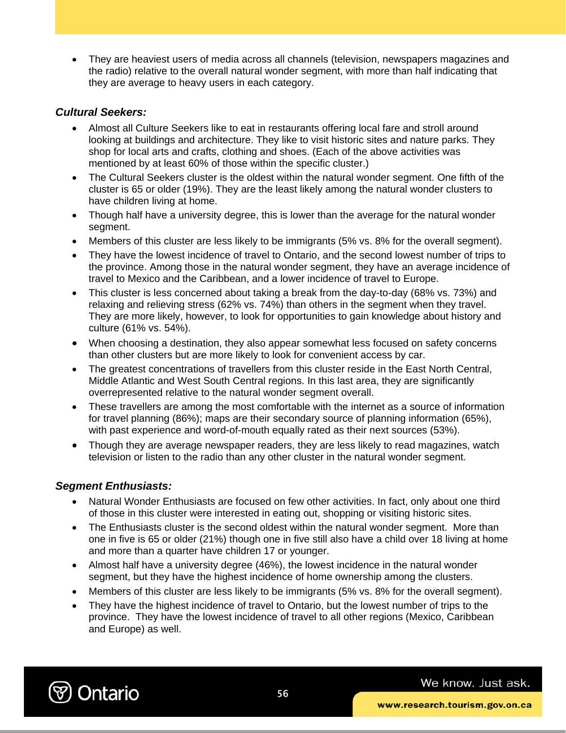- They are heaviest users of media across all channels (television, newspapers magazines and the radio) relative to the overall natural wonder segment, with more than half indicating that they are average to heavy users in each category.

***Cultural Seekers:***

- Almost all Culture Seekers like to eat in restaurants offering local fare and stroll around looking at buildings and architecture. They like to visit historic sites and nature parks. They shop for local arts and crafts, clothing and shoes. (Each of the above activities was mentioned by at least 60% of those within the specific cluster.)
- The Cultural Seekers cluster is the oldest within the natural wonder segment. One fifth of the cluster is 65 or older (19%). They are the least likely among the natural wonder clusters to have children living at home.
- Though half have a university degree, this is lower than the average for the natural wonder segment.
- Members of this cluster are less likely to be immigrants (5% vs. 8% for the overall segment).
- They have the lowest incidence of travel to Ontario, and the second lowest number of trips to the province. Among those in the natural wonder segment, they have an average incidence of travel to Mexico and the Caribbean, and a lower incidence of travel to Europe.
- This cluster is less concerned about taking a break from the day-to-day (68% vs. 73%) and relaxing and relieving stress (62% vs. 74%) than others in the segment when they travel. They are more likely, however, to look for opportunities to gain knowledge about history and culture (61% vs. 54%).
- When choosing a destination, they also appear somewhat less focused on safety concerns than other clusters but are more likely to look for convenient access by car.
- The greatest concentrations of travellers from this cluster reside in the East North Central, Middle Atlantic and West South Central regions. In this last area, they are significantly overrepresented relative to the natural wonder segment overall.
- These travellers are among the most comfortable with the internet as a source of information for travel planning (86%); maps are their secondary source of planning information (65%), with past experience and word-of-mouth equally rated as their next sources (53%).
- Though they are average newspaper readers, they are less likely to read magazines, watch television or listen to the radio than any other cluster in the natural wonder segment.

***Segment Enthusiasts:***

- Natural Wonder Enthusiasts are focused on few other activities. In fact, only about one third of those in this cluster were interested in eating out, shopping or visiting historic sites.
- The Enthusiasts cluster is the second oldest within the natural wonder segment. More than one in five is 65 or older (21%) though one in five still also have a child over 18 living at home and more than a quarter have children 17 or younger.
- Almost half have a university degree (46%), the lowest incidence in the natural wonder segment, but they have the highest incidence of home ownership among the clusters.
- Members of this cluster are less likely to be immigrants (5% vs. 8% for the overall segment).
- They have the highest incidence of travel to Ontario, but the lowest number of trips to the province. They have the lowest incidence of travel to all other regions (Mexico, Caribbean and Europe) as well.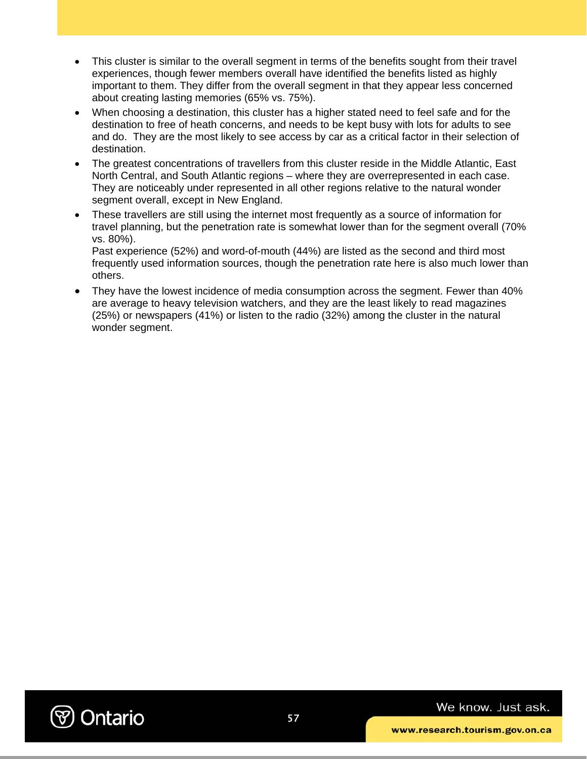- This cluster is similar to the overall segment in terms of the benefits sought from their travel experiences, though fewer members overall have identified the benefits listed as highly important to them. They differ from the overall segment in that they appear less concerned about creating lasting memories (65% vs. 75%).
- When choosing a destination, this cluster has a higher stated need to feel safe and for the destination to free of heath concerns, and needs to be kept busy with lots for adults to see and do. They are the most likely to see access by car as a critical factor in their selection of destination.
- The greatest concentrations of travellers from this cluster reside in the Middle Atlantic, East North Central, and South Atlantic regions – where they are overrepresented in each case. They are noticeably under represented in all other regions relative to the natural wonder segment overall, except in New England.
- These travellers are still using the internet most frequently as a source of information for travel planning, but the penetration rate is somewhat lower than for the segment overall (70% vs. 80%).
  Past experience (52%) and word-of-mouth (44%) are listed as the second and third most frequently used information sources, though the penetration rate here is also much lower than others.
- They have the lowest incidence of media consumption across the segment. Fewer than 40% are average to heavy television watchers, and they are the least likely to read magazines (25%) or newspapers (41%) or listen to the radio (32%) among the cluster in the natural wonder segment.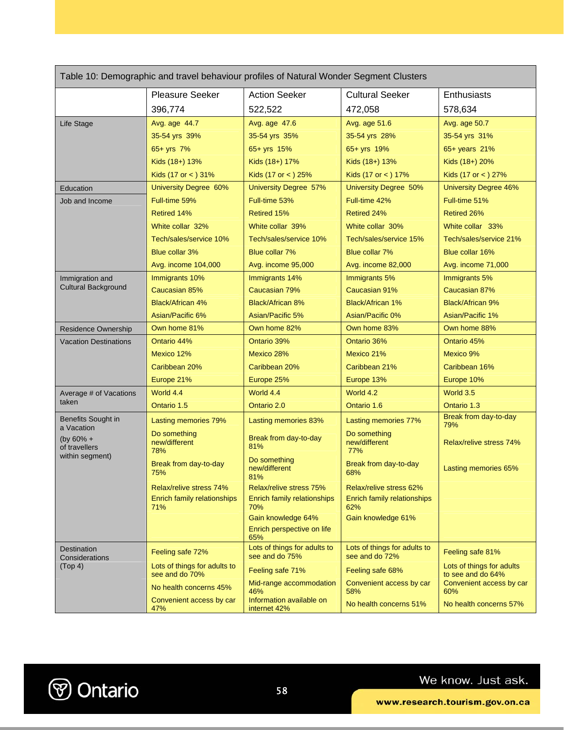Table 10: Demographic and travel behaviour profiles of Natural Wonder Segment Clusters

| | Pleasure Seeker 396,774 | Action Seeker 522,522 | Cultural Seeker 472,058 | Enthusiasts 578,634 |
|---|---|---|---|---|
| Life Stage | Avg. age 44.7<br>35-54 yrs 39%<br>65+ yrs 7%<br>Kids (18+) 13%<br>Kids (17 or < ) 31% | Avg. age 47.6<br>35-54 yrs 35%<br>65+ yrs 15%<br>Kids (18+) 17%<br>Kids (17 or < ) 25% | Avg. age 51.6<br>35-54 yrs 28%<br>65+ yrs 19%<br>Kids (18+) 13%<br>Kids (17 or < ) 17% | Avg. age 50.7<br>35-54 yrs 31%<br>65+ years 21%<br>Kids (18+) 20%<br>Kids (17 or < ) 27% |
| Education | University Degree 60% | University Degree 57% | University Degree 50% | University Degree 46% |
| Job and Income | Full-time 59%<br>Retired 14%<br>White collar 32%<br>Tech/sales/service 10%<br>Blue collar 3%<br>Avg. income 104,000 | Full-time 53%<br>Retired 15%<br>White collar 39%<br>Tech/sales/service 10%<br>Blue collar 7%<br>Avg. income 95,000 | Full-time 42%<br>Retired 24%<br>White collar 30%<br>Tech/sales/service 15%<br>Blue collar 7%<br>Avg. income 82,000 | Full-time 51%<br>Retired 26%<br>White collar 33%<br>Tech/sales/service 21%<br>Blue collar 16%<br>Avg. income 71,000 |
| Immigration and Cultural Background | Immigrants 10%<br>Caucasian 85%<br>Black/African 4%<br>Asian/Pacific 6% | Immigrants 14%<br>Caucasian 79%<br>Black/African 8%<br>Asian/Pacific 5% | Immigrants 5%<br>Caucasian 91%<br>Black/African 1%<br>Asian/Pacific 0% | Immigrants 5%<br>Caucasian 87%<br>Black/African 9%<br>Asian/Pacific 1% |
| Residence Ownership | Own home 81% | Own home 82% | Own home 83% | Own home 88% |
| Vacation Destinations | Ontario 44%<br>Mexico 12%<br>Caribbean 20%<br>Europe 21% | Ontario 39%<br>Mexico 28%<br>Caribbean 20%<br>Europe 25% | Ontario 36%<br>Mexico 21%<br>Caribbean 21%<br>Europe 13% | Ontario 45%<br>Mexico 9%<br>Caribbean 16%<br>Europe 10% |
| Average # of Vacations taken | World 4.4<br>Ontario 1.5 | World 4.4<br>Ontario 2.0 | World 4.2<br>Ontario 1.6 | World 3.5<br>Ontario 1.3 |
| Benefits Sought in a Vacation (by 60% + of travellers within segment) | Lasting memories 79%<br>Do something new/different 78%<br>Break from day-to-day 75%<br>Relax/relive stress 74%<br>Enrich family relationships 71% | Lasting memories 83%<br>Break from day-to-day 81%<br>Do something new/different 81%<br>Relax/relive stress 75%<br>Enrich family relationships 70%<br>Gain knowledge 64%<br>Enrich perspective on life 65% | Lasting memories 77%<br>Do something new/different 77%<br>Break from day-to-day 68%<br>Relax/relive stress 62%<br>Enrich family relationships 62%<br>Gain knowledge 61% | Break from day-to-day 79%<br>Relax/relive stress 74%<br>Lasting memories 65% |
| Destination Considerations (Top 4) | Feeling safe 72%<br>Lots of things for adults to see and do 70%<br>No health concerns 45%<br>Convenient access by car 47% | Lots of things for adults to see and do 75%<br>Feeling safe 71%<br>Mid-range accommodation 46%<br>Information available on internet 42% | Lots of things for adults to see and do 72%<br>Feeling safe 68%<br>Convenient access by car 58%<br>No health concerns 51% | Feeling safe 81%<br>Lots of things for adults to see and do 64%<br>Convenient access by car 60%<br>No health concerns 57% |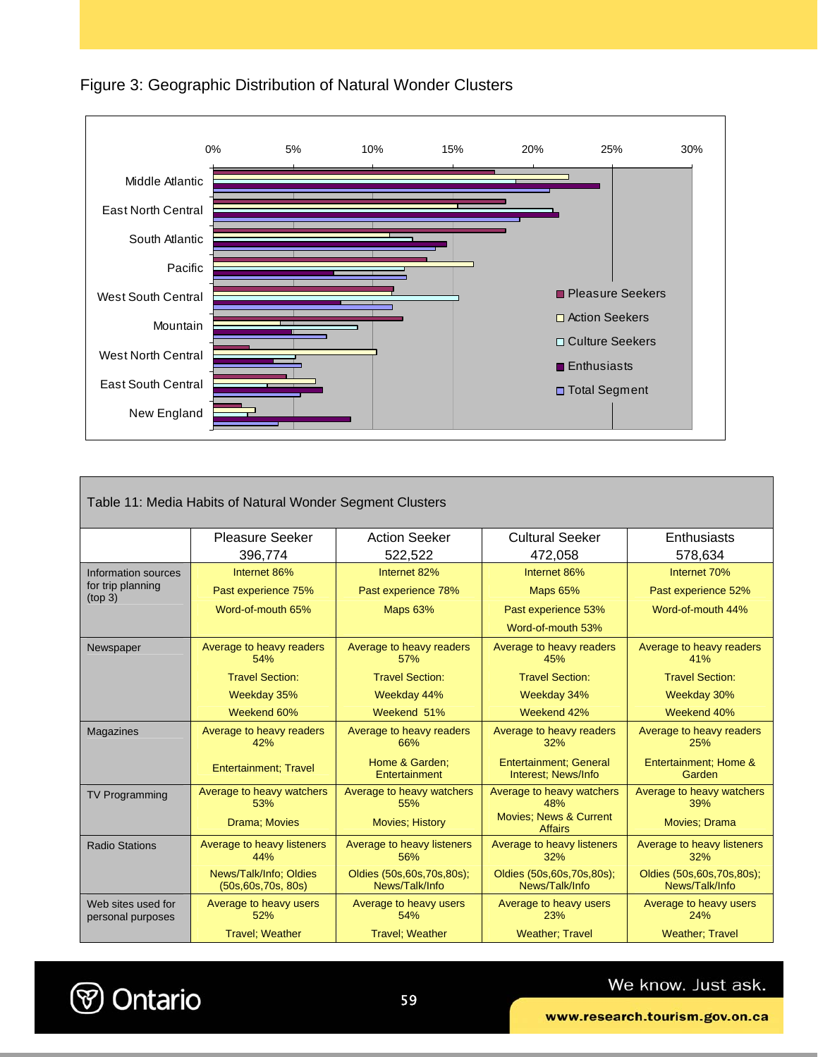Figure 3: Geographic Distribution of Natural Wonder Clusters

| | Pleasure Seekers | Action Seekers | Culture Seekers | Enthusiasts | Total Segment |
|---|---|---|---|---|---|
| Middle Atlantic | | | | | |
| East North Central | | | | | |
| South Atlantic | | | | | |
| Pacific | | | | | |
| West South Central | | | | | |
| Mountain | | | | | |
| West North Central | | | | | |
| East South Central | | | | | |
| New England | | | | | |

Table 11: Media Habits of Natural Wonder Segment Clusters

| | Pleasure Seeker 396,774 | Action Seeker 522,522 | Cultural Seeker 472,058 | Enthusiasts 578,634 |
|---|---|---|---|---|
| Information sources for trip planning (top 3) | Internet 86%<br>Past experience 75%<br>Word-of-mouth 65% | Internet 82%<br>Past experience 78%<br>Maps 63% | Internet 86%<br>Maps 65%<br>Past experience 53%<br>Word-of-mouth 53% | Internet 70%<br>Past experience 52%<br>Word-of-mouth 44% |
| Newspaper | Average to heavy readers 54%<br>Travel Section:<br>Weekday 35%<br>Weekend 60% | Average to heavy readers 57%<br>Travel Section:<br>Weekday 44%<br>Weekend 51% | Average to heavy readers 45%<br>Travel Section:<br>Weekday 34%<br>Weekend 42% | Average to heavy readers 41%<br>Travel Section:<br>Weekday 30%<br>Weekend 40% |
| Magazines | Average to heavy readers 42%<br>Entertainment; Travel | Average to heavy readers 66%<br>Home & Garden; Entertainment | Average to heavy readers 32%<br>Entertainment; General Interest; News/Info | Average to heavy readers 25%<br>Entertainment; Home & Garden |
| TV Programming | Average to heavy watchers 53%<br>Drama; Movies | Average to heavy watchers 55%<br>Movies; History | Average to heavy watchers 48%<br>Movies; News & Current Affairs | Average to heavy watchers 39%<br>Movies; Drama |
| Radio Stations | Average to heavy listeners 44%<br>News/Talk/Info; Oldies (50s,60s,70s, 80s) | Average to heavy listeners 56%<br>Oldies (50s,60s,70s,80s); News/Talk/Info | Average to heavy listeners 32%<br>Oldies (50s,60s,70s,80s); News/Talk/Info | Average to heavy listeners 32%<br>Oldies (50s,60s,70s,80s); News/Talk/Info |
| Web sites used for personal purposes | Average to heavy users 52%<br>Travel; Weather | Average to heavy users 54%<br>Travel; Weather | Average to heavy users 23%<br>Weather; Travel | Average to heavy users 24%<br>Weather; Travel |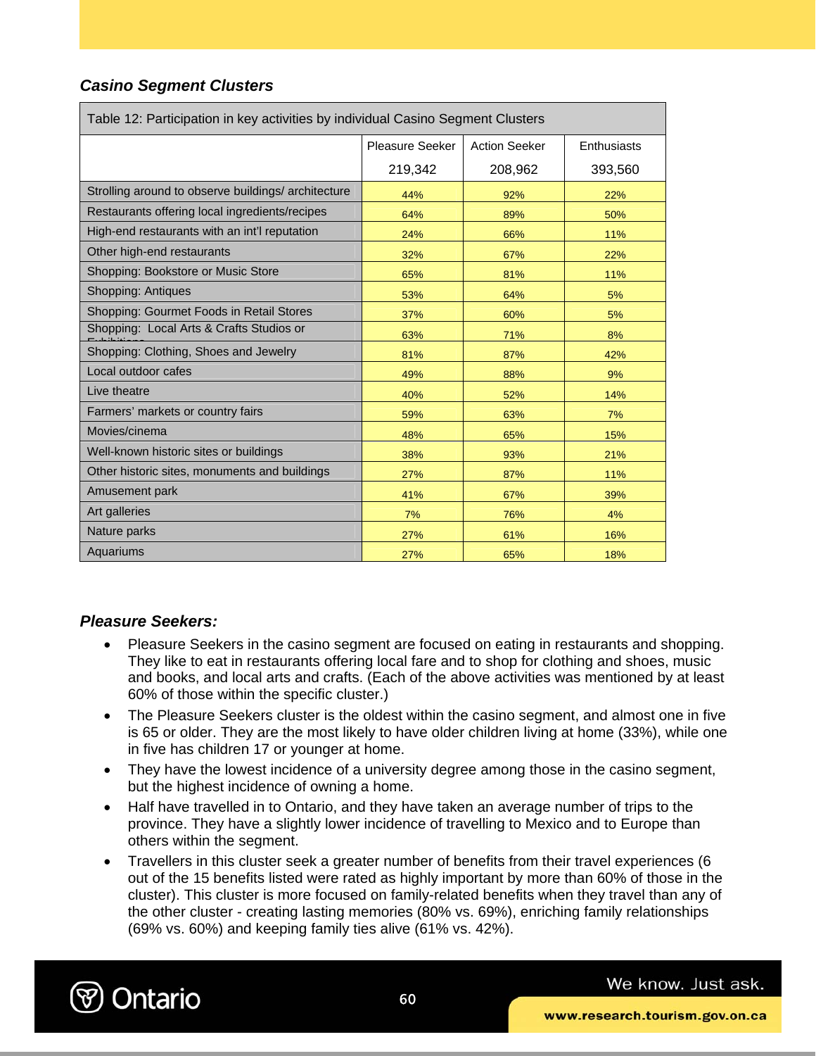### *Casino Segment Clusters*

| Table 12: Participation in key activities by individual Casino Segment Clusters | | | |
|---|---|---|---|
| | Pleasure Seeker<br>219,342 | Action Seeker<br>208,962 | Enthusiasts<br>393,560 |
| Strolling around to observe buildings/ architecture | 44% | 92% | 22% |
| Restaurants offering local ingredients/recipes | 64% | 89% | 50% |
| High-end restaurants with an int'l reputation | 24% | 66% | 11% |
| Other high-end restaurants | 32% | 67% | 22% |
| Shopping: Bookstore or Music Store | 65% | 81% | 11% |
| Shopping: Antiques | 53% | 64% | 5% |
| Shopping: Gourmet Foods in Retail Stores | 37% | 60% | 5% |
| Shopping: Local Arts & Crafts Studios or Exhibitions | 63% | 71% | 8% |
| Shopping: Clothing, Shoes and Jewelry | 81% | 87% | 42% |
| Local outdoor cafes | 49% | 88% | 9% |
| Live theatre | 40% | 52% | 14% |
| Farmers' markets or country fairs | 59% | 63% | 7% |
| Movies/cinema | 48% | 65% | 15% |
| Well-known historic sites or buildings | 38% | 93% | 21% |
| Other historic sites, monuments and buildings | 27% | 87% | 11% |
| Amusement park | 41% | 67% | 39% |
| Art galleries | 7% | 76% | 4% |
| Nature parks | 27% | 61% | 16% |
| Aquariums | 27% | 65% | 18% |

### *Pleasure Seekers:*

- Pleasure Seekers in the casino segment are focused on eating in restaurants and shopping. They like to eat in restaurants offering local fare and to shop for clothing and shoes, music and books, and local arts and crafts. (Each of the above activities was mentioned by at least 60% of those within the specific cluster.)
- The Pleasure Seekers cluster is the oldest within the casino segment, and almost one in five is 65 or older. They are the most likely to have older children living at home (33%), while one in five has children 17 or younger at home.
- They have the lowest incidence of a university degree among those in the casino segment, but the highest incidence of owning a home.
- Half have travelled in to Ontario, and they have taken an average number of trips to the province. They have a slightly lower incidence of travelling to Mexico and to Europe than others within the segment.
- Travellers in this cluster seek a greater number of benefits from their travel experiences (6 out of the 15 benefits listed were rated as highly important by more than 60% of those in the cluster). This cluster is more focused on family-related benefits when they travel than any of the other cluster - creating lasting memories (80% vs. 69%), enriching family relationships (69% vs. 60%) and keeping family ties alive (61% vs. 42%).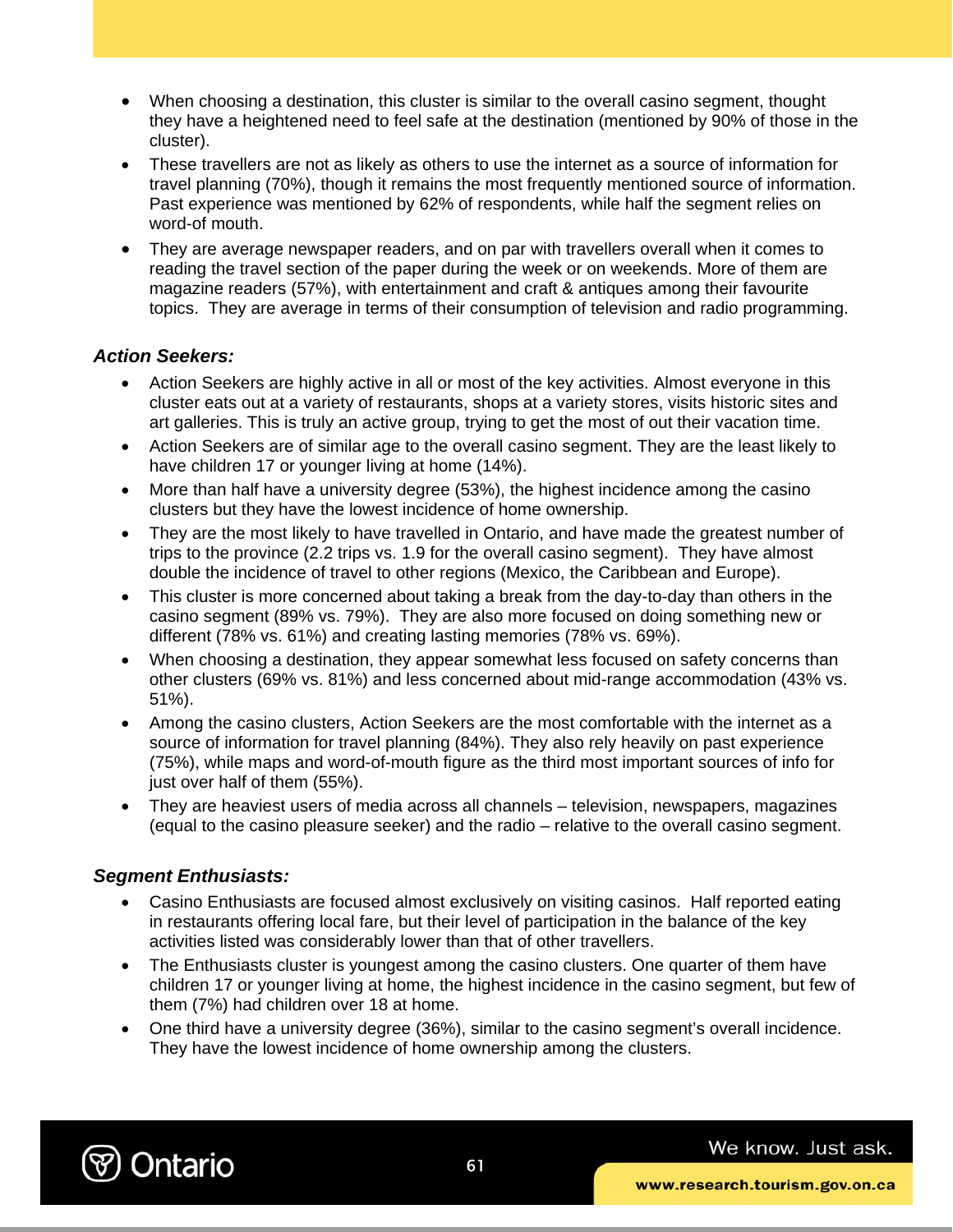- When choosing a destination, this cluster is similar to the overall casino segment, thought they have a heightened need to feel safe at the destination (mentioned by 90% of those in the cluster).
- These travellers are not as likely as others to use the internet as a source of information for travel planning (70%), though it remains the most frequently mentioned source of information. Past experience was mentioned by 62% of respondents, while half the segment relies on word-of mouth.
- They are average newspaper readers, and on par with travellers overall when it comes to reading the travel section of the paper during the week or on weekends. More of them are magazine readers (57%), with entertainment and craft & antiques among their favourite topics. They are average in terms of their consumption of television and radio programming.

***Action Seekers:***

- Action Seekers are highly active in all or most of the key activities. Almost everyone in this cluster eats out at a variety of restaurants, shops at a variety stores, visits historic sites and art galleries. This is truly an active group, trying to get the most of out their vacation time.
- Action Seekers are of similar age to the overall casino segment. They are the least likely to have children 17 or younger living at home (14%).
- More than half have a university degree (53%), the highest incidence among the casino clusters but they have the lowest incidence of home ownership.
- They are the most likely to have travelled in Ontario, and have made the greatest number of trips to the province (2.2 trips vs. 1.9 for the overall casino segment). They have almost double the incidence of travel to other regions (Mexico, the Caribbean and Europe).
- This cluster is more concerned about taking a break from the day-to-day than others in the casino segment (89% vs. 79%). They are also more focused on doing something new or different (78% vs. 61%) and creating lasting memories (78% vs. 69%).
- When choosing a destination, they appear somewhat less focused on safety concerns than other clusters (69% vs. 81%) and less concerned about mid-range accommodation (43% vs. 51%).
- Among the casino clusters, Action Seekers are the most comfortable with the internet as a source of information for travel planning (84%). They also rely heavily on past experience (75%), while maps and word-of-mouth figure as the third most important sources of info for just over half of them (55%).
- They are heaviest users of media across all channels – television, newspapers, magazines (equal to the casino pleasure seeker) and the radio – relative to the overall casino segment.

***Segment Enthusiasts:***

- Casino Enthusiasts are focused almost exclusively on visiting casinos. Half reported eating in restaurants offering local fare, but their level of participation in the balance of the key activities listed was considerably lower than that of other travellers.
- The Enthusiasts cluster is youngest among the casino clusters. One quarter of them have children 17 or younger living at home, the highest incidence in the casino segment, but few of them (7%) had children over 18 at home.
- One third have a university degree (36%), similar to the casino segment's overall incidence. They have the lowest incidence of home ownership among the clusters.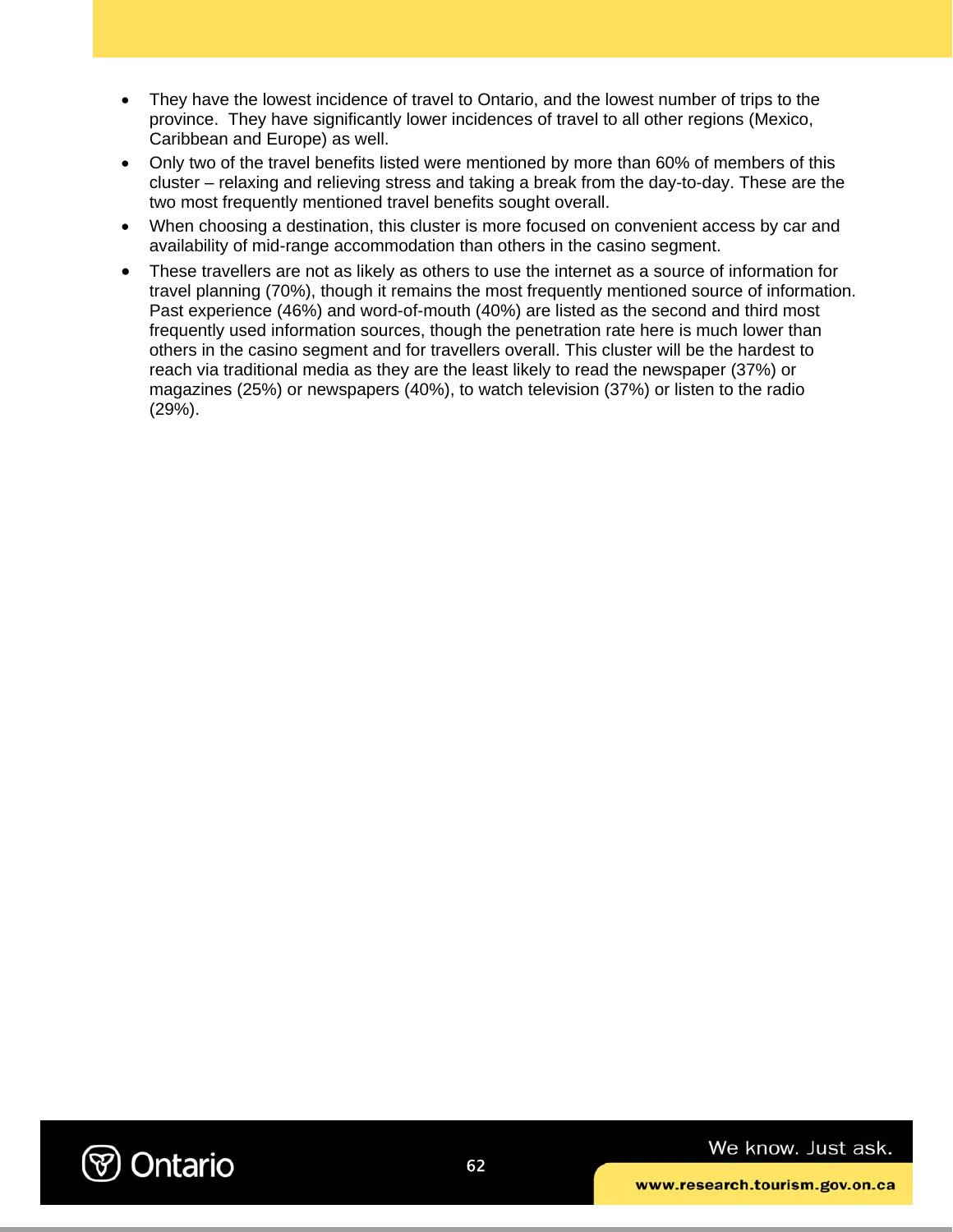- They have the lowest incidence of travel to Ontario, and the lowest number of trips to the province. They have significantly lower incidences of travel to all other regions (Mexico, Caribbean and Europe) as well.
- Only two of the travel benefits listed were mentioned by more than 60% of members of this cluster – relaxing and relieving stress and taking a break from the day-to-day. These are the two most frequently mentioned travel benefits sought overall.
- When choosing a destination, this cluster is more focused on convenient access by car and availability of mid-range accommodation than others in the casino segment.
- These travellers are not as likely as others to use the internet as a source of information for travel planning (70%), though it remains the most frequently mentioned source of information. Past experience (46%) and word-of-mouth (40%) are listed as the second and third most frequently used information sources, though the penetration rate here is much lower than others in the casino segment and for travellers overall. This cluster will be the hardest to reach via traditional media as they are the least likely to read the newspaper (37%) or magazines (25%) or newspapers (40%), to watch television (37%) or listen to the radio (29%).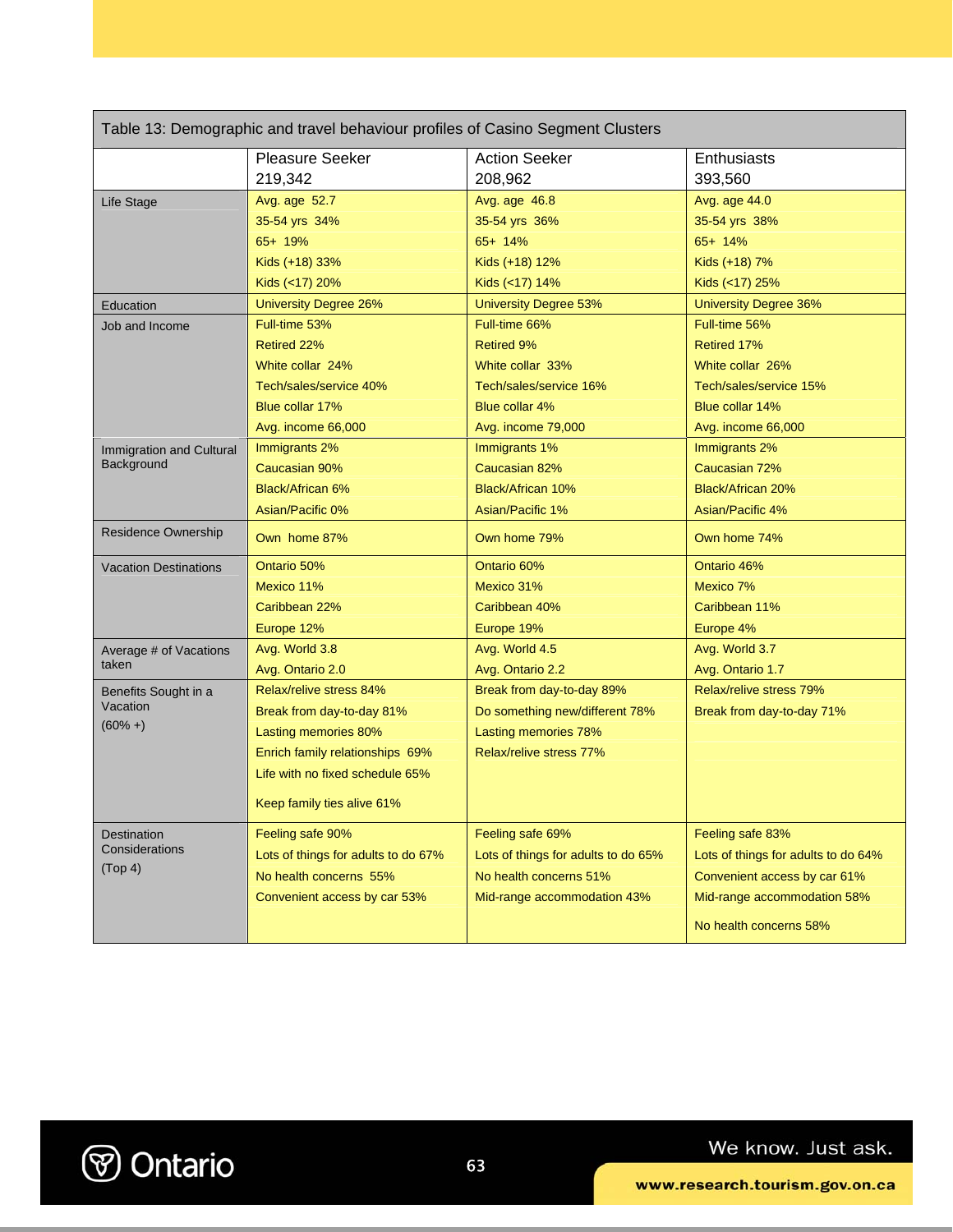Table 13: Demographic and travel behaviour profiles of Casino Segment Clusters

| | Pleasure Seeker 219,342 | Action Seeker 208,962 | Enthusiasts 393,560 |
|---|---|---|---|
| Life Stage | Avg. age 52.7<br>35-54 yrs 34%<br>65+ 19%<br>Kids (+18) 33%<br>Kids (<17) 20% | Avg. age 46.8<br>35-54 yrs 36%<br>65+ 14%<br>Kids (+18) 12%<br>Kids (<17) 14% | Avg. age 44.0<br>35-54 yrs 38%<br>65+ 14%<br>Kids (+18) 7%<br>Kids (<17) 25% |
| Education | University Degree 26% | University Degree 53% | University Degree 36% |
| Job and Income | Full-time 53%<br>Retired 22%<br>White collar 24%<br>Tech/sales/service 40%<br>Blue collar 17%<br>Avg. income 66,000 | Full-time 66%<br>Retired 9%<br>White collar 33%<br>Tech/sales/service 16%<br>Blue collar 4%<br>Avg. income 79,000 | Full-time 56%<br>Retired 17%<br>White collar 26%<br>Tech/sales/service 15%<br>Blue collar 14%<br>Avg. income 66,000 |
| Immigration and Cultural Background | Immigrants 2%<br>Caucasian 90%<br>Black/African 6%<br>Asian/Pacific 0% | Immigrants 1%<br>Caucasian 82%<br>Black/African 10%<br>Asian/Pacific 1% | Immigrants 2%<br>Caucasian 72%<br>Black/African 20%<br>Asian/Pacific 4% |
| Residence Ownership | Own home 87% | Own home 79% | Own home 74% |
| Vacation Destinations | Ontario 50%<br>Mexico 11%<br>Caribbean 22%<br>Europe 12% | Ontario 60%<br>Mexico 31%<br>Caribbean 40%<br>Europe 19% | Ontario 46%<br>Mexico 7%<br>Caribbean 11%<br>Europe 4% |
| Average # of Vacations taken | Avg. World 3.8<br>Avg. Ontario 2.0 | Avg. World 4.5<br>Avg. Ontario 2.2 | Avg. World 3.7<br>Avg. Ontario 1.7 |
| Benefits Sought in a Vacation (60% +) | Relax/relive stress 84%<br>Break from day-to-day 81%<br>Lasting memories 80%<br>Enrich family relationships 69%<br>Life with no fixed schedule 65%<br>Keep family ties alive 61% | Break from day-to-day 89%<br>Do something new/different 78%<br>Lasting memories 78%<br>Relax/relive stress 77% | Relax/relive stress 79%<br>Break from day-to-day 71% |
| Destination Considerations (Top 4) | Feeling safe 90%<br>Lots of things for adults to do 67%<br>No health concerns 55%<br>Convenient access by car 53% | Feeling safe 69%<br>Lots of things for adults to do 65%<br>No health concerns 51%<br>Mid-range accommodation 43% | Feeling safe 83%<br>Lots of things for adults to do 64%<br>Convenient access by car 61%<br>Mid-range accommodation 58%<br>No health concerns 58% |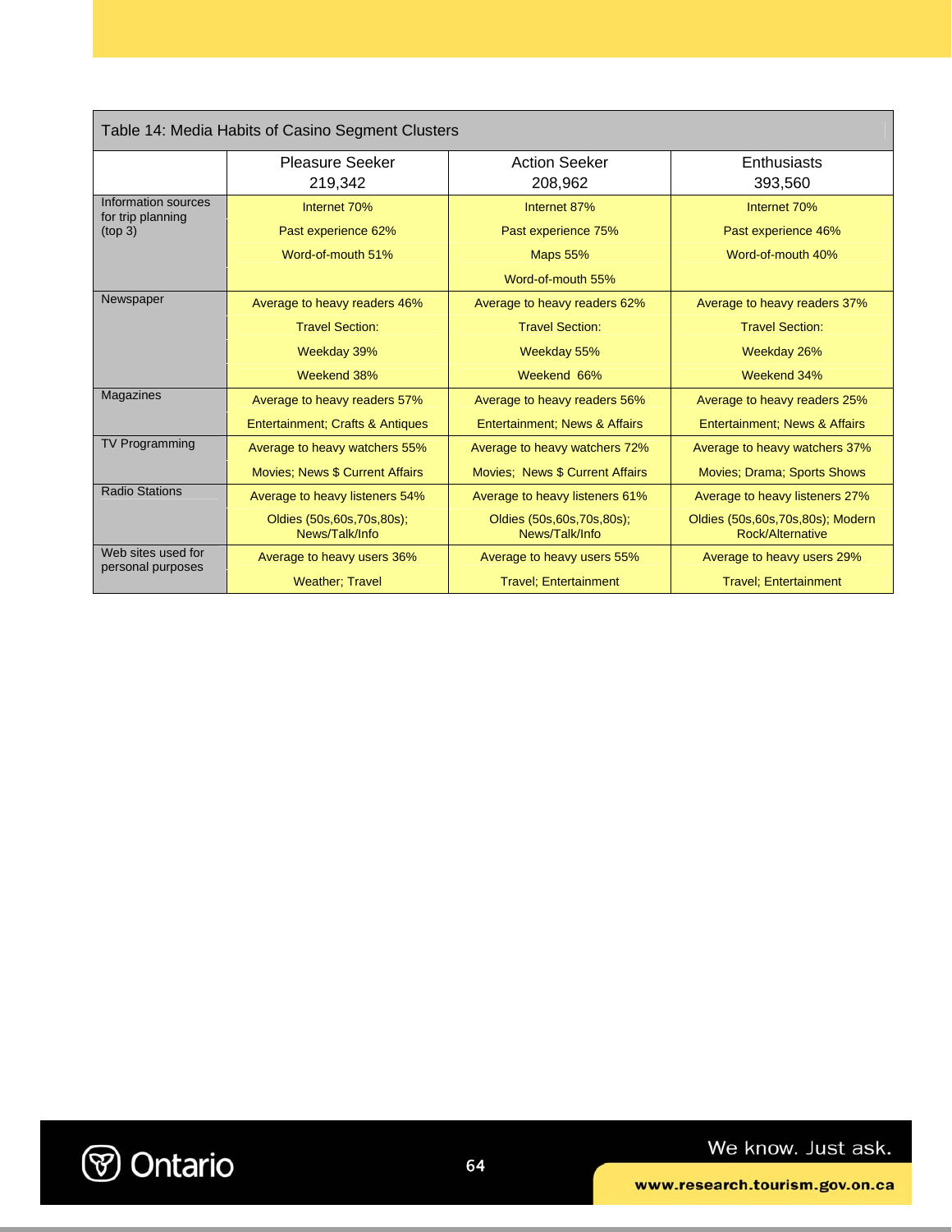Table 14: Media Habits of Casino Segment Clusters

| | Pleasure Seeker 219,342 | Action Seeker 208,962 | Enthusiasts 393,560 |
|---|---|---|---|
| Information sources for trip planning (top 3) | Internet 70%<br>Past experience 62%<br>Word-of-mouth 51% | Internet 87%<br>Past experience 75%<br>Maps 55%<br>Word-of-mouth 55% | Internet 70%<br>Past experience 46%<br>Word-of-mouth 40% |
| Newspaper | Average to heavy readers 46%<br>Travel Section:<br>Weekday 39%<br>Weekend 38% | Average to heavy readers 62%<br>Travel Section:<br>Weekday 55%<br>Weekend 66% | Average to heavy readers 37%<br>Travel Section:<br>Weekday 26%<br>Weekend 34% |
| Magazines | Average to heavy readers 57%<br>Entertainment; Crafts & Antiques | Average to heavy readers 56%<br>Entertainment; News & Affairs | Average to heavy readers 25%<br>Entertainment; News & Affairs |
| TV Programming | Average to heavy watchers 55%<br>Movies; News $ Current Affairs | Average to heavy watchers 72%<br>Movies; News $ Current Affairs | Average to heavy watchers 37%<br>Movies; Drama; Sports Shows |
| Radio Stations | Average to heavy listeners 54%<br>Oldies (50s,60s,70s,80s); News/Talk/Info | Average to heavy listeners 61%<br>Oldies (50s,60s,70s,80s); News/Talk/Info | Average to heavy listeners 27%<br>Oldies (50s,60s,70s,80s); Modern Rock/Alternative |
| Web sites used for personal purposes | Average to heavy users 36%<br>Weather; Travel | Average to heavy users 55%<br>Travel; Entertainment | Average to heavy users 29%<br>Travel; Entertainment |